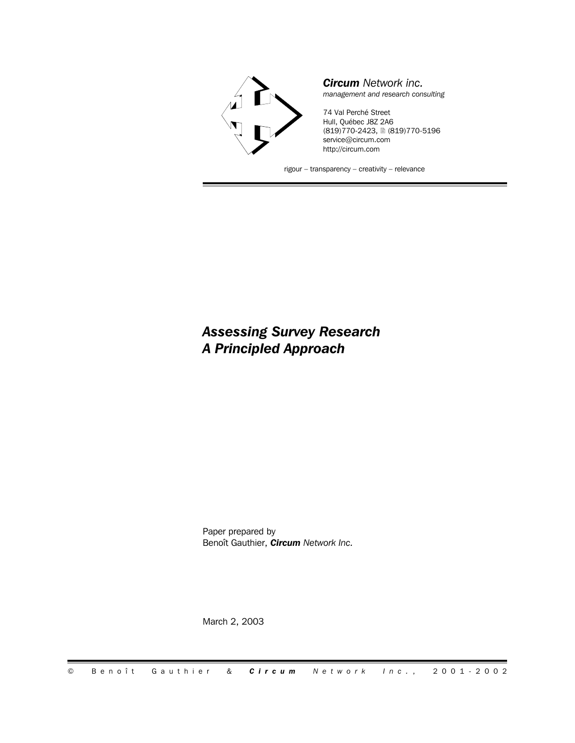***Circum** Network inc.*
*management and research consulting*

74 Val Perché Street
Hull, Québec J8Z 2A6
(819)770-2423, 🖹 (819)770-5196
service@circum.com
http://circum.com

rigour – transparency – creativity – relevance

# *Assessing Survey Research*
# *A Principled Approach*

Paper prepared by
Benoît Gauthier, ***Circum** Network Inc.*

March 2, 2003

© Benoît Gauthier & ***Circum** Network Inc.*, 2001-2002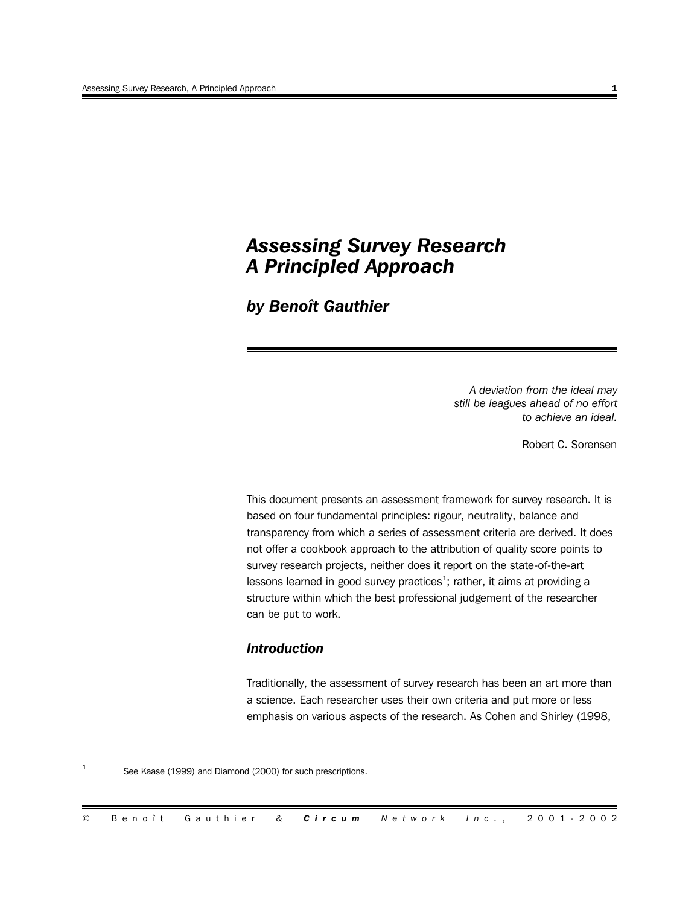# *Assessing Survey Research A Principled Approach*

## *by Benoît Gauthier*

> *A deviation from the ideal may still be leagues ahead of no effort to achieve an ideal.*
>
> Robert C. Sorensen

This document presents an assessment framework for survey research. It is based on four fundamental principles: rigour, neutrality, balance and transparency from which a series of assessment criteria are derived. It does not offer a cookbook approach to the attribution of quality score points to survey research projects, neither does it report on the state-of-the-art lessons learned in good survey practices[1]; rather, it aims at providing a structure within which the best professional judgement of the researcher can be put to work.

### *Introduction*

Traditionally, the assessment of survey research has been an art more than a science. Each researcher uses their own criteria and put more or less emphasis on various aspects of the research. As Cohen and Shirley (1998,

[1] See Kaase (1999) and Diamond (2000) for such prescriptions.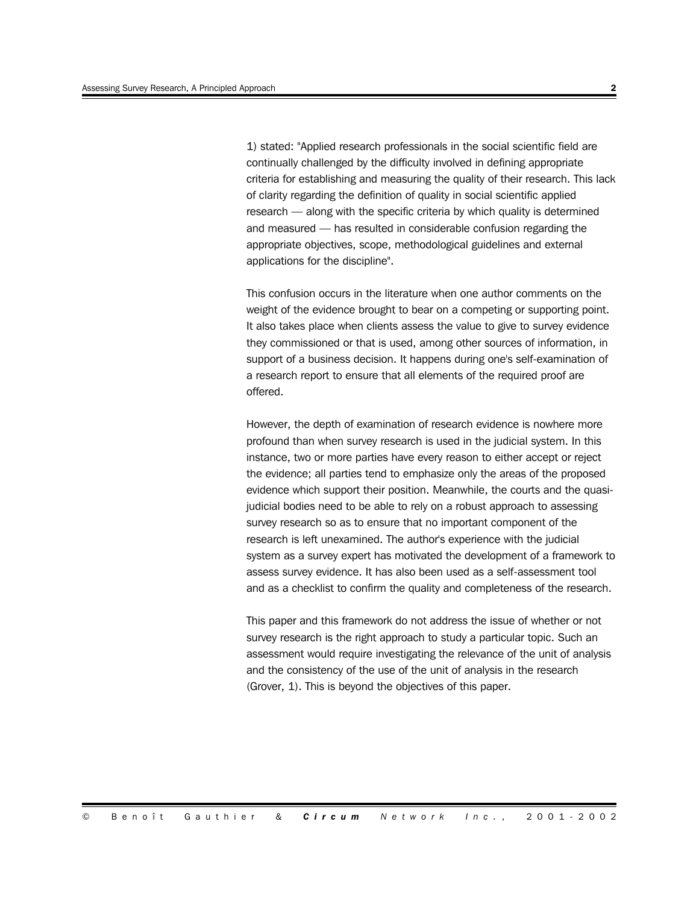1) stated: "Applied research professionals in the social scientific field are continually challenged by the difficulty involved in defining appropriate criteria for establishing and measuring the quality of their research. This lack of clarity regarding the definition of quality in social scientific applied research — along with the specific criteria by which quality is determined and measured — has resulted in considerable confusion regarding the appropriate objectives, scope, methodological guidelines and external applications for the discipline".

This confusion occurs in the literature when one author comments on the weight of the evidence brought to bear on a competing or supporting point. It also takes place when clients assess the value to give to survey evidence they commissioned or that is used, among other sources of information, in support of a business decision. It happens during one's self-examination of a research report to ensure that all elements of the required proof are offered.

However, the depth of examination of research evidence is nowhere more profound than when survey research is used in the judicial system. In this instance, two or more parties have every reason to either accept or reject the evidence; all parties tend to emphasize only the areas of the proposed evidence which support their position. Meanwhile, the courts and the quasi-judicial bodies need to be able to rely on a robust approach to assessing survey research so as to ensure that no important component of the research is left unexamined. The author's experience with the judicial system as a survey expert has motivated the development of a framework to assess survey evidence. It has also been used as a self-assessment tool and as a checklist to confirm the quality and completeness of the research.

This paper and this framework do not address the issue of whether or not survey research is the right approach to study a particular topic. Such an assessment would require investigating the relevance of the unit of analysis and the consistency of the use of the unit of analysis in the research (Grover, 1). This is beyond the objectives of this paper.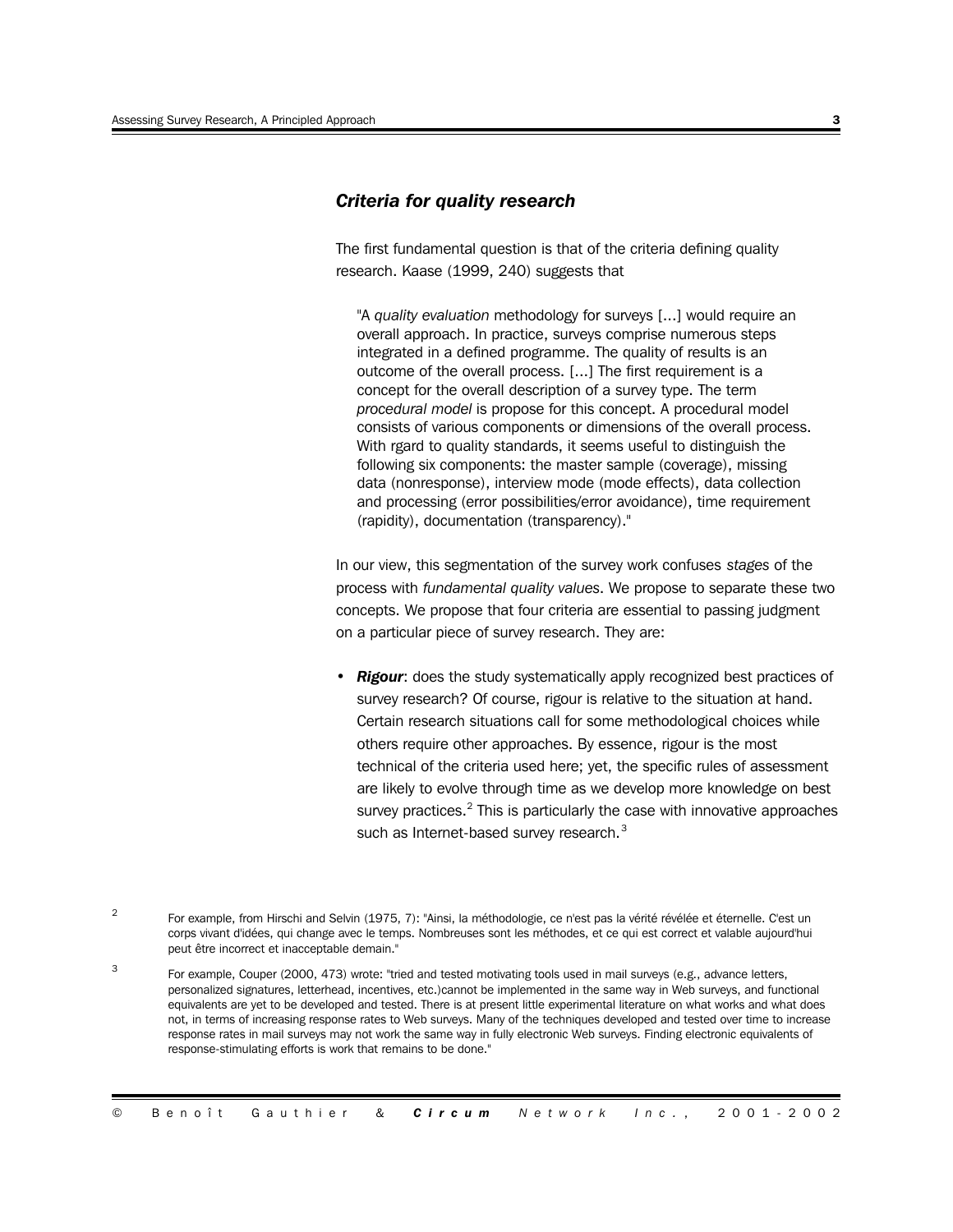### *Criteria for quality research*

The first fundamental question is that of the criteria defining quality research. Kaase (1999, 240) suggests that

> "A *quality evaluation* methodology for surveys [...] would require an overall approach. In practice, surveys comprise numerous steps integrated in a defined programme. The quality of results is an outcome of the overall process. [...] The first requirement is a concept for the overall description of a survey type. The term *procedural model* is propose for this concept. A procedural model consists of various components or dimensions of the overall process. With rgard to quality standards, it seems useful to distinguish the following six components: the master sample (coverage), missing data (nonresponse), interview mode (mode effects), data collection and processing (error possibilities/error avoidance), time requirement (rapidity), documentation (transparency)."

In our view, this segmentation of the survey work confuses *stages* of the process with *fundamental quality values*. We propose to separate these two concepts. We propose that four criteria are essential to passing judgment on a particular piece of survey research. They are:

- ***Rigour***: does the study systematically apply recognized best practices of survey research? Of course, rigour is relative to the situation at hand. Certain research situations call for some methodological choices while others require other approaches. By essence, rigour is the most technical of the criteria used here; yet, the specific rules of assessment are likely to evolve through time as we develop more knowledge on best survey practices.[2] This is particularly the case with innovative approaches such as Internet-based survey research.[3]

[2] For example, from Hirschi and Selvin (1975, 7): "Ainsi, la méthodologie, ce n'est pas la vérité révélée et éternelle. C'est un corps vivant d'idées, qui change avec le temps. Nombreuses sont les méthodes, et ce qui est correct et valable aujourd'hui peut être incorrect et inacceptable demain."

[3] For example, Couper (2000, 473) wrote: "tried and tested motivating tools used in mail surveys (e.g., advance letters, personalized signatures, letterhead, incentives, etc.)cannot be implemented in the same way in Web surveys, and functional equivalents are yet to be developed and tested. There is at present little experimental literature on what works and what does not, in terms of increasing response rates to Web surveys. Many of the techniques developed and tested over time to increase response rates in mail surveys may not work the same way in fully electronic Web surveys. Finding electronic equivalents of response-stimulating efforts is work that remains to be done."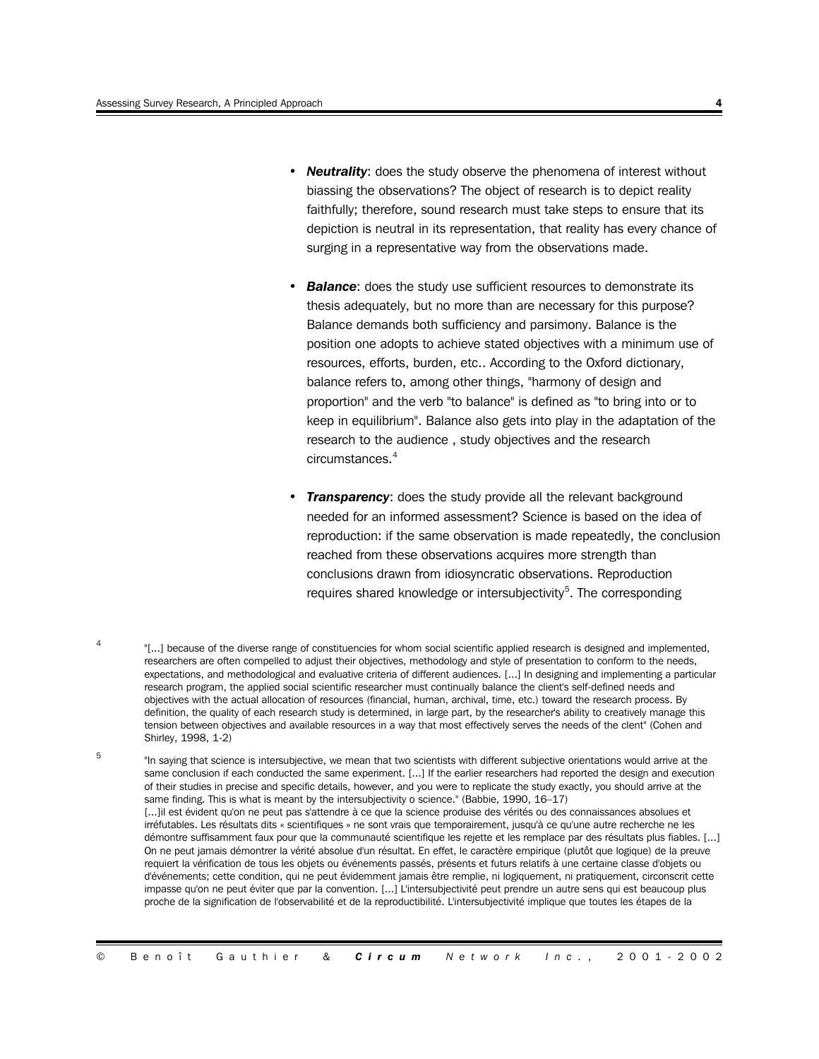- ***Neutrality***: does the study observe the phenomena of interest without biassing the observations? The object of research is to depict reality faithfully; therefore, sound research must take steps to ensure that its depiction is neutral in its representation, that reality has every chance of surging in a representative way from the observations made.

- ***Balance***: does the study use sufficient resources to demonstrate its thesis adequately, but no more than are necessary for this purpose? Balance demands both sufficiency and parsimony. Balance is the position one adopts to achieve stated objectives with a minimum use of resources, efforts, burden, etc.. According to the Oxford dictionary, balance refers to, among other things, "harmony of design and proportion" and the verb "to balance" is defined as "to bring into or to keep in equilibrium". Balance also gets into play in the adaptation of the research to the audience , study objectives and the research circumstances.[4]

- ***Transparency***: does the study provide all the relevant background needed for an informed assessment? Science is based on the idea of reproduction: if the same observation is made repeatedly, the conclusion reached from these observations acquires more strength than conclusions drawn from idiosyncratic observations. Reproduction requires shared knowledge or intersubjectivity[5]. The corresponding

[4] "[...] because of the diverse range of constituencies for whom social scientific applied research is designed and implemented, researchers are often compelled to adjust their objectives, methodology and style of presentation to conform to the needs, expectations, and methodological and evaluative criteria of different audiences. [...] In designing and implementing a particular research program, the applied social scientific researcher must continually balance the client's self-defined needs and objectives with the actual allocation of resources (financial, human, archival, time, etc.) toward the research process. By definition, the quality of each research study is determined, in large part, by the researcher's ability to creatively manage this tension between objectives and available resources in a way that most effectively serves the needs of the clent" (Cohen and Shirley, 1998, 1-2)

[5] "In saying that science is intersubjective, we mean that two scientists with different subjective orientations would arrive at the same conclusion if each conducted the same experiment. [...] If the earlier researchers had reported the design and execution of their studies in precise and specific details, however, and you were to replicate the study exactly, you should arrive at the same finding. This is what is meant by the intersubjectivity o science." (Babbie, 1990, 16–17)
[...]il est évident qu'on ne peut pas s'attendre à ce que la science produise des vérités ou des connaissances absolues et irréfutables. Les résultats dits « scientifiques » ne sont vrais que temporairement, jusqu'à ce qu'une autre recherche ne les démontre suffisamment faux pour que la communauté scientifique les rejette et les remplace par des résultats plus fiables. [...] On ne peut jamais démontrer la vérité absolue d'un résultat. En effet, le caractère empirique (plutôt que logique) de la preuve requiert la vérification de tous les objets ou événements passés, présents et futurs relatifs à une certaine classe d'objets ou d'événements; cette condition, qui ne peut évidemment jamais être remplie, ni logiquement, ni pratiquement, circonscrit cette impasse qu'on ne peut éviter que par la convention. [...] L'intersubjectivité peut prendre un autre sens qui est beaucoup plus proche de la signification de l'observabilité et de la reproductibilité. L'intersubjectivité implique que toutes les étapes de la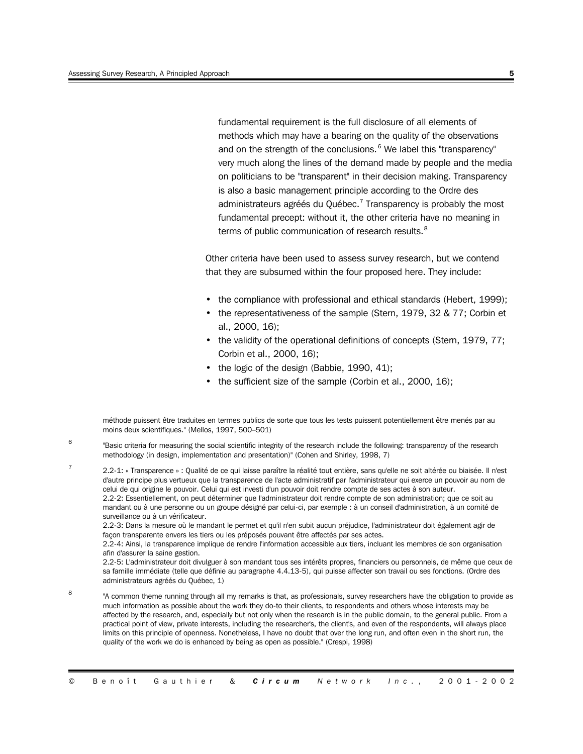fundamental requirement is the full disclosure of all elements of methods which may have a bearing on the quality of the observations and on the strength of the conclusions.[6] We label this "transparency" very much along the lines of the demand made by people and the media on politicians to be "transparent" in their decision making. Transparency is also a basic management principle according to the Ordre des administrateurs agréés du Québec.[7] Transparency is probably the most fundamental precept: without it, the other criteria have no meaning in terms of public communication of research results.[8]

Other criteria have been used to assess survey research, but we contend that they are subsumed within the four proposed here. They include:

- the compliance with professional and ethical standards (Hebert, 1999);
- the representativeness of the sample (Stern, 1979, 32 & 77; Corbin et al., 2000, 16);
- the validity of the operational definitions of concepts (Stern, 1979, 77; Corbin et al., 2000, 16);
- the logic of the design (Babbie, 1990, 41);
- the sufficient size of the sample (Corbin et al., 2000, 16);

méthode puissent être traduites en termes publics de sorte que tous les tests puissent potentiellement être menés par au moins deux scientifiques." (Mellos, 1997, 500–501)

[6] "Basic criteria for measuring the social scientific integrity of the research include the following: transparency of the research methodology (in design, implementation and presentation)" (Cohen and Shirley, 1998, 7)

[7] 2.2-1: « Transparence » : Qualité de ce qui laisse paraître la réalité tout entière, sans qu'elle ne soit altérée ou biaisée. Il n'est d'autre principe plus vertueux que la transparence de l'acte administratif par l'administrateur qui exerce un pouvoir au nom de celui de qui origine le pouvoir. Celui qui est investi d'un pouvoir doit rendre compte de ses actes à son auteur.
2.2-2: Essentiellement, on peut déterminer que l'administrateur doit rendre compte de son administration; que ce soit au mandant ou à une personne ou un groupe désigné par celui-ci, par exemple : à un conseil d'administration, à un comité de surveillance ou à un vérificateur.
2.2-3: Dans la mesure où le mandant le permet et qu'il n'en subit aucun préjudice, l'administrateur doit également agir de façon transparente envers les tiers ou les préposés pouvant être affectés par ses actes.
2.2-4: Ainsi, la transparence implique de rendre l'information accessible aux tiers, incluant les membres de son organisation afin d'assurer la saine gestion.
2.2-5: L'administrateur doit divulguer à son mandant tous ses intérêts propres, financiers ou personnels, de même que ceux de sa famille immédiate (telle que définie au paragraphe 4.4.13-5), qui puisse affecter son travail ou ses fonctions. (Ordre des administrateurs agréés du Québec, 1)

[8] "A common theme running through all my remarks is that, as professionals, survey researchers have the obligation to provide as much information as possible about the work they do-to their clients, to respondents and others whose interests may be affected by the research, and, especially but not only when the research is in the public domain, to the general public. From a practical point of view, private interests, including the researcher's, the client's, and even of the respondents, will always place limits on this principle of openness. Nonetheless, I have no doubt that over the long run, and often even in the short run, the quality of the work we do is enhanced by being as open as possible." (Crespi, 1998)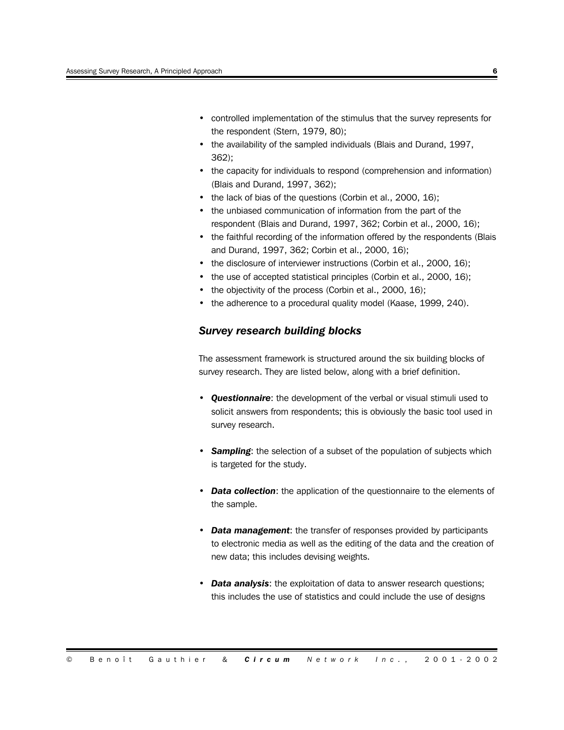- controlled implementation of the stimulus that the survey represents for the respondent (Stern, 1979, 80);
- the availability of the sampled individuals (Blais and Durand, 1997, 362);
- the capacity for individuals to respond (comprehension and information) (Blais and Durand, 1997, 362);
- the lack of bias of the questions (Corbin et al., 2000, 16);
- the unbiased communication of information from the part of the respondent (Blais and Durand, 1997, 362; Corbin et al., 2000, 16);
- the faithful recording of the information offered by the respondents (Blais and Durand, 1997, 362; Corbin et al., 2000, 16);
- the disclosure of interviewer instructions (Corbin et al., 2000, 16);
- the use of accepted statistical principles (Corbin et al., 2000, 16);
- the objectivity of the process (Corbin et al., 2000, 16);
- the adherence to a procedural quality model (Kaase, 1999, 240).

### *Survey research building blocks*

The assessment framework is structured around the six building blocks of survey research. They are listed below, along with a brief definition.

- ***Questionnaire***: the development of the verbal or visual stimuli used to solicit answers from respondents; this is obviously the basic tool used in survey research.

- ***Sampling***: the selection of a subset of the population of subjects which is targeted for the study.

- ***Data collection***: the application of the questionnaire to the elements of the sample.

- ***Data management***: the transfer of responses provided by participants to electronic media as well as the editing of the data and the creation of new data; this includes devising weights.

- ***Data analysis***: the exploitation of data to answer research questions; this includes the use of statistics and could include the use of designs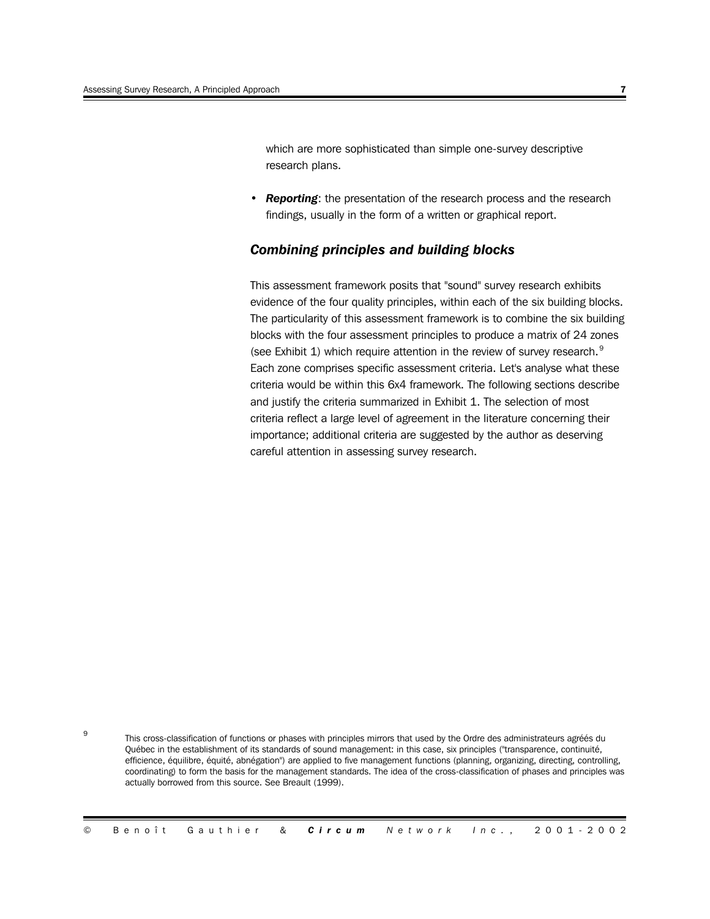which are more sophisticated than simple one-survey descriptive research plans.

- ***Reporting***: the presentation of the research process and the research findings, usually in the form of a written or graphical report.

### *Combining principles and building blocks*

This assessment framework posits that "sound" survey research exhibits evidence of the four quality principles, within each of the six building blocks. The particularity of this assessment framework is to combine the six building blocks with the four assessment principles to produce a matrix of 24 zones (see Exhibit 1) which require attention in the review of survey research.[9] Each zone comprises specific assessment criteria. Let's analyse what these criteria would be within this 6x4 framework. The following sections describe and justify the criteria summarized in Exhibit 1. The selection of most criteria reflect a large level of agreement in the literature concerning their importance; additional criteria are suggested by the author as deserving careful attention in assessing survey research.

[9] This cross-classification of functions or phases with principles mirrors that used by the Ordre des administrateurs agréés du Québec in the establishment of its standards of sound management: in this case, six principles ("transparence, continuité, efficience, équilibre, équité, abnégation") are applied to five management functions (planning, organizing, directing, controlling, coordinating) to form the basis for the management standards. The idea of the cross-classification of phases and principles was actually borrowed from this source. See Breault (1999).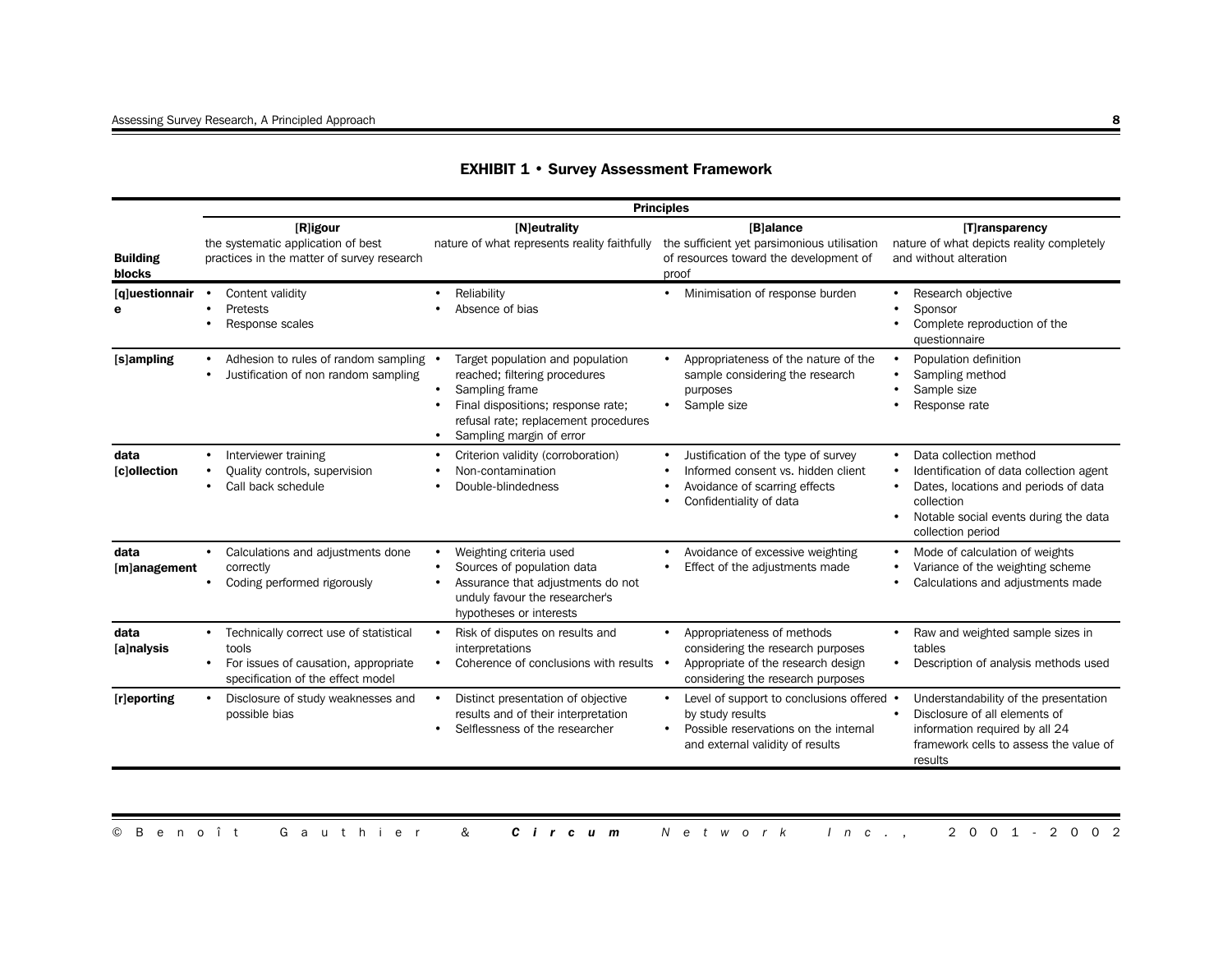## EXHIBIT 1 • Survey Assessment Framework

| Building blocks | Principles | | | |
|---|---|---|---|---|
| | **[R]igour** the systematic application of best practices in the matter of survey research | **[N]eutrality** nature of what represents reality faithfully | **[B]alance** the sufficient yet parsimonious utilisation of resources toward the development of proof | **[T]ransparency** nature of what depicts reality completely and without alteration |
| **[q]uestionnaire** | • Content validity<br>• Pretests<br>• Response scales | • Reliability<br>• Absence of bias | • Minimisation of response burden | • Research objective<br>• Sponsor<br>• Complete reproduction of the questionnaire |
| **[s]ampling** | • Adhesion to rules of random sampling<br>• Justification of non random sampling | • Target population and population reached; filtering procedures<br>• Sampling frame<br>• Final dispositions; response rate; refusal rate; replacement procedures<br>• Sampling margin of error | • Appropriateness of the nature of the sample considering the research purposes<br>• Sample size | • Population definition<br>• Sampling method<br>• Sample size<br>• Response rate |
| **data [c]ollection** | • Interviewer training<br>• Quality controls, supervision<br>• Call back schedule | • Criterion validity (corroboration)<br>• Non-contamination<br>• Double-blindedness | • Justification of the type of survey<br>• Informed consent vs. hidden client<br>• Avoidance of scarring effects<br>• Confidentiality of data | • Data collection method<br>• Identification of data collection agent<br>• Dates, locations and periods of data collection<br>• Notable social events during the data collection period |
| **data [m]anagement** | • Calculations and adjustments done correctly<br>• Coding performed rigorously | • Weighting criteria used<br>• Sources of population data<br>• Assurance that adjustments do not unduly favour the researcher's hypotheses or interests | • Avoidance of excessive weighting<br>• Effect of the adjustments made | • Mode of calculation of weights<br>• Variance of the weighting scheme<br>• Calculations and adjustments made |
| **data [a]nalysis** | • Technically correct use of statistical tools<br>• For issues of causation, appropriate specification of the effect model | • Risk of disputes on results and interpretations<br>• Coherence of conclusions with results | • Appropriateness of methods considering the research purposes<br>• Appropriate of the research design considering the research purposes | • Raw and weighted sample sizes in tables<br>• Description of analysis methods used |
| **[r]eporting** | • Disclosure of study weaknesses and possible bias | • Distinct presentation of objective results and of their interpretation<br>• Selflessness of the researcher | • Level of support to conclusions offered by study results<br>• Possible reservations on the internal and external validity of results | • Understandability of the presentation<br>• Disclosure of all elements of information required by all 24 framework cells to assess the value of results |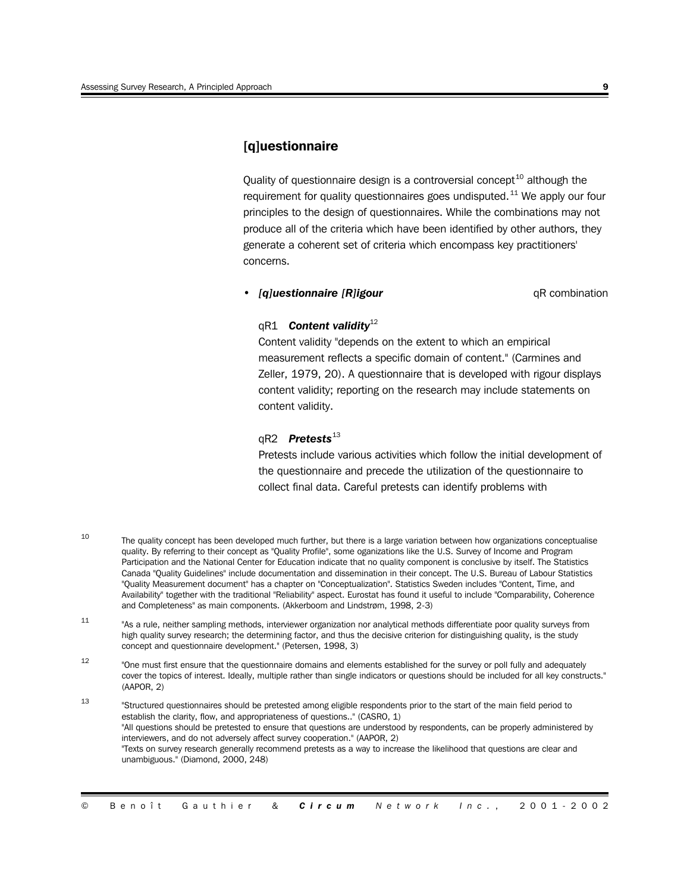## [q]uestionnaire

Quality of questionnaire design is a controversial concept[10] although the requirement for quality questionnaires goes undisputed.[11] We apply our four principles to the design of questionnaires. While the combinations may not produce all of the criteria which have been identified by other authors, they generate a coherent set of criteria which encompass key practitioners' concerns.

- ***[q]uestionnaire [R]igour*** qR combination

qR1 ***Content validity***[12]

Content validity "depends on the extent to which an empirical measurement reflects a specific domain of content." (Carmines and Zeller, 1979, 20). A questionnaire that is developed with rigour displays content validity; reporting on the research may include statements on content validity.

qR2 ***Pretests***[13]

Pretests include various activities which follow the initial development of the questionnaire and precede the utilization of the questionnaire to collect final data. Careful pretests can identify problems with

---

[10] The quality concept has been developed much further, but there is a large variation between how organizations conceptualise quality. By referring to their concept as "Quality Profile", some oganizations like the U.S. Survey of Income and Program Participation and the National Center for Education indicate that no quality component is conclusive by itself. The Statistics Canada "Quality Guidelines" include documentation and dissemination in their concept. The U.S. Bureau of Labour Statistics "Quality Measurement document" has a chapter on "Conceptualization". Statistics Sweden includes "Content, Time, and Availability" together with the traditional "Reliability" aspect. Eurostat has found it useful to include "Comparability, Coherence and Completeness" as main components. (Akkerboom and Lindstrøm, 1998, 2-3)

[11] "As a rule, neither sampling methods, interviewer organization nor analytical methods differentiate poor quality surveys from high quality survey research; the determining factor, and thus the decisive criterion for distinguishing quality, is the study concept and questionnaire development." (Petersen, 1998, 3)

[12] "One must first ensure that the questionnaire domains and elements established for the survey or poll fully and adequately cover the topics of interest. Ideally, multiple rather than single indicators or questions should be included for all key constructs." (AAPOR, 2)

[13] "Structured questionnaires should be pretested among eligible respondents prior to the start of the main field period to establish the clarity, flow, and appropriateness of questions.." (CASRO, 1)
"All questions should be pretested to ensure that questions are understood by respondents, can be properly administered by interviewers, and do not adversely affect survey cooperation." (AAPOR, 2)
"Texts on survey research generally recommend pretests as a way to increase the likelihood that questions are clear and unambiguous." (Diamond, 2000, 248)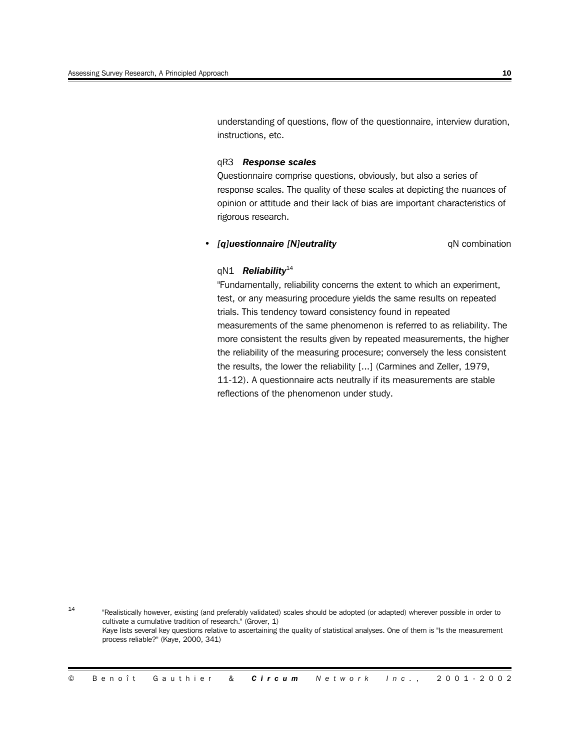understanding of questions, flow of the questionnaire, interview duration, instructions, etc.

qR3 ***Response scales***

Questionnaire comprise questions, obviously, but also a series of response scales. The quality of these scales at depicting the nuances of opinion or attitude and their lack of bias are important characteristics of rigorous research.

- ***[q]uestionnaire [N]eutrality*** qN combination

qN1 ***Reliability***[14]

"Fundamentally, reliability concerns the extent to which an experiment, test, or any measuring procedure yields the same results on repeated trials. This tendency toward consistency found in repeated measurements of the same phenomenon is referred to as reliability. The more consistent the results given by repeated measurements, the higher the reliability of the measuring procesure; conversely the less consistent the results, the lower the reliability [...] (Carmines and Zeller, 1979, 11-12). A questionnaire acts neutrally if its measurements are stable reflections of the phenomenon under study.

[14] "Realistically however, existing (and preferably validated) scales should be adopted (or adapted) wherever possible in order to cultivate a cumulative tradition of research." (Grover, 1)
Kaye lists several key questions relative to ascertaining the quality of statistical analyses. One of them is "Is the measurement process reliable?" (Kaye, 2000, 341)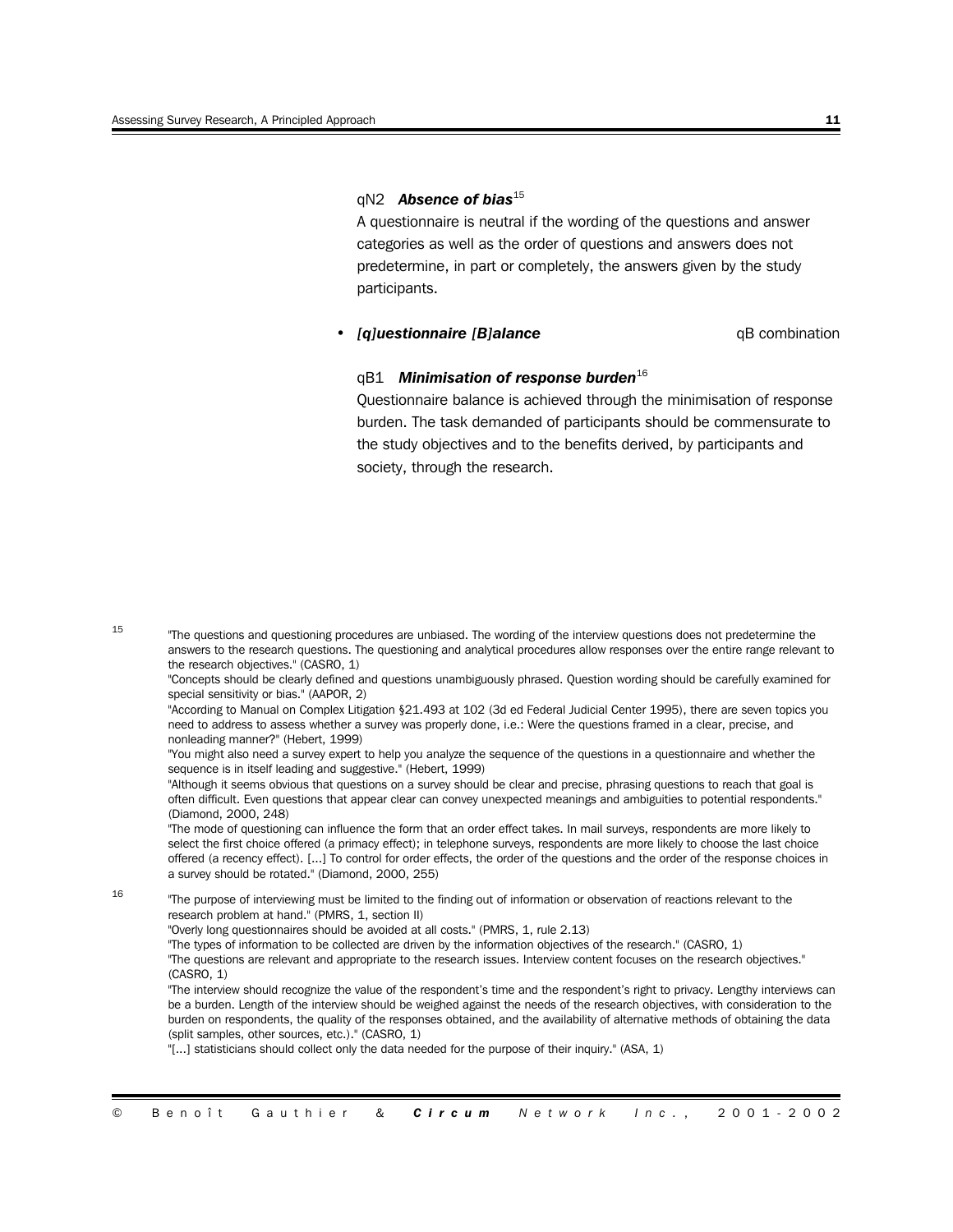qN2 ***Absence of bias***[15]

A questionnaire is neutral if the wording of the questions and answer categories as well as the order of questions and answers does not predetermine, in part or completely, the answers given by the study participants.

- ***[q]uestionnaire [B]alance*** qB combination

qB1 ***Minimisation of response burden***[16]

Questionnaire balance is achieved through the minimisation of response burden. The task demanded of participants should be commensurate to the study objectives and to the benefits derived, by participants and society, through the research.

---

15 "The questions and questioning procedures are unbiased. The wording of the interview questions does not predetermine the answers to the research questions. The questioning and analytical procedures allow responses over the entire range relevant to the research objectives." (CASRO, 1)

"Concepts should be clearly defined and questions unambiguously phrased. Question wording should be carefully examined for special sensitivity or bias." (AAPOR, 2)

"According to Manual on Complex Litigation §21.493 at 102 (3d ed Federal Judicial Center 1995), there are seven topics you need to address to assess whether a survey was properly done, i.e.: Were the questions framed in a clear, precise, and nonleading manner?" (Hebert, 1999)

"You might also need a survey expert to help you analyze the sequence of the questions in a questionnaire and whether the sequence is in itself leading and suggestive." (Hebert, 1999)

"Although it seems obvious that questions on a survey should be clear and precise, phrasing questions to reach that goal is often difficult. Even questions that appear clear can convey unexpected meanings and ambiguities to potential respondents." (Diamond, 2000, 248)

"The mode of questioning can influence the form that an order effect takes. In mail surveys, respondents are more likely to select the first choice offered (a primacy effect); in telephone surveys, respondents are more likely to choose the last choice offered (a recency effect). [...] To control for order effects, the order of the questions and the order of the response choices in a survey should be rotated." (Diamond, 2000, 255)

16 "The purpose of interviewing must be limited to the finding out of information or observation of reactions relevant to the research problem at hand." (PMRS, 1, section II)

"Overly long questionnaires should be avoided at all costs." (PMRS, 1, rule 2.13)

"The types of information to be collected are driven by the information objectives of the research." (CASRO, 1)

"The questions are relevant and appropriate to the research issues. Interview content focuses on the research objectives." (CASRO, 1)

"The interview should recognize the value of the respondent's time and the respondent's right to privacy. Lengthy interviews can be a burden. Length of the interview should be weighed against the needs of the research objectives, with consideration to the burden on respondents, the quality of the responses obtained, and the availability of alternative methods of obtaining the data (split samples, other sources, etc.)." (CASRO, 1)

"[...] statisticians should collect only the data needed for the purpose of their inquiry." (ASA, 1)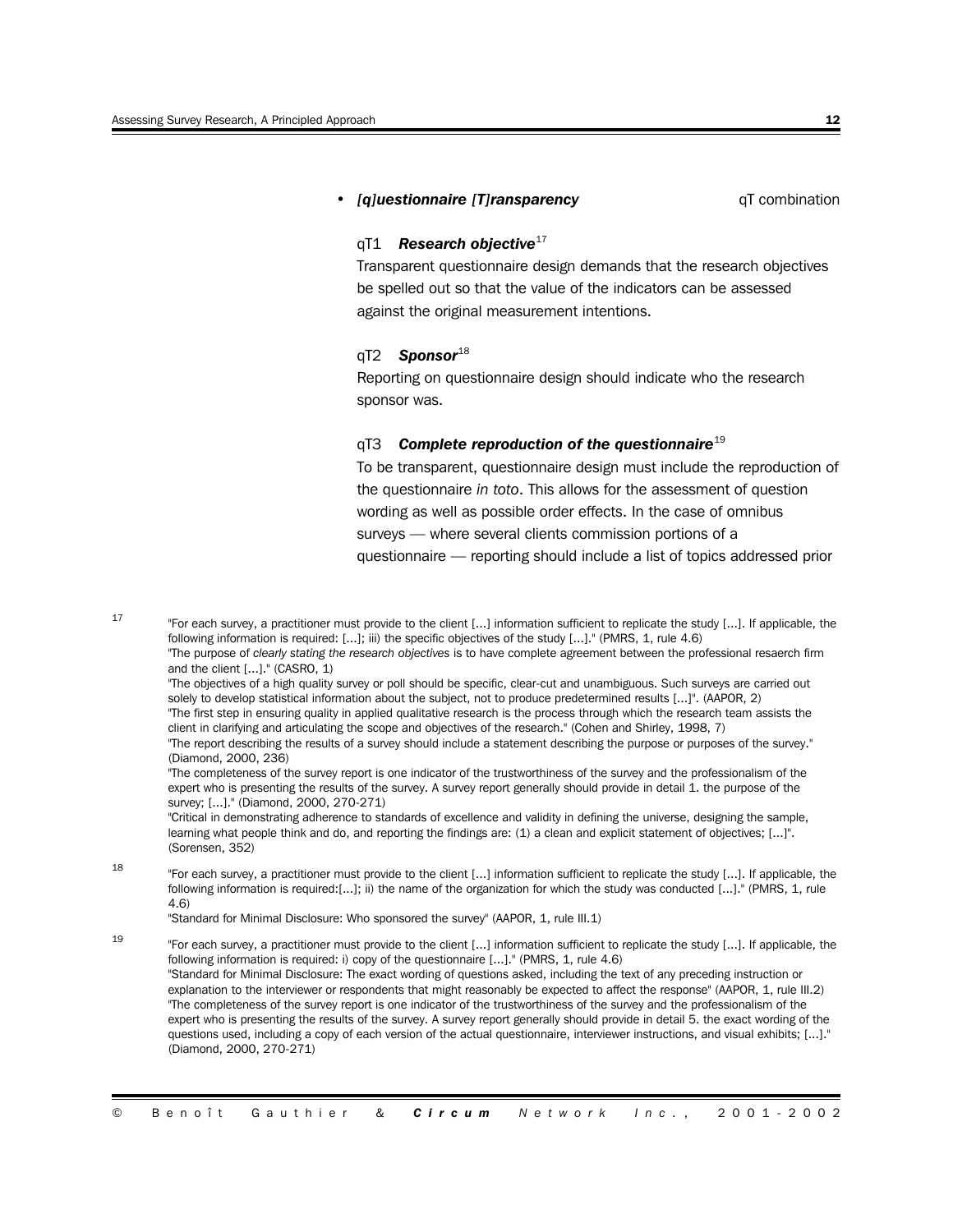- ***[q]uestionnaire [T]ransparency*** qT combination

qT1 ***Research objective***[17]

Transparent questionnaire design demands that the research objectives be spelled out so that the value of the indicators can be assessed against the original measurement intentions.

qT2 ***Sponsor***[18]

Reporting on questionnaire design should indicate who the research sponsor was.

qT3 ***Complete reproduction of the questionnaire***[19]

To be transparent, questionnaire design must include the reproduction of the questionnaire *in toto*. This allows for the assessment of question wording as well as possible order effects. In the case of omnibus surveys — where several clients commission portions of a questionnaire — reporting should include a list of topics addressed prior

---

[17] "For each survey, a practitioner must provide to the client [...] information sufficient to replicate the study [...]. If applicable, the following information is required: [...]; iii) the specific objectives of the study [...]." (PMRS, 1, rule 4.6)
"The purpose of *clearly stating the research objectives* is to have complete agreement between the professional resaerch firm and the client [...]." (CASRO, 1)
"The objectives of a high quality survey or poll should be specific, clear-cut and unambiguous. Such surveys are carried out solely to develop statistical information about the subject, not to produce predetermined results [...]". (AAPOR, 2)
"The first step in ensuring quality in applied qualitative research is the process through which the research team assists the client in clarifying and articulating the scope and objectives of the research." (Cohen and Shirley, 1998, 7)
"The report describing the results of a survey should include a statement describing the purpose or purposes of the survey." (Diamond, 2000, 236)
"The completeness of the survey report is one indicator of the trustworthiness of the survey and the professionalism of the expert who is presenting the results of the survey. A survey report generally should provide in detail 1. the purpose of the survey; [...]." (Diamond, 2000, 270-271)
"Critical in demonstrating adherence to standards of excellence and validity in defining the universe, designing the sample, learning what people think and do, and reporting the findings are: (1) a clean and explicit statement of objectives; [...]". (Sorensen, 352)

[18] "For each survey, a practitioner must provide to the client [...] information sufficient to replicate the study [...]. If applicable, the following information is required:[...]; ii) the name of the organization for which the study was conducted [...]." (PMRS, 1, rule 4.6)
"Standard for Minimal Disclosure: Who sponsored the survey" (AAPOR, 1, rule III.1)

[19] "For each survey, a practitioner must provide to the client [...] information sufficient to replicate the study [...]. If applicable, the following information is required: i) copy of the questionnaire [...]." (PMRS, 1, rule 4.6)
"Standard for Minimal Disclosure: The exact wording of questions asked, including the text of any preceding instruction or explanation to the interviewer or respondents that might reasonably be expected to affect the response" (AAPOR, 1, rule III.2)
"The completeness of the survey report is one indicator of the trustworthiness of the survey and the professionalism of the expert who is presenting the results of the survey. A survey report generally should provide in detail 5. the exact wording of the questions used, including a copy of each version of the actual questionnaire, interviewer instructions, and visual exhibits; [...]." (Diamond, 2000, 270-271)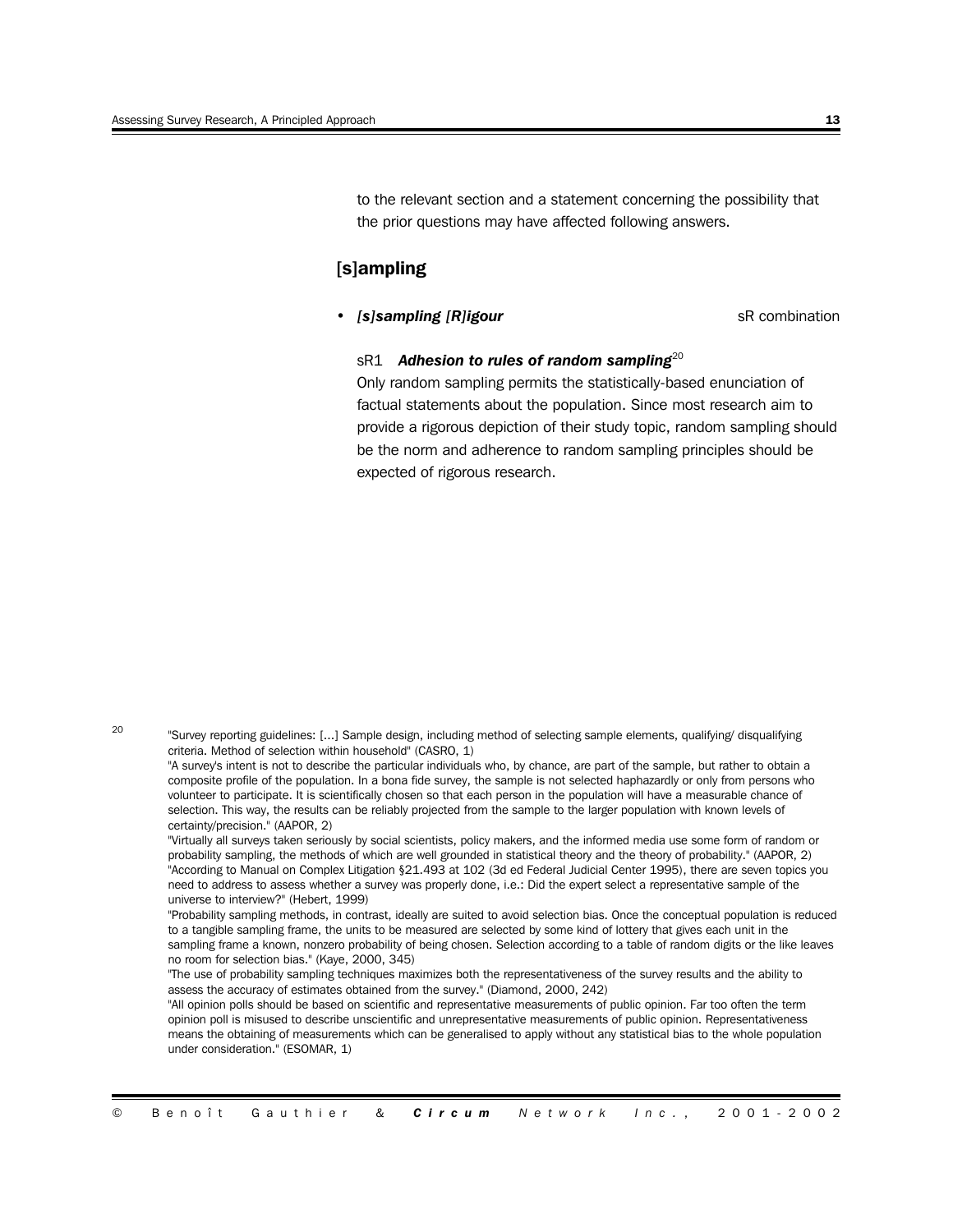to the relevant section and a statement concerning the possibility that the prior questions may have affected following answers.

## [s]ampling

- ***[s]sampling [R]igour*** sR combination

sR1 ***Adhesion to rules of random sampling***[20]

Only random sampling permits the statistically-based enunciation of factual statements about the population. Since most research aim to provide a rigorous depiction of their study topic, random sampling should be the norm and adherence to random sampling principles should be expected of rigorous research.

---

[20] "Survey reporting guidelines: [...] Sample design, including method of selecting sample elements, qualifying/ disqualifying criteria. Method of selection within household" (CASRO, 1)
"A survey's intent is not to describe the particular individuals who, by chance, are part of the sample, but rather to obtain a composite profile of the population. In a bona fide survey, the sample is not selected haphazardly or only from persons who volunteer to participate. It is scientifically chosen so that each person in the population will have a measurable chance of selection. This way, the results can be reliably projected from the sample to the larger population with known levels of certainty/precision." (AAPOR, 2)
"Virtually all surveys taken seriously by social scientists, policy makers, and the informed media use some form of random or probability sampling, the methods of which are well grounded in statistical theory and the theory of probability." (AAPOR, 2)
"According to Manual on Complex Litigation §21.493 at 102 (3d ed Federal Judicial Center 1995), there are seven topics you need to address to assess whether a survey was properly done, i.e.: Did the expert select a representative sample of the universe to interview?" (Hebert, 1999)
"Probability sampling methods, in contrast, ideally are suited to avoid selection bias. Once the conceptual population is reduced to a tangible sampling frame, the units to be measured are selected by some kind of lottery that gives each unit in the sampling frame a known, nonzero probability of being chosen. Selection according to a table of random digits or the like leaves no room for selection bias." (Kaye, 2000, 345)
"The use of probability sampling techniques maximizes both the representativeness of the survey results and the ability to assess the accuracy of estimates obtained from the survey." (Diamond, 2000, 242)
"All opinion polls should be based on scientific and representative measurements of public opinion. Far too often the term opinion poll is misused to describe unscientific and unrepresentative measurements of public opinion. Representativeness means the obtaining of measurements which can be generalised to apply without any statistical bias to the whole population under consideration." (ESOMAR, 1)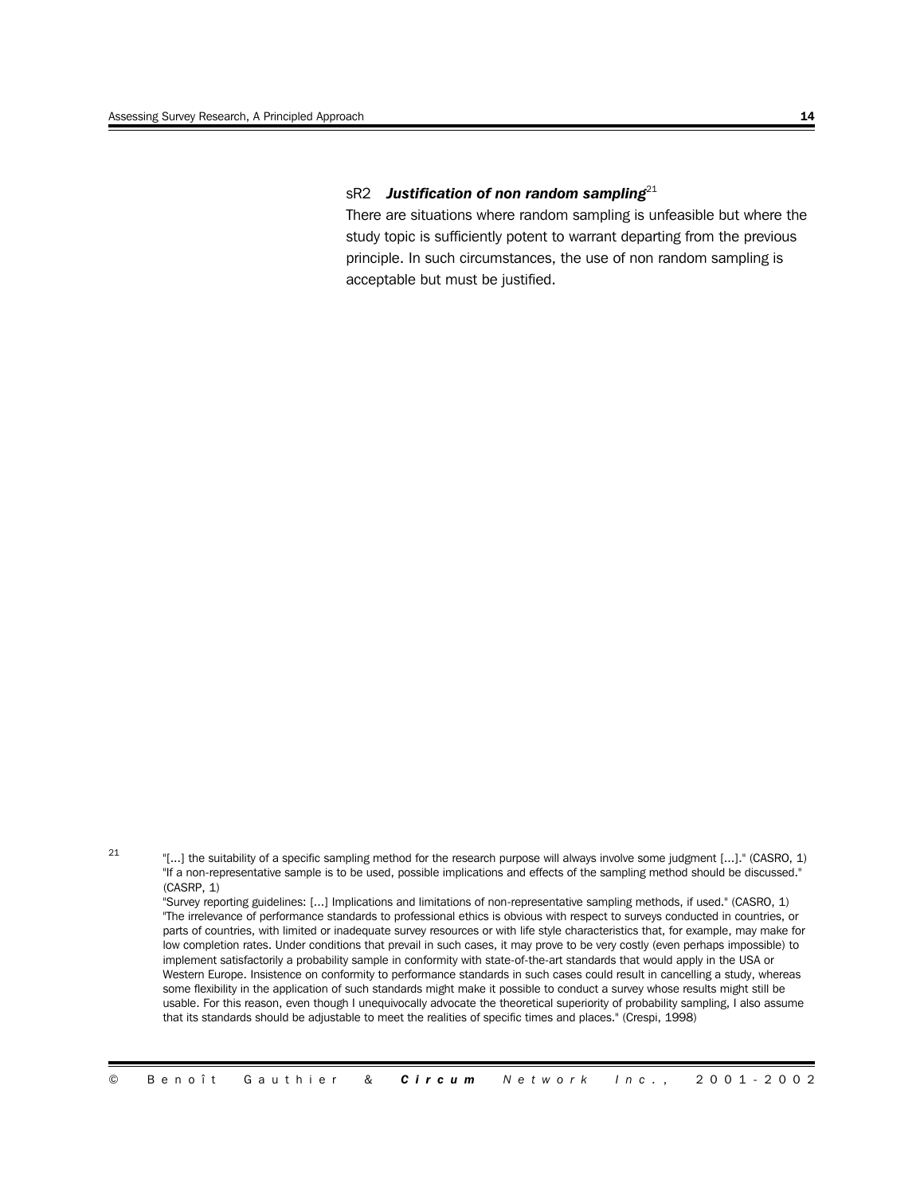### sR2 ***Justification of non random sampling***[21]

There are situations where random sampling is unfeasible but where the study topic is sufficiently potent to warrant departing from the previous principle. In such circumstances, the use of non random sampling is acceptable but must be justified.

---

[21] "[...] the suitability of a specific sampling method for the research purpose will always involve some judgment [...]." (CASRO, 1)
"If a non-representative sample is to be used, possible implications and effects of the sampling method should be discussed." (CASRP, 1)
"Survey reporting guidelines: [...] Implications and limitations of non-representative sampling methods, if used." (CASRO, 1)
"The irrelevance of performance standards to professional ethics is obvious with respect to surveys conducted in countries, or parts of countries, with limited or inadequate survey resources or with life style characteristics that, for example, may make for low completion rates. Under conditions that prevail in such cases, it may prove to be very costly (even perhaps impossible) to implement satisfactorily a probability sample in conformity with state-of-the-art standards that would apply in the USA or Western Europe. Insistence on conformity to performance standards in such cases could result in cancelling a study, whereas some flexibility in the application of such standards might make it possible to conduct a survey whose results might still be usable. For this reason, even though I unequivocally advocate the theoretical superiority of probability sampling, I also assume that its standards should be adjustable to meet the realities of specific times and places." (Crespi, 1998)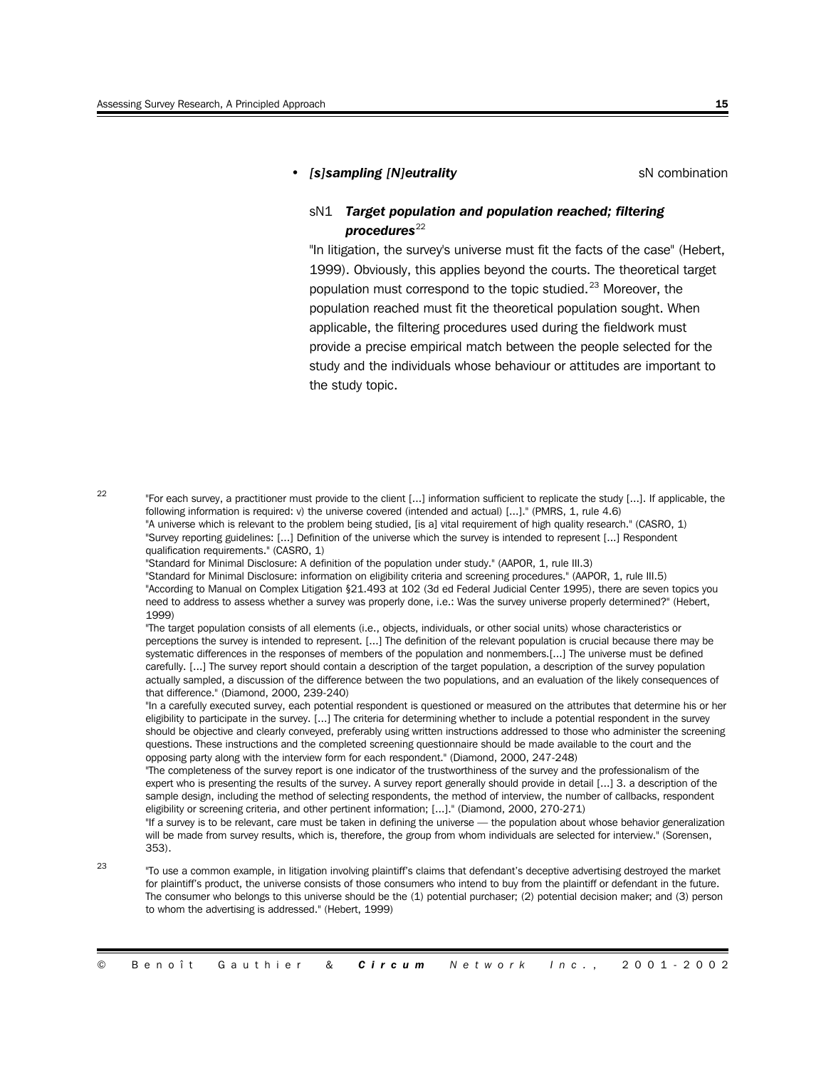- ***[s]sampling [N]eutrality*** sN combination

### sN1 *Target population and population reached; filtering procedures*[22]

"In litigation, the survey's universe must fit the facts of the case" (Hebert, 1999). Obviously, this applies beyond the courts. The theoretical target population must correspond to the topic studied.[23] Moreover, the population reached must fit the theoretical population sought. When applicable, the filtering procedures used during the fieldwork must provide a precise empirical match between the people selected for the study and the individuals whose behaviour or attitudes are important to the study topic.

---

[22] "For each survey, a practitioner must provide to the client [...] information sufficient to replicate the study [...]. If applicable, the following information is required: v) the universe covered (intended and actual) [...]." (PMRS, 1, rule 4.6)
"A universe which is relevant to the problem being studied, [is a] vital requirement of high quality research." (CASRO, 1)
"Survey reporting guidelines: [...] Definition of the universe which the survey is intended to represent [...] Respondent qualification requirements." (CASRO, 1)
"Standard for Minimal Disclosure: A definition of the population under study." (AAPOR, 1, rule III.3)
"Standard for Minimal Disclosure: information on eligibility criteria and screening procedures." (AAPOR, 1, rule III.5)
"According to Manual on Complex Litigation §21.493 at 102 (3d ed Federal Judicial Center 1995), there are seven topics you need to address to assess whether a survey was properly done, i.e.: Was the survey universe properly determined?" (Hebert, 1999)
"The target population consists of all elements (i.e., objects, individuals, or other social units) whose characteristics or perceptions the survey is intended to represent. [...] The definition of the relevant population is crucial because there may be systematic differences in the responses of members of the population and nonmembers.[...] The universe must be defined carefully. [...] The survey report should contain a description of the target population, a description of the survey population actually sampled, a discussion of the difference between the two populations, and an evaluation of the likely consequences of that difference." (Diamond, 2000, 239-240)
"In a carefully executed survey, each potential respondent is questioned or measured on the attributes that determine his or her eligibility to participate in the survey. [...] The criteria for determining whether to include a potential respondent in the survey should be objective and clearly conveyed, preferably using written instructions addressed to those who administer the screening questions. These instructions and the completed screening questionnaire should be made available to the court and the opposing party along with the interview form for each respondent." (Diamond, 2000, 247-248)
"The completeness of the survey report is one indicator of the trustworthiness of the survey and the professionalism of the expert who is presenting the results of the survey. A survey report generally should provide in detail [...] 3. a description of the sample design, including the method of selecting respondents, the method of interview, the number of callbacks, respondent eligibility or screening criteria, and other pertinent information; [...]." (Diamond, 2000, 270-271)
"If a survey is to be relevant, care must be taken in defining the universe — the population about whose behavior generalization will be made from survey results, which is, therefore, the group from whom individuals are selected for interview." (Sorensen, 353).

[23] "To use a common example, in litigation involving plaintiff's claims that defendant's deceptive advertising destroyed the market for plaintiff's product, the universe consists of those consumers who intend to buy from the plaintiff or defendant in the future. The consumer who belongs to this universe should be the (1) potential purchaser; (2) potential decision maker; and (3) person to whom the advertising is addressed." (Hebert, 1999)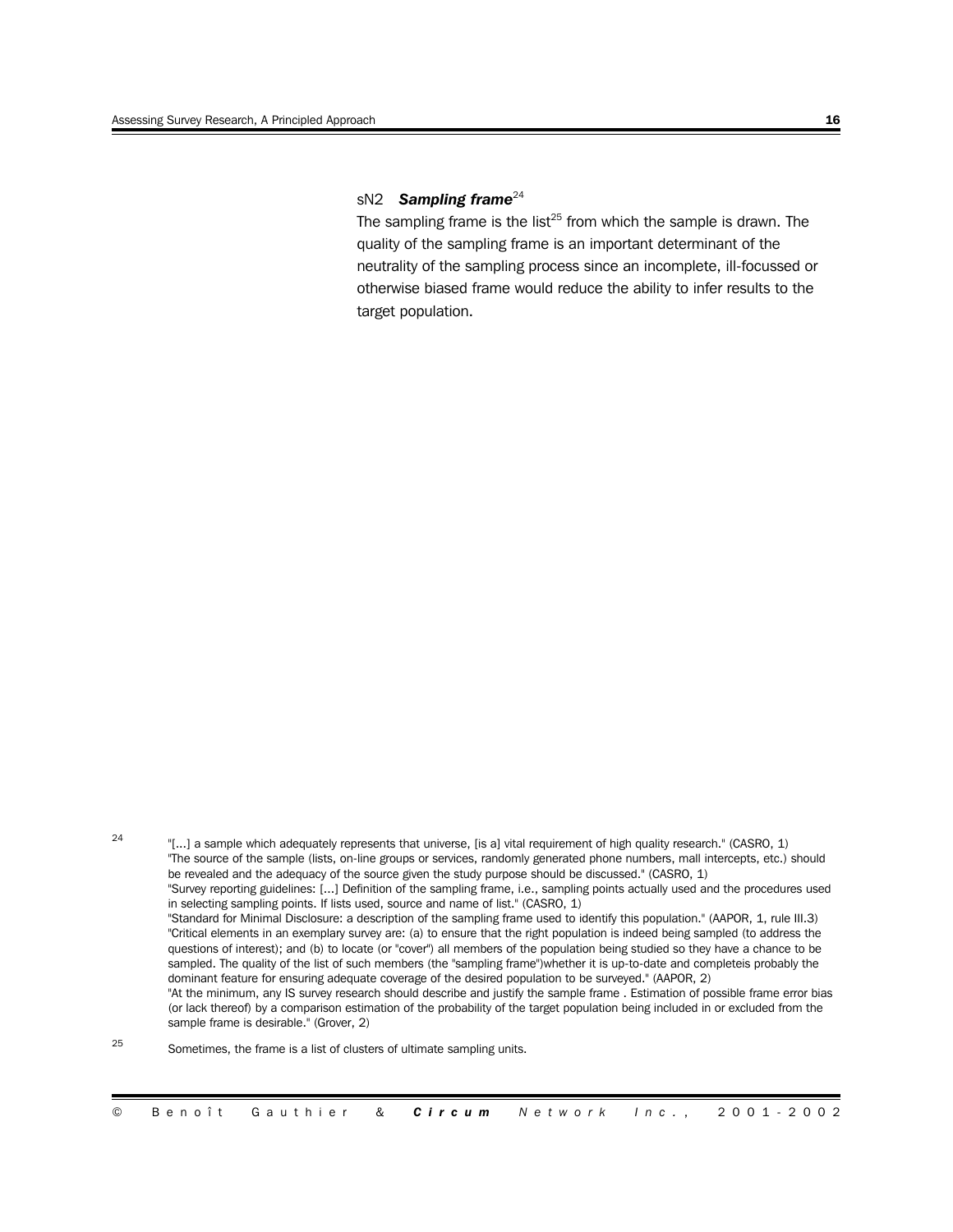### sN2 *Sampling frame*[24]

The sampling frame is the list[25] from which the sample is drawn. The quality of the sampling frame is an important determinant of the neutrality of the sampling process since an incomplete, ill-focussed or otherwise biased frame would reduce the ability to infer results to the target population.

---

[24] "[...] a sample which adequately represents that universe, [is a] vital requirement of high quality research." (CASRO, 1)
"The source of the sample (lists, on-line groups or services, randomly generated phone numbers, mall intercepts, etc.) should be revealed and the adequacy of the source given the study purpose should be discussed." (CASRO, 1)
"Survey reporting guidelines: [...] Definition of the sampling frame, i.e., sampling points actually used and the procedures used in selecting sampling points. If lists used, source and name of list." (CASRO, 1)
"Standard for Minimal Disclosure: a description of the sampling frame used to identify this population." (AAPOR, 1, rule III.3)
"Critical elements in an exemplary survey are: (a) to ensure that the right population is indeed being sampled (to address the questions of interest); and (b) to locate (or "cover") all members of the population being studied so they have a chance to be sampled. The quality of the list of such members (the "sampling frame")whether it is up-to-date and completeis probably the dominant feature for ensuring adequate coverage of the desired population to be surveyed." (AAPOR, 2)
"At the minimum, any IS survey research should describe and justify the sample frame . Estimation of possible frame error bias (or lack thereof) by a comparison estimation of the probability of the target population being included in or excluded from the sample frame is desirable." (Grover, 2)

[25] Sometimes, the frame is a list of clusters of ultimate sampling units.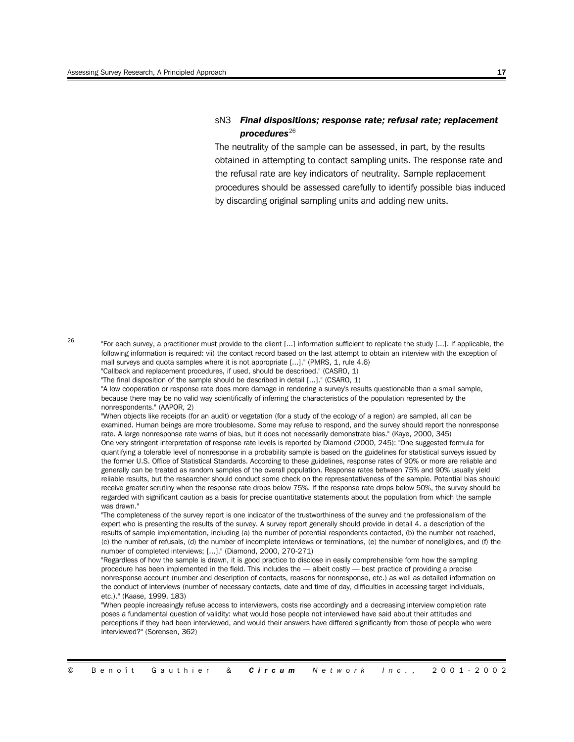### sN3 *Final dispositions; response rate; refusal rate; replacement procedures*[26]

The neutrality of the sample can be assessed, in part, by the results obtained in attempting to contact sampling units. The response rate and the refusal rate are key indicators of neutrality. Sample replacement procedures should be assessed carefully to identify possible bias induced by discarding original sampling units and adding new units.

---

[26] "For each survey, a practitioner must provide to the client [...] information sufficient to replicate the study [...]. If applicable, the following information is required: vii) the contact record based on the last attempt to obtain an interview with the exception of mall surveys and quota samples where it is not appropriate [...]." (PMRS, 1, rule 4.6)
"Callback and replacement procedures, if used, should be described." (CASRO, 1)
"The final disposition of the sample should be described in detail [...]." (CSARO, 1)
"A low cooperation or response rate does more damage in rendering a survey's results questionable than a small sample, because there may be no valid way scientifically of inferring the characteristics of the population represented by the nonrespondents." (AAPOR, 2)
"When objects like receipts (for an audit) or vegetation (for a study of the ecology of a region) are sampled, all can be examined. Human beings are more troublesome. Some may refuse to respond, and the survey should report the nonresponse rate. A large nonresponse rate warns of bias, but it does not necessarily demonstrate bias." (Kaye, 2000, 345)
One very stringent interpretation of response rate levels is reported by Diamond (2000, 245): "One suggested formula for quantifying a tolerable level of nonresponse in a probability sample is based on the guidelines for statistical surveys issued by the former U.S. Office of Statistical Standards. According to these guidelines, response rates of 90% or more are reliable and generally can be treated as random samples of the overall population. Response rates between 75% and 90% usually yield reliable results, but the researcher should conduct some check on the representativeness of the sample. Potential bias should receive greater scrutiny when the response rate drops below 75%. If the response rate drops below 50%, the survey should be regarded with significant caution as a basis for precise quantitative statements about the population from which the sample was drawn."
"The completeness of the survey report is one indicator of the trustworthiness of the survey and the professionalism of the expert who is presenting the results of the survey. A survey report generally should provide in detail 4. a description of the results of sample implementation, including (a) the number of potential respondents contacted, (b) the number not reached, (c) the number of refusals, (d) the number of incomplete interviews or terminations, (e) the number of noneligibles, and (f) the number of completed interviews; [...]." (Diamond, 2000, 270-271)
"Regardless of how the sample is drawn, it is good practice to disclose in easily comprehensible form how the sampling procedure has been implemented in the field. This includes the — albeit costly — best practice of providing a precise nonresponse account (number and description of contacts, reasons for nonresponse, etc.) as well as detailed information on the conduct of interviews (number of necessary contacts, date and time of day, difficulties in accessing target individuals, etc.)." (Kaase, 1999, 183)
"When people increasingly refuse access to interviewers, costs rise accordingly and a decreasing interview completion rate poses a fundamental question of validity: what would hose people not interviewed have said about their attitudes and perceptions if they had been interviewed, and would their answers have differed significantly from those of people who were interviewed?" (Sorensen, 362)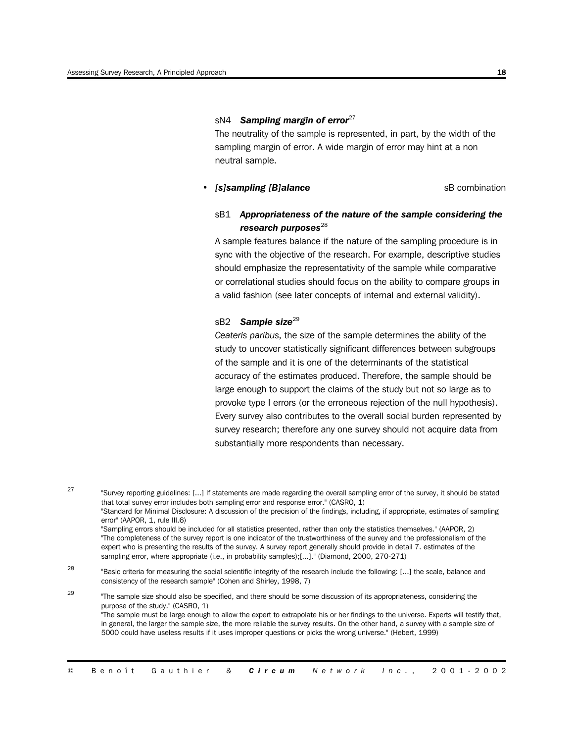sN4 ***Sampling margin of error***[27]

The neutrality of the sample is represented, in part, by the width of the sampling margin of error. A wide margin of error may hint at a non neutral sample.

- ***[s]sampling [B]alance*** sB combination

sB1 ***Appropriateness of the nature of the sample considering the research purposes***[28]

A sample features balance if the nature of the sampling procedure is in sync with the objective of the research. For example, descriptive studies should emphasize the representativity of the sample while comparative or correlational studies should focus on the ability to compare groups in a valid fashion (see later concepts of internal and external validity).

sB2 ***Sample size***[29]

*Ceateris paribus*, the size of the sample determines the ability of the study to uncover statistically significant differences between subgroups of the sample and it is one of the determinants of the statistical accuracy of the estimates produced. Therefore, the sample should be large enough to support the claims of the study but not so large as to provoke type I errors (or the erroneous rejection of the null hypothesis). Every survey also contributes to the overall social burden represented by survey research; therefore any one survey should not acquire data from substantially more respondents than necessary.

---

[27] "Survey reporting guidelines: [...] If statements are made regarding the overall sampling error of the survey, it should be stated that total survey error includes both sampling error and response error." (CASRO, 1)
"Standard for Minimal Disclosure: A discussion of the precision of the findings, including, if appropriate, estimates of sampling error" (AAPOR, 1, rule III.6)
"Sampling errors should be included for all statistics presented, rather than only the statistics themselves." (AAPOR, 2)
"The completeness of the survey report is one indicator of the trustworthiness of the survey and the professionalism of the expert who is presenting the results of the survey. A survey report generally should provide in detail 7. estimates of the sampling error, where appropriate (i.e., in probability samples);[...]." (Diamond, 2000, 270-271)

[28] "Basic criteria for measuring the social scientific integrity of the research include the following: [...] the scale, balance and consistency of the research sample" (Cohen and Shirley, 1998, 7)

[29] "The sample size should also be specified, and there should be some discussion of its appropriateness, considering the purpose of the study." (CASRO, 1)
"The sample must be large enough to allow the expert to extrapolate his or her findings to the universe. Experts will testify that, in general, the larger the sample size, the more reliable the survey results. On the other hand, a survey with a sample size of 5000 could have useless results if it uses improper questions or picks the wrong universe." (Hebert, 1999)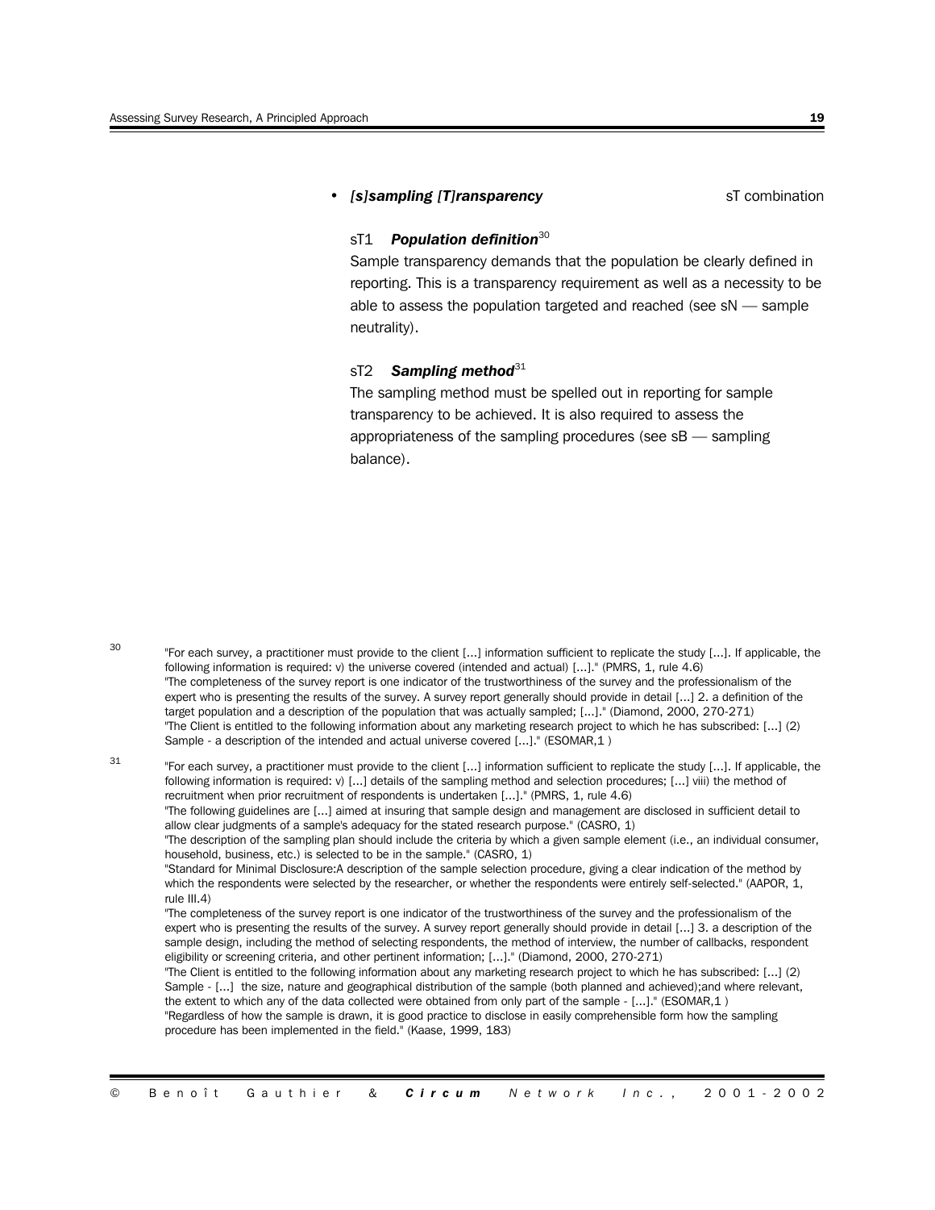- ***[s]sampling [T]ransparency*** sT combination

sT1 ***Population definition***[30]

Sample transparency demands that the population be clearly defined in reporting. This is a transparency requirement as well as a necessity to be able to assess the population targeted and reached (see sN — sample neutrality).

sT2 ***Sampling method***[31]

The sampling method must be spelled out in reporting for sample transparency to be achieved. It is also required to assess the appropriateness of the sampling procedures (see sB — sampling balance).

---

[30] "For each survey, a practitioner must provide to the client [...] information sufficient to replicate the study [...]. If applicable, the following information is required: v) the universe covered (intended and actual) [...]." (PMRS, 1, rule 4.6)
"The completeness of the survey report is one indicator of the trustworthiness of the survey and the professionalism of the expert who is presenting the results of the survey. A survey report generally should provide in detail [...] 2. a definition of the target population and a description of the population that was actually sampled; [...]." (Diamond, 2000, 270-271)
"The Client is entitled to the following information about any marketing research project to which he has subscribed: [...] (2) Sample - a description of the intended and actual universe covered [...]." (ESOMAR,1 )

[31] "For each survey, a practitioner must provide to the client [...] information sufficient to replicate the study [...]. If applicable, the following information is required: v) [...] details of the sampling method and selection procedures; [...] viii) the method of recruitment when prior recruitment of respondents is undertaken [...]." (PMRS, 1, rule 4.6)
"The following guidelines are [...] aimed at insuring that sample design and management are disclosed in sufficient detail to allow clear judgments of a sample's adequacy for the stated research purpose." (CASRO, 1)
"The description of the sampling plan should include the criteria by which a given sample element (i.e., an individual consumer, household, business, etc.) is selected to be in the sample." (CASRO, 1)
"Standard for Minimal Disclosure:A description of the sample selection procedure, giving a clear indication of the method by which the respondents were selected by the researcher, or whether the respondents were entirely self-selected." (AAPOR, 1, rule III.4)
"The completeness of the survey report is one indicator of the trustworthiness of the survey and the professionalism of the expert who is presenting the results of the survey. A survey report generally should provide in detail [...] 3. a description of the sample design, including the method of selecting respondents, the method of interview, the number of callbacks, respondent eligibility or screening criteria, and other pertinent information; [...]." (Diamond, 2000, 270-271)
"The Client is entitled to the following information about any marketing research project to which he has subscribed: [...] (2) Sample - [...] the size, nature and geographical distribution of the sample (both planned and achieved);and where relevant, the extent to which any of the data collected were obtained from only part of the sample - [...]." (ESOMAR,1 )
"Regardless of how the sample is drawn, it is good practice to disclose in easily comprehensible form how the sampling procedure has been implemented in the field." (Kaase, 1999, 183)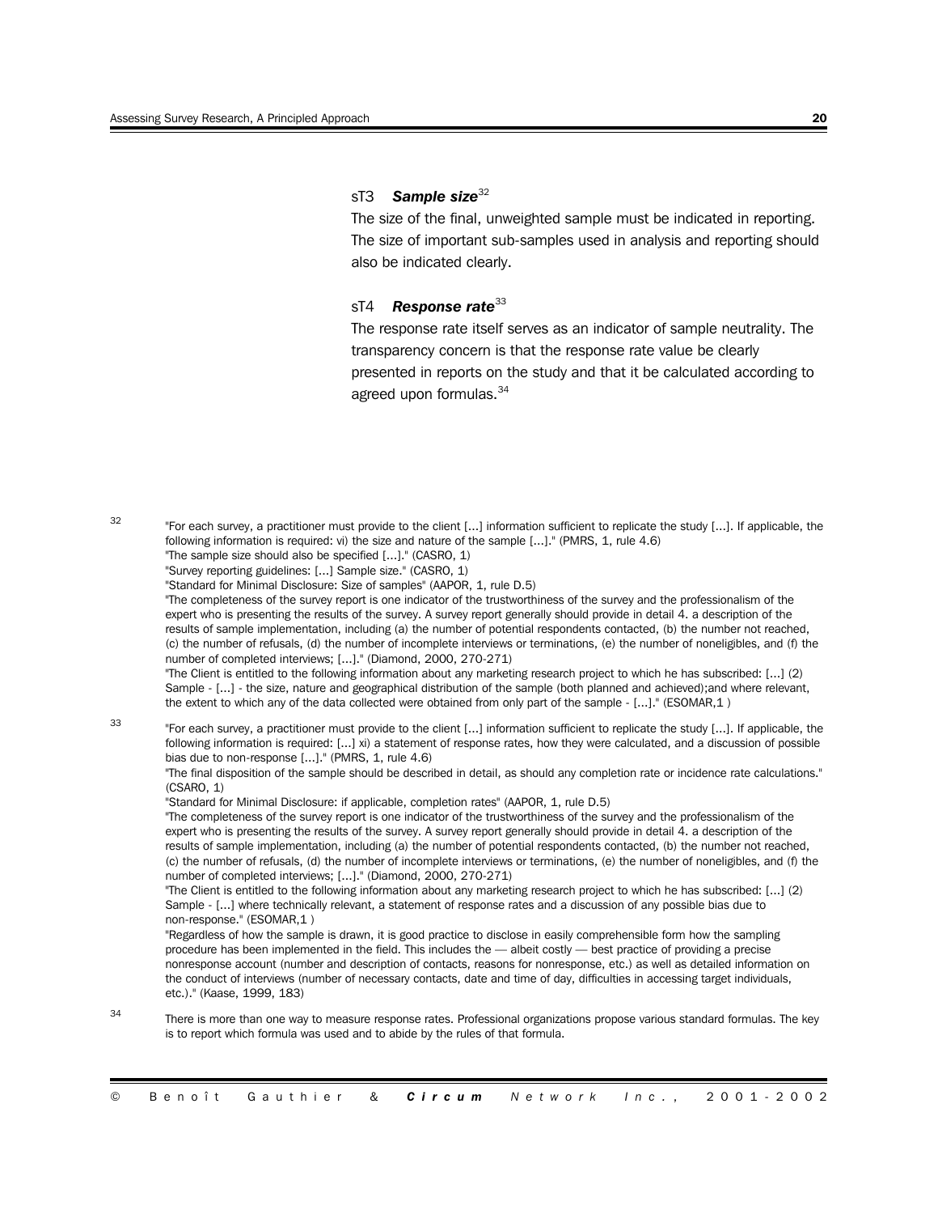### sT3 *Sample size*[32]

The size of the final, unweighted sample must be indicated in reporting. The size of important sub-samples used in analysis and reporting should also be indicated clearly.

### sT4 *Response rate*[33]

The response rate itself serves as an indicator of sample neutrality. The transparency concern is that the response rate value be clearly presented in reports on the study and that it be calculated according to agreed upon formulas.[34]

---

[32] "For each survey, a practitioner must provide to the client [...] information sufficient to replicate the study [...]. If applicable, the following information is required: vi) the size and nature of the sample [...]." (PMRS, 1, rule 4.6)
"The sample size should also be specified [...]." (CASRO, 1)
"Survey reporting guidelines: [...] Sample size." (CASRO, 1)
"Standard for Minimal Disclosure: Size of samples" (AAPOR, 1, rule D.5)
"The completeness of the survey report is one indicator of the trustworthiness of the survey and the professionalism of the expert who is presenting the results of the survey. A survey report generally should provide in detail 4. a description of the results of sample implementation, including (a) the number of potential respondents contacted, (b) the number not reached, (c) the number of refusals, (d) the number of incomplete interviews or terminations, (e) the number of noneligibles, and (f) the number of completed interviews; [...]." (Diamond, 2000, 270-271)
"The Client is entitled to the following information about any marketing research project to which he has subscribed: [...] (2) Sample - [...] - the size, nature and geographical distribution of the sample (both planned and achieved);and where relevant, the extent to which any of the data collected were obtained from only part of the sample - [...]." (ESOMAR,1 )

[33] "For each survey, a practitioner must provide to the client [...] information sufficient to replicate the study [...]. If applicable, the following information is required: [...] xi) a statement of response rates, how they were calculated, and a discussion of possible bias due to non-response [...]." (PMRS, 1, rule 4.6)
"The final disposition of the sample should be described in detail, as should any completion rate or incidence rate calculations." (CSARO, 1)
"Standard for Minimal Disclosure: if applicable, completion rates" (AAPOR, 1, rule D.5)
"The completeness of the survey report is one indicator of the trustworthiness of the survey and the professionalism of the expert who is presenting the results of the survey. A survey report generally should provide in detail 4. a description of the results of sample implementation, including (a) the number of potential respondents contacted, (b) the number not reached, (c) the number of refusals, (d) the number of incomplete interviews or terminations, (e) the number of noneligibles, and (f) the number of completed interviews; [...]." (Diamond, 2000, 270-271)
"The Client is entitled to the following information about any marketing research project to which he has subscribed: [...] (2) Sample - [...] where technically relevant, a statement of response rates and a discussion of any possible bias due to non-response." (ESOMAR,1 )
"Regardless of how the sample is drawn, it is good practice to disclose in easily comprehensible form how the sampling procedure has been implemented in the field. This includes the — albeit costly — best practice of providing a precise nonresponse account (number and description of contacts, reasons for nonresponse, etc.) as well as detailed information on the conduct of interviews (number of necessary contacts, date and time of day, difficulties in accessing target individuals, etc.)." (Kaase, 1999, 183)

[34] There is more than one way to measure response rates. Professional organizations propose various standard formulas. The key is to report which formula was used and to abide by the rules of that formula.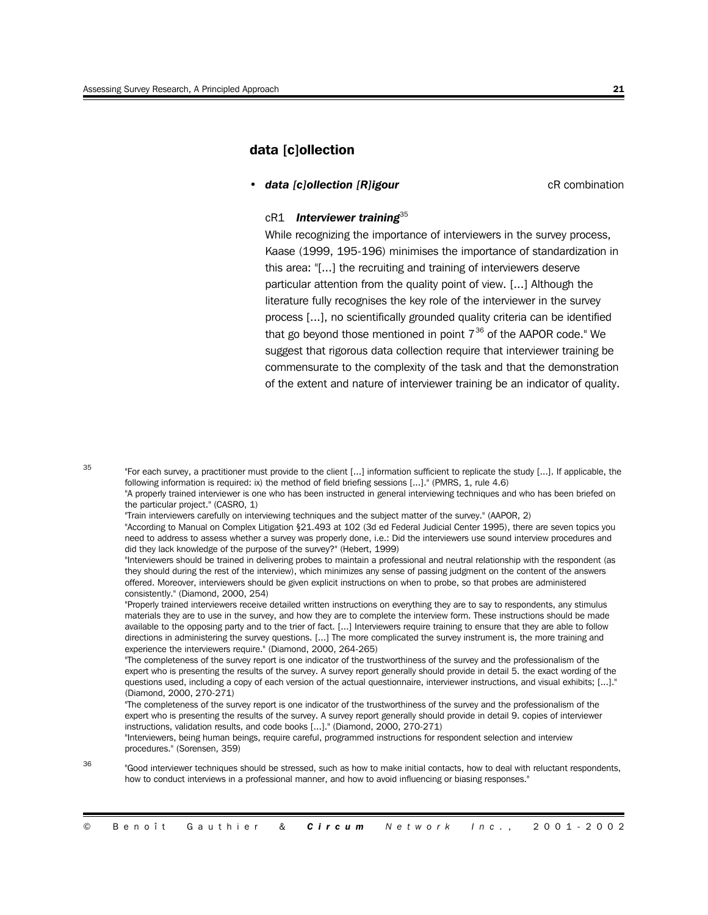## data [c]ollection

- ***data [c]ollection [R]igour*** cR combination

cR1 ***Interviewer training***[35]

While recognizing the importance of interviewers in the survey process, Kaase (1999, 195-196) minimises the importance of standardization in this area: "[...] the recruiting and training of interviewers deserve particular attention from the quality point of view. [...] Although the literature fully recognises the key role of the interviewer in the survey process [...], no scientifically grounded quality criteria can be identified that go beyond those mentioned in point 7[36] of the AAPOR code." We suggest that rigorous data collection require that interviewer training be commensurate to the complexity of the task and that the demonstration of the extent and nature of interviewer training be an indicator of quality.

---

[35] "For each survey, a practitioner must provide to the client [...] information sufficient to replicate the study [...]. If applicable, the following information is required: ix) the method of field briefing sessions [...]." (PMRS, 1, rule 4.6)
"A properly trained interviewer is one who has been instructed in general interviewing techniques and who has been briefed on the particular project." (CASRO, 1)
"Train interviewers carefully on interviewing techniques and the subject matter of the survey." (AAPOR, 2)
"According to Manual on Complex Litigation §21.493 at 102 (3d ed Federal Judicial Center 1995), there are seven topics you need to address to assess whether a survey was properly done, i.e.: Did the interviewers use sound interview procedures and did they lack knowledge of the purpose of the survey?" (Hebert, 1999)
"Interviewers should be trained in delivering probes to maintain a professional and neutral relationship with the respondent (as they should during the rest of the interview), which minimizes any sense of passing judgment on the content of the answers offered. Moreover, interviewers should be given explicit instructions on when to probe, so that probes are administered consistently." (Diamond, 2000, 254)
"Properly trained interviewers receive detailed written instructions on everything they are to say to respondents, any stimulus materials they are to use in the survey, and how they are to complete the interview form. These instructions should be made available to the opposing party and to the trier of fact. [...] Interviewers require training to ensure that they are able to follow directions in administering the survey questions. [...] The more complicated the survey instrument is, the more training and experience the interviewers require." (Diamond, 2000, 264-265)
"The completeness of the survey report is one indicator of the trustworthiness of the survey and the professionalism of the expert who is presenting the results of the survey. A survey report generally should provide in detail 5. the exact wording of the questions used, including a copy of each version of the actual questionnaire, interviewer instructions, and visual exhibits; [...]." (Diamond, 2000, 270-271)
"The completeness of the survey report is one indicator of the trustworthiness of the survey and the professionalism of the expert who is presenting the results of the survey. A survey report generally should provide in detail 9. copies of interviewer instructions, validation results, and code books [...]." (Diamond, 2000, 270-271)
"Interviewers, being human beings, require careful, programmed instructions for respondent selection and interview procedures." (Sorensen, 359)

[36] "Good interviewer techniques should be stressed, such as how to make initial contacts, how to deal with reluctant respondents, how to conduct interviews in a professional manner, and how to avoid influencing or biasing responses."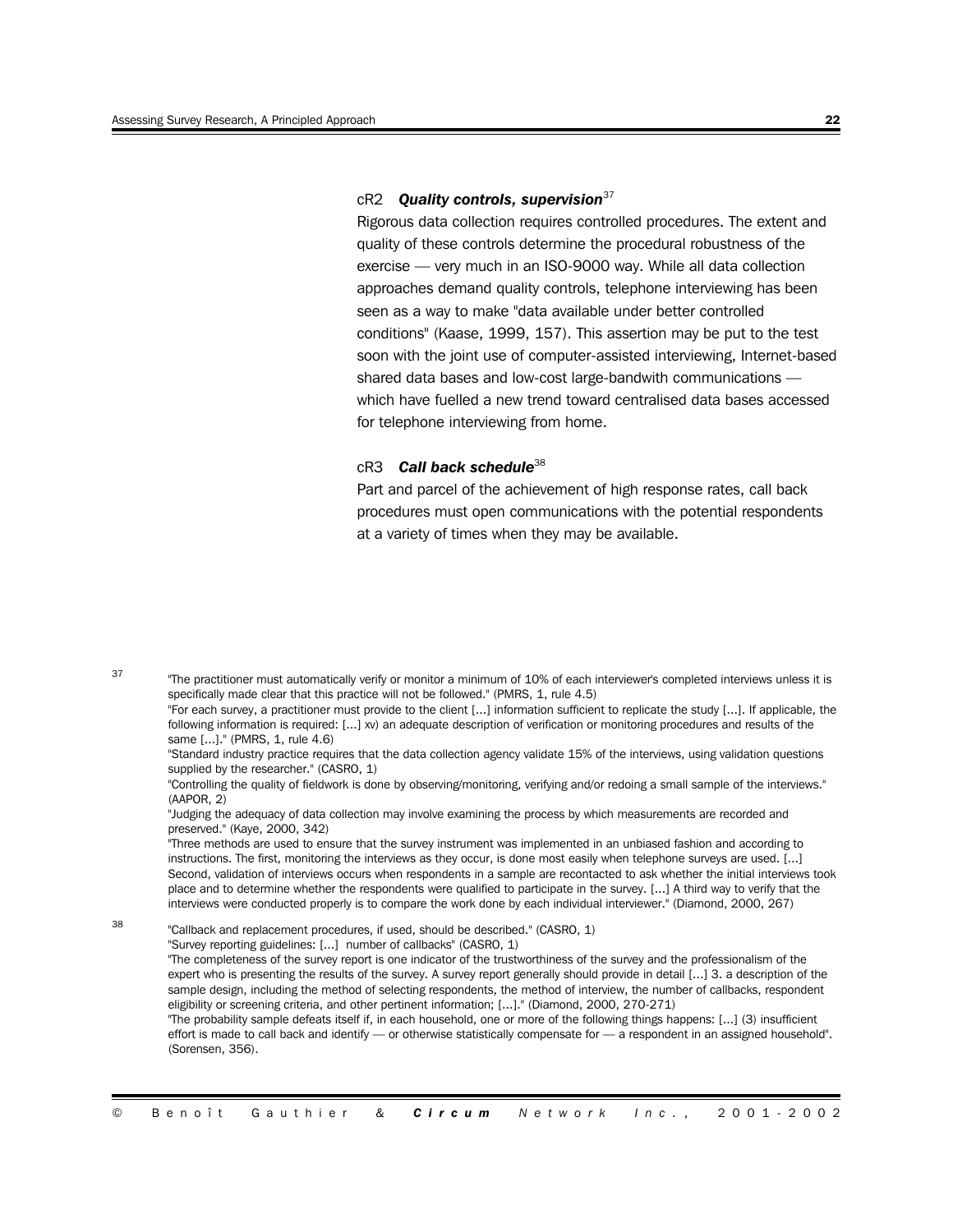cR2 ***Quality controls, supervision***[37]

Rigorous data collection requires controlled procedures. The extent and quality of these controls determine the procedural robustness of the exercise — very much in an ISO-9000 way. While all data collection approaches demand quality controls, telephone interviewing has been seen as a way to make "data available under better controlled conditions" (Kaase, 1999, 157). This assertion may be put to the test soon with the joint use of computer-assisted interviewing, Internet-based shared data bases and low-cost large-bandwith communications — which have fuelled a new trend toward centralised data bases accessed for telephone interviewing from home.

cR3 ***Call back schedule***[38]

Part and parcel of the achievement of high response rates, call back procedures must open communications with the potential respondents at a variety of times when they may be available.

---

[37] "The practitioner must automatically verify or monitor a minimum of 10% of each interviewer's completed interviews unless it is specifically made clear that this practice will not be followed." (PMRS, 1, rule 4.5)
"For each survey, a practitioner must provide to the client [...] information sufficient to replicate the study [...]. If applicable, the following information is required: [...] xv) an adequate description of verification or monitoring procedures and results of the same [...]." (PMRS, 1, rule 4.6)
"Standard industry practice requires that the data collection agency validate 15% of the interviews, using validation questions supplied by the researcher." (CASRO, 1)
"Controlling the quality of fieldwork is done by observing/monitoring, verifying and/or redoing a small sample of the interviews." (AAPOR, 2)
"Judging the adequacy of data collection may involve examining the process by which measurements are recorded and preserved." (Kaye, 2000, 342)
"Three methods are used to ensure that the survey instrument was implemented in an unbiased fashion and according to instructions. The first, monitoring the interviews as they occur, is done most easily when telephone surveys are used. [...] Second, validation of interviews occurs when respondents in a sample are recontacted to ask whether the initial interviews took place and to determine whether the respondents were qualified to participate in the survey. [...] A third way to verify that the interviews were conducted properly is to compare the work done by each individual interviewer." (Diamond, 2000, 267)

[38] "Callback and replacement procedures, if used, should be described." (CASRO, 1)
"Survey reporting guidelines: [...] number of callbacks" (CASRO, 1)
"The completeness of the survey report is one indicator of the trustworthiness of the survey and the professionalism of the expert who is presenting the results of the survey. A survey report generally should provide in detail [...] 3. a description of the sample design, including the method of selecting respondents, the method of interview, the number of callbacks, respondent eligibility or screening criteria, and other pertinent information; [...]." (Diamond, 2000, 270-271)
"The probability sample defeats itself if, in each household, one or more of the following things happens: [...] (3) insufficient effort is made to call back and identify — or otherwise statistically compensate for — a respondent in an assigned household". (Sorensen, 356).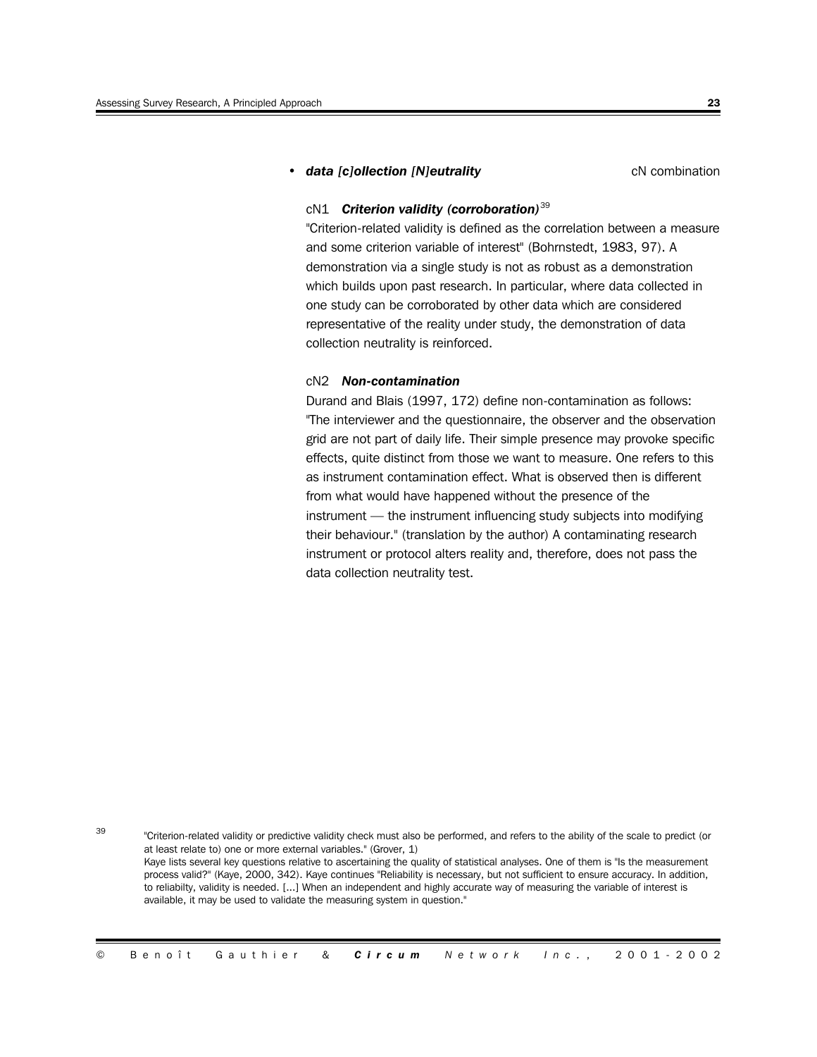- ***data [c]ollection [N]eutrality*** cN combination

cN1 ***Criterion validity (corroboration)***[39]

"Criterion-related validity is defined as the correlation between a measure and some criterion variable of interest" (Bohrnstedt, 1983, 97). A demonstration via a single study is not as robust as a demonstration which builds upon past research. In particular, where data collected in one study can be corroborated by other data which are considered representative of the reality under study, the demonstration of data collection neutrality is reinforced.

cN2 ***Non-contamination***

Durand and Blais (1997, 172) define non-contamination as follows: "The interviewer and the questionnaire, the observer and the observation grid are not part of daily life. Their simple presence may provoke specific effects, quite distinct from those we want to measure. One refers to this as instrument contamination effect. What is observed then is different from what would have happened without the presence of the instrument — the instrument influencing study subjects into modifying their behaviour." (translation by the author) A contaminating research instrument or protocol alters reality and, therefore, does not pass the data collection neutrality test.

[39] "Criterion-related validity or predictive validity check must also be performed, and refers to the ability of the scale to predict (or at least relate to) one or more external variables." (Grover, 1)
Kaye lists several key questions relative to ascertaining the quality of statistical analyses. One of them is "Is the measurement process valid?" (Kaye, 2000, 342). Kaye continues "Reliability is necessary, but not sufficient to ensure accuracy. In addition, to reliabilty, validity is needed. [...] When an independent and highly accurate way of measuring the variable of interest is available, it may be used to validate the measuring system in question."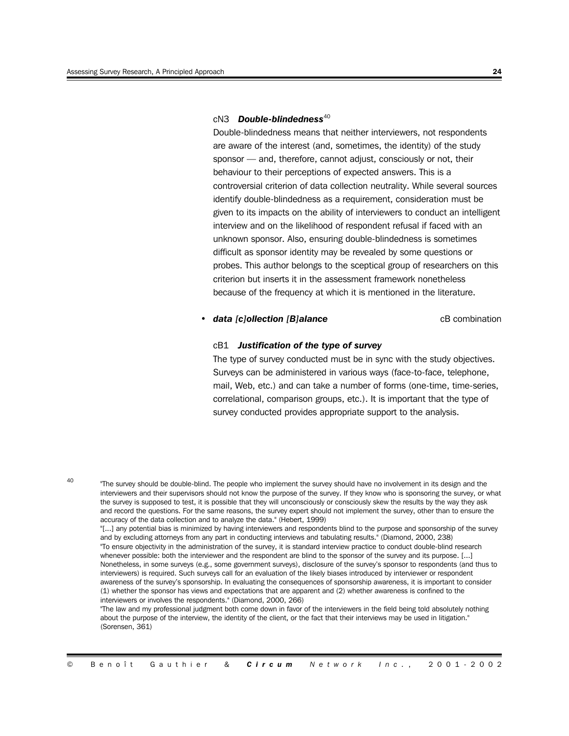cN3 ***Double-blindedness***[40]

Double-blindedness means that neither interviewers, not respondents are aware of the interest (and, sometimes, the identity) of the study sponsor — and, therefore, cannot adjust, consciously or not, their behaviour to their perceptions of expected answers. This is a controversial criterion of data collection neutrality. While several sources identify double-blindedness as a requirement, consideration must be given to its impacts on the ability of interviewers to conduct an intelligent interview and on the likelihood of respondent refusal if faced with an unknown sponsor. Also, ensuring double-blindedness is sometimes difficult as sponsor identity may be revealed by some questions or probes. This author belongs to the sceptical group of researchers on this criterion but inserts it in the assessment framework nonetheless because of the frequency at which it is mentioned in the literature.

- ***data [c]ollection [B]alance*** — cB combination

cB1 ***Justification of the type of survey***

The type of survey conducted must be in sync with the study objectives. Surveys can be administered in various ways (face-to-face, telephone, mail, Web, etc.) and can take a number of forms (one-time, time-series, correlational, comparison groups, etc.). It is important that the type of survey conducted provides appropriate support to the analysis.

---

[40] "The survey should be double-blind. The people who implement the survey should have no involvement in its design and the interviewers and their supervisors should not know the purpose of the survey. If they know who is sponsoring the survey, or what the survey is supposed to test, it is possible that they will unconsciously or consciously skew the results by the way they ask and record the questions. For the same reasons, the survey expert should not implement the survey, other than to ensure the accuracy of the data collection and to analyze the data." (Hebert, 1999)
"[...] any potential bias is minimized by having interviewers and respondents blind to the purpose and sponsorship of the survey and by excluding attorneys from any part in conducting interviews and tabulating results." (Diamond, 2000, 238)
"To ensure objectivity in the administration of the survey, it is standard interview practice to conduct double-blind research whenever possible: both the interviewer and the respondent are blind to the sponsor of the survey and its purpose. [...] Nonetheless, in some surveys (e.g., some government surveys), disclosure of the survey's sponsor to respondents (and thus to interviewers) is required. Such surveys call for an evaluation of the likely biases introduced by interviewer or respondent awareness of the survey's sponsorship. In evaluating the consequences of sponsorship awareness, it is important to consider (1) whether the sponsor has views and expectations that are apparent and (2) whether awareness is confined to the interviewers or involves the respondents." (Diamond, 2000, 266)
"The law and my professional judgment both come down in favor of the interviewers in the field being told absolutely nothing about the purpose of the interview, the identity of the client, or the fact that their interviews may be used in litigation." (Sorensen, 361)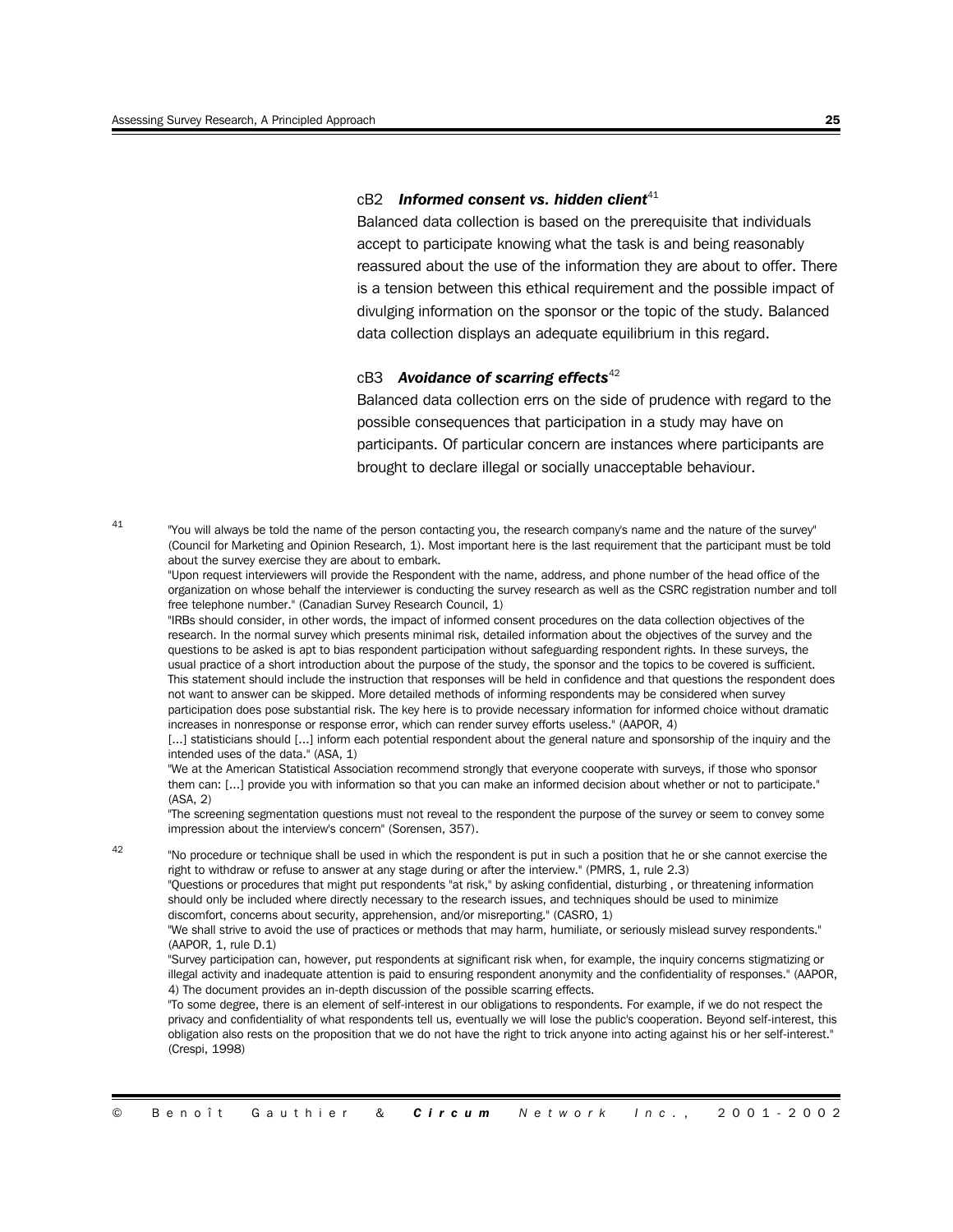cB2 ***Informed consent vs. hidden client***[41]

Balanced data collection is based on the prerequisite that individuals accept to participate knowing what the task is and being reasonably reassured about the use of the information they are about to offer. There is a tension between this ethical requirement and the possible impact of divulging information on the sponsor or the topic of the study. Balanced data collection displays an adequate equilibrium in this regard.

cB3 ***Avoidance of scarring effects***[42]

Balanced data collection errs on the side of prudence with regard to the possible consequences that participation in a study may have on participants. Of particular concern are instances where participants are brought to declare illegal or socially unacceptable behaviour.

---

41 "You will always be told the name of the person contacting you, the research company's name and the nature of the survey" (Council for Marketing and Opinion Research, 1). Most important here is the last requirement that the participant must be told about the survey exercise they are about to embark.

"Upon request interviewers will provide the Respondent with the name, address, and phone number of the head office of the organization on whose behalf the interviewer is conducting the survey research as well as the CSRC registration number and toll free telephone number." (Canadian Survey Research Council, 1)

"IRBs should consider, in other words, the impact of informed consent procedures on the data collection objectives of the research. In the normal survey which presents minimal risk, detailed information about the objectives of the survey and the questions to be asked is apt to bias respondent participation without safeguarding respondent rights. In these surveys, the usual practice of a short introduction about the purpose of the study, the sponsor and the topics to be covered is sufficient. This statement should include the instruction that responses will be held in confidence and that questions the respondent does not want to answer can be skipped. More detailed methods of informing respondents may be considered when survey participation does pose substantial risk. The key here is to provide necessary information for informed choice without dramatic increases in nonresponse or response error, which can render survey efforts useless." (AAPOR, 4)

[...] statisticians should [...] inform each potential respondent about the general nature and sponsorship of the inquiry and the intended uses of the data." (ASA, 1)

"We at the American Statistical Association recommend strongly that everyone cooperate with surveys, if those who sponsor them can: [...] provide you with information so that you can make an informed decision about whether or not to participate." (ASA, 2)

"The screening segmentation questions must not reveal to the respondent the purpose of the survey or seem to convey some impression about the interview's concern" (Sorensen, 357).

42 "No procedure or technique shall be used in which the respondent is put in such a position that he or she cannot exercise the right to withdraw or refuse to answer at any stage during or after the interview." (PMRS, 1, rule 2.3)

"Questions or procedures that might put respondents "at risk," by asking confidential, disturbing , or threatening information should only be included where directly necessary to the research issues, and techniques should be used to minimize discomfort, concerns about security, apprehension, and/or misreporting." (CASRO, 1)

"We shall strive to avoid the use of practices or methods that may harm, humiliate, or seriously mislead survey respondents." (AAPOR, 1, rule D.1)

"Survey participation can, however, put respondents at significant risk when, for example, the inquiry concerns stigmatizing or illegal activity and inadequate attention is paid to ensuring respondent anonymity and the confidentiality of responses." (AAPOR, 4) The document provides an in-depth discussion of the possible scarring effects.

"To some degree, there is an element of self-interest in our obligations to respondents. For example, if we do not respect the privacy and confidentiality of what respondents tell us, eventually we will lose the public's cooperation. Beyond self-interest, this obligation also rests on the proposition that we do not have the right to trick anyone into acting against his or her self-interest." (Crespi, 1998)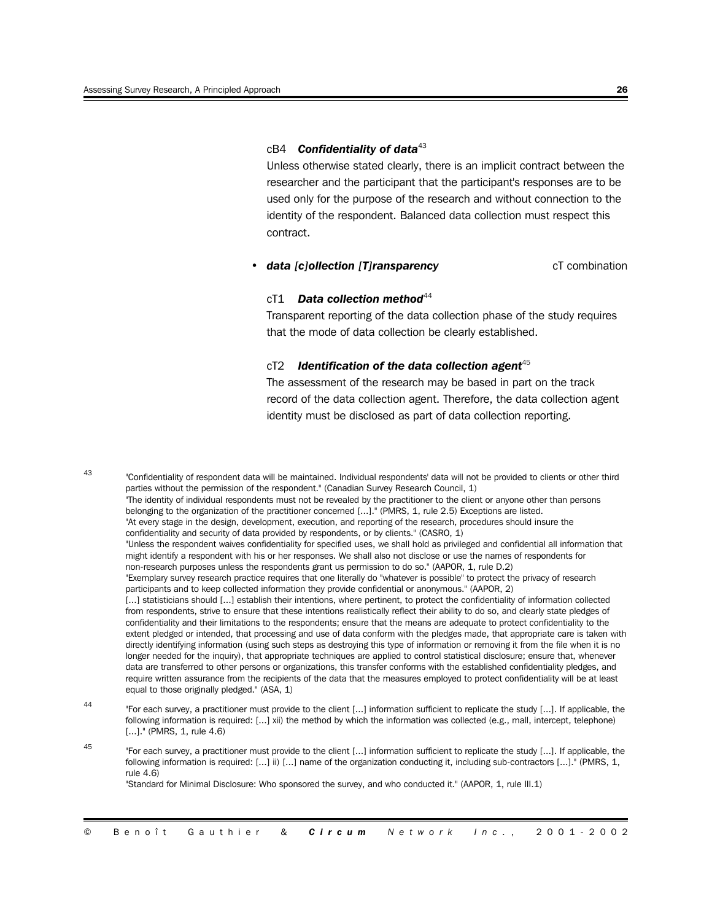cB4 ***Confidentiality of data***[43]

Unless otherwise stated clearly, there is an implicit contract between the researcher and the participant that the participant's responses are to be used only for the purpose of the research and without connection to the identity of the respondent. Balanced data collection must respect this contract.

- ***data [c]ollection [T]ransparency*** cT combination

cT1 ***Data collection method***[44]

Transparent reporting of the data collection phase of the study requires that the mode of data collection be clearly established.

cT2 ***Identification of the data collection agent***[45]

The assessment of the research may be based in part on the track record of the data collection agent. Therefore, the data collection agent identity must be disclosed as part of data collection reporting.

---

[43] "Confidentiality of respondent data will be maintained. Individual respondents' data will not be provided to clients or other third parties without the permission of the respondent." (Canadian Survey Research Council, 1)
"The identity of individual respondents must not be revealed by the practitioner to the client or anyone other than persons belonging to the organization of the practitioner concerned [...]." (PMRS, 1, rule 2.5) Exceptions are listed.
"At every stage in the design, development, execution, and reporting of the research, procedures should insure the confidentiality and security of data provided by respondents, or by clients." (CASRO, 1)
"Unless the respondent waives confidentiality for specified uses, we shall hold as privileged and confidential all information that might identify a respondent with his or her responses. We shall also not disclose or use the names of respondents for non-research purposes unless the respondents grant us permission to do so." (AAPOR, 1, rule D.2)
"Exemplary survey research practice requires that one literally do "whatever is possible" to protect the privacy of research participants and to keep collected information they provide confidential or anonymous." (AAPOR, 2)
[...] statisticians should [...] establish their intentions, where pertinent, to protect the confidentiality of information collected from respondents, strive to ensure that these intentions realistically reflect their ability to do so, and clearly state pledges of confidentiality and their limitations to the respondents; ensure that the means are adequate to protect confidentiality to the extent pledged or intended, that processing and use of data conform with the pledges made, that appropriate care is taken with directly identifying information (using such steps as destroying this type of information or removing it from the file when it is no longer needed for the inquiry), that appropriate techniques are applied to control statistical disclosure; ensure that, whenever data are transferred to other persons or organizations, this transfer conforms with the established confidentiality pledges, and require written assurance from the recipients of the data that the measures employed to protect confidentiality will be at least equal to those originally pledged." (ASA, 1)

[44] "For each survey, a practitioner must provide to the client [...] information sufficient to replicate the study [...]. If applicable, the following information is required: [...] xii) the method by which the information was collected (e.g., mall, intercept, telephone) [...]." (PMRS, 1, rule 4.6)

[45] "For each survey, a practitioner must provide to the client [...] information sufficient to replicate the study [...]. If applicable, the following information is required: [...] ii) [...] name of the organization conducting it, including sub-contractors [...]." (PMRS, 1, rule 4.6)
"Standard for Minimal Disclosure: Who sponsored the survey, and who conducted it." (AAPOR, 1, rule III.1)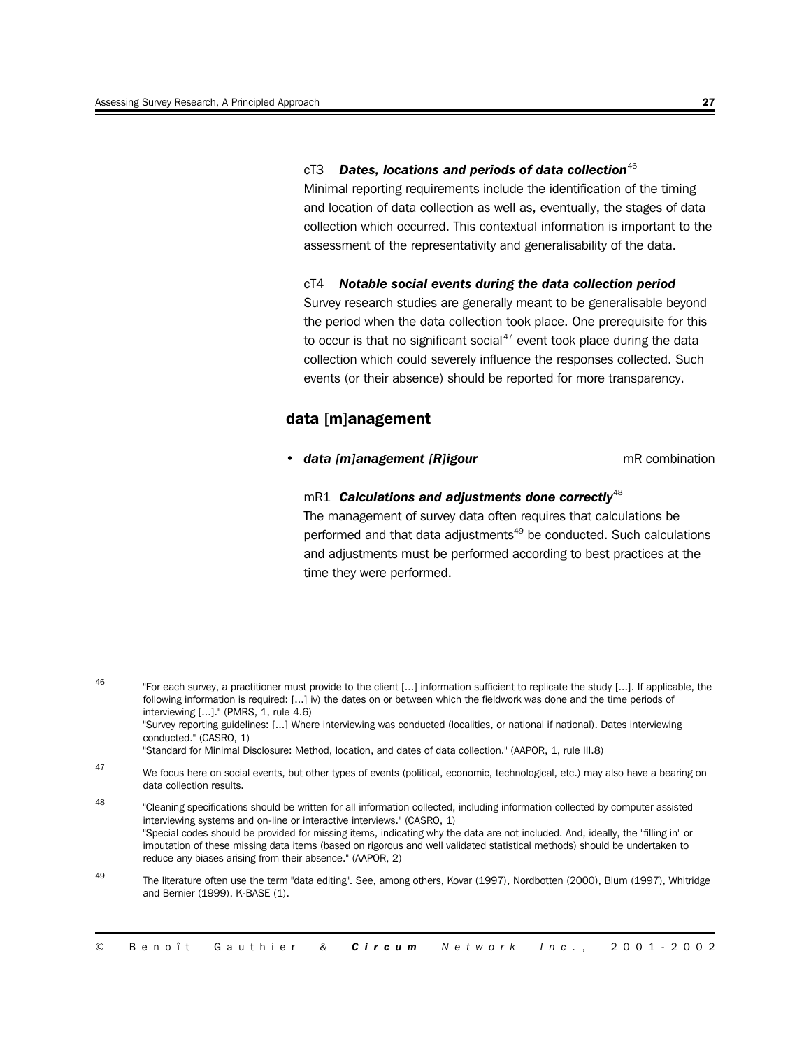cT3 ***Dates, locations and periods of data collection***[46]
Minimal reporting requirements include the identification of the timing and location of data collection as well as, eventually, the stages of data collection which occurred. This contextual information is important to the assessment of the representativity and generalisability of the data.

cT4 ***Notable social events during the data collection period***
Survey research studies are generally meant to be generalisable beyond the period when the data collection took place. One prerequisite for this to occur is that no significant social[47] event took place during the data collection which could severely influence the responses collected. Such events (or their absence) should be reported for more transparency.

## data [m]anagement

- ***data [m]anagement [R]igour*** mR combination

mR1 ***Calculations and adjustments done correctly***[48]
The management of survey data often requires that calculations be performed and that data adjustments[49] be conducted. Such calculations and adjustments must be performed according to best practices at the time they were performed.

---

[46] "For each survey, a practitioner must provide to the client [...] information sufficient to replicate the study [...]. If applicable, the following information is required: [...] iv) the dates on or between which the fieldwork was done and the time periods of interviewing [...]." (PMRS, 1, rule 4.6)
"Survey reporting guidelines: [...] Where interviewing was conducted (localities, or national if national). Dates interviewing conducted." (CASRO, 1)
"Standard for Minimal Disclosure: Method, location, and dates of data collection." (AAPOR, 1, rule III.8)

[47] We focus here on social events, but other types of events (political, economic, technological, etc.) may also have a bearing on data collection results.

[48] "Cleaning specifications should be written for all information collected, including information collected by computer assisted interviewing systems and on-line or interactive interviews." (CASRO, 1)
"Special codes should be provided for missing items, indicating why the data are not included. And, ideally, the "filling in" or imputation of these missing data items (based on rigorous and well validated statistical methods) should be undertaken to reduce any biases arising from their absence." (AAPOR, 2)

[49] The literature often use the term "data editing". See, among others, Kovar (1997), Nordbotten (2000), Blum (1997), Whitridge and Bernier (1999), K-BASE (1).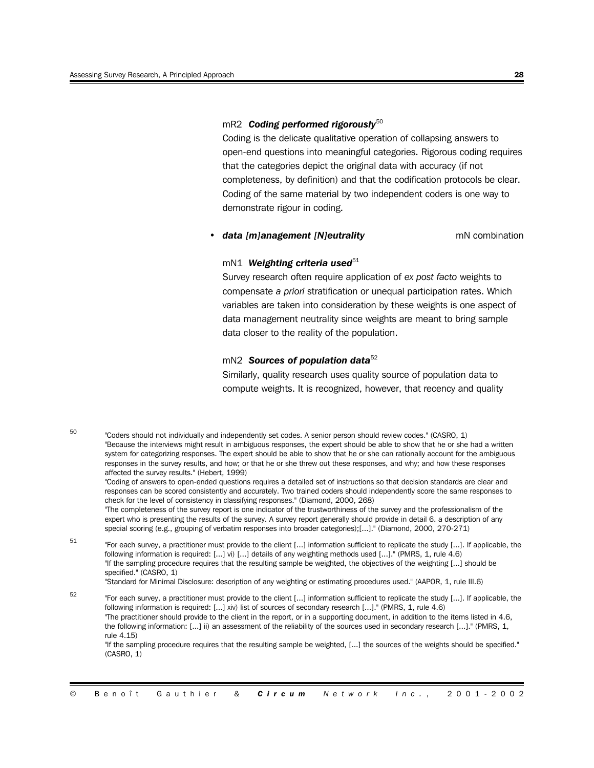mR2 ***Coding performed rigorously***[50]

Coding is the delicate qualitative operation of collapsing answers to open-end questions into meaningful categories. Rigorous coding requires that the categories depict the original data with accuracy (if not completeness, by definition) and that the codification protocols be clear. Coding of the same material by two independent coders is one way to demonstrate rigour in coding.

- ***data [m]anagement [N]eutrality*** mN combination

mN1 ***Weighting criteria used***[51]

Survey research often require application of *ex post facto* weights to compensate *a priori* stratification or unequal participation rates. Which variables are taken into consideration by these weights is one aspect of data management neutrality since weights are meant to bring sample data closer to the reality of the population.

mN2 ***Sources of population data***[52]

Similarly, quality research uses quality source of population data to compute weights. It is recognized, however, that recency and quality

---

[50] "Coders should not individually and independently set codes. A senior person should review codes." (CASRO, 1)
"Because the interviews might result in ambiguous responses, the expert should be able to show that he or she had a written system for categorizing responses. The expert should be able to show that he or she can rationally account for the ambiguous responses in the survey results, and how; or that he or she threw out these responses, and why; and how these responses affected the survey results." (Hebert, 1999)
"Coding of answers to open-ended questions requires a detailed set of instructions so that decision standards are clear and responses can be scored consistently and accurately. Two trained coders should independently score the same responses to check for the level of consistency in classifying responses." (Diamond, 2000, 268)
"The completeness of the survey report is one indicator of the trustworthiness of the survey and the professionalism of the expert who is presenting the results of the survey. A survey report generally should provide in detail 6. a description of any special scoring (e.g., grouping of verbatim responses into broader categories);[...]." (Diamond, 2000, 270-271)

[51] "For each survey, a practitioner must provide to the client [...] information sufficient to replicate the study [...]. If applicable, the following information is required: [...] vi) [...] details of any weighting methods used [...]." (PMRS, 1, rule 4.6)
"If the sampling procedure requires that the resulting sample be weighted, the objectives of the weighting [...] should be specified." (CASRO, 1)
"Standard for Minimal Disclosure: description of any weighting or estimating procedures used." (AAPOR, 1, rule III.6)

[52] "For each survey, a practitioner must provide to the client [...] information sufficient to replicate the study [...]. If applicable, the following information is required: [...] xiv) list of sources of secondary research [...]." (PMRS, 1, rule 4.6)
"The practitioner should provide to the client in the report, or in a supporting document, in addition to the items listed in 4.6, the following information: [...] ii) an assessment of the reliability of the sources used in secondary research [...]." (PMRS, 1, rule 4.15)
"If the sampling procedure requires that the resulting sample be weighted, [...] the sources of the weights should be specified." (CASRO, 1)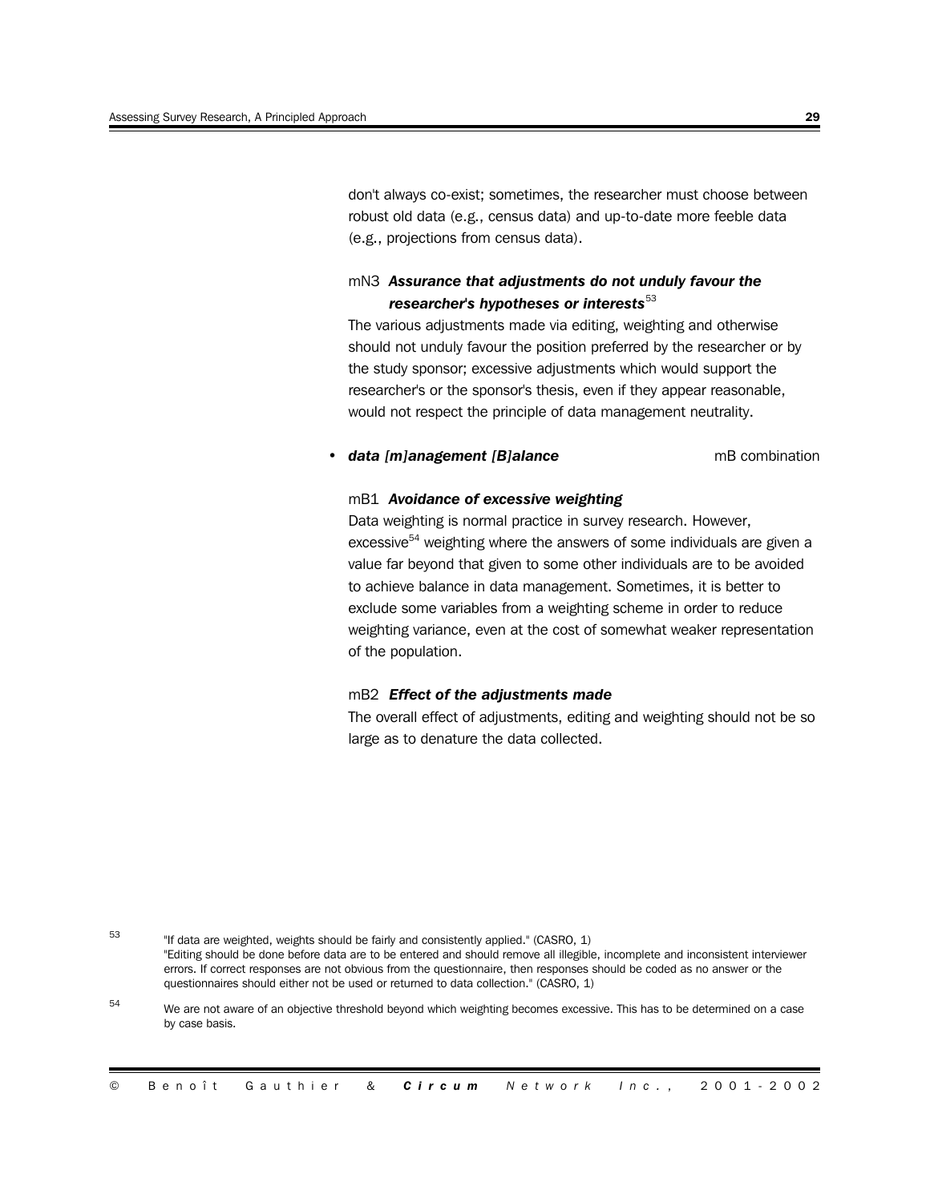don't always co-exist; sometimes, the researcher must choose between robust old data (e.g., census data) and up-to-date more feeble data (e.g., projections from census data).

mN3 ***Assurance that adjustments do not unduly favour the researcher's hypotheses or interests***[53]

The various adjustments made via editing, weighting and otherwise should not unduly favour the position preferred by the researcher or by the study sponsor; excessive adjustments which would support the researcher's or the sponsor's thesis, even if they appear reasonable, would not respect the principle of data management neutrality.

- ***data [m]anagement [B]alance*** mB combination

mB1 ***Avoidance of excessive weighting***

Data weighting is normal practice in survey research. However, excessive[54] weighting where the answers of some individuals are given a value far beyond that given to some other individuals are to be avoided to achieve balance in data management. Sometimes, it is better to exclude some variables from a weighting scheme in order to reduce weighting variance, even at the cost of somewhat weaker representation of the population.

mB2 ***Effect of the adjustments made***

The overall effect of adjustments, editing and weighting should not be so large as to denature the data collected.

---

[53] "If data are weighted, weights should be fairly and consistently applied." (CASRO, 1)
"Editing should be done before data are to be entered and should remove all illegible, incomplete and inconsistent interviewer errors. If correct responses are not obvious from the questionnaire, then responses should be coded as no answer or the questionnaires should either not be used or returned to data collection." (CASRO, 1)

[54] We are not aware of an objective threshold beyond which weighting becomes excessive. This has to be determined on a case by case basis.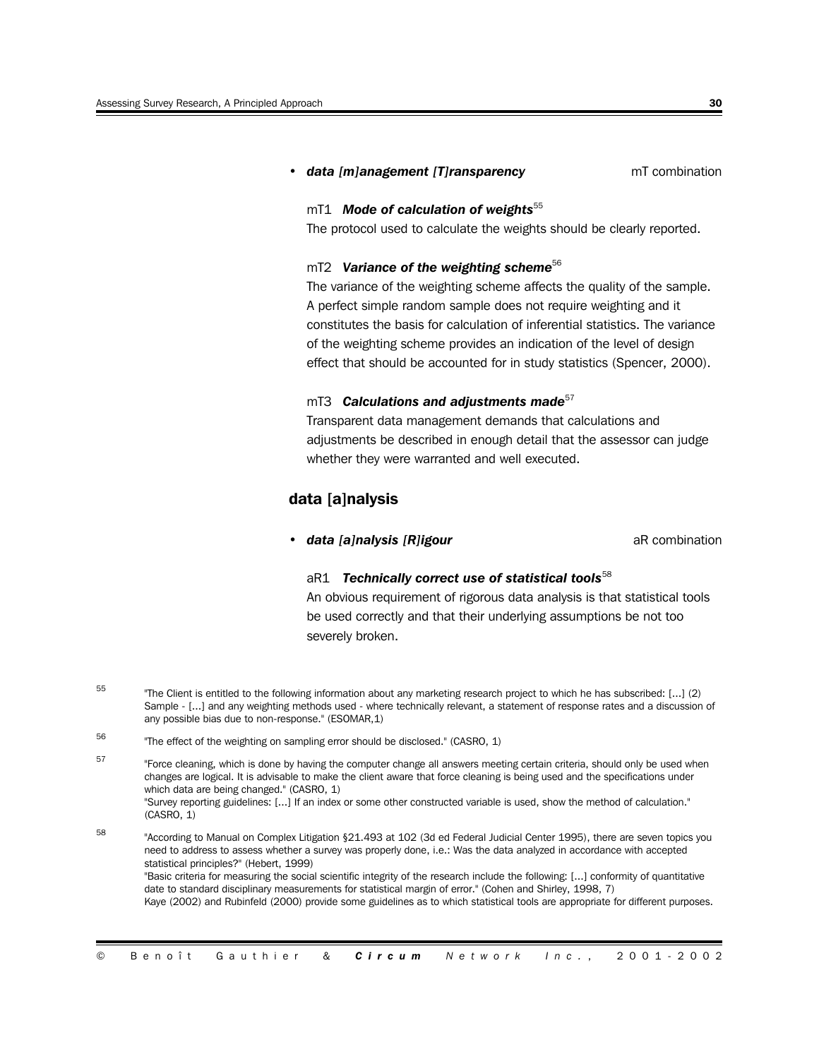- ***data [m]anagement [T]ransparency*** mT combination

mT1 ***Mode of calculation of weights***[55]

The protocol used to calculate the weights should be clearly reported.

mT2 ***Variance of the weighting scheme***[56]

The variance of the weighting scheme affects the quality of the sample. A perfect simple random sample does not require weighting and it constitutes the basis for calculation of inferential statistics. The variance of the weighting scheme provides an indication of the level of design effect that should be accounted for in study statistics (Spencer, 2000).

mT3 ***Calculations and adjustments made***[57]

Transparent data management demands that calculations and adjustments be described in enough detail that the assessor can judge whether they were warranted and well executed.

## data [a]nalysis

- ***data [a]nalysis [R]igour*** aR combination

aR1 ***Technically correct use of statistical tools***[58]

An obvious requirement of rigorous data analysis is that statistical tools be used correctly and that their underlying assumptions be not too severely broken.

---

[55] "The Client is entitled to the following information about any marketing research project to which he has subscribed: [...] (2) Sample - [...] and any weighting methods used - where technically relevant, a statement of response rates and a discussion of any possible bias due to non-response." (ESOMAR,1)

[56] "The effect of the weighting on sampling error should be disclosed." (CASRO, 1)

[57] "Force cleaning, which is done by having the computer change all answers meeting certain criteria, should only be used when changes are logical. It is advisable to make the client aware that force cleaning is being used and the specifications under which data are being changed." (CASRO, 1)
"Survey reporting guidelines: [...] If an index or some other constructed variable is used, show the method of calculation." (CASRO, 1)

[58] "According to Manual on Complex Litigation §21.493 at 102 (3d ed Federal Judicial Center 1995), there are seven topics you need to address to assess whether a survey was properly done, i.e.: Was the data analyzed in accordance with accepted statistical principles?" (Hebert, 1999)
"Basic criteria for measuring the social scientific integrity of the research include the following: [...] conformity of quantitative date to standard disciplinary measurements for statistical margin of error." (Cohen and Shirley, 1998, 7)
Kaye (2002) and Rubinfeld (2000) provide some guidelines as to which statistical tools are appropriate for different purposes.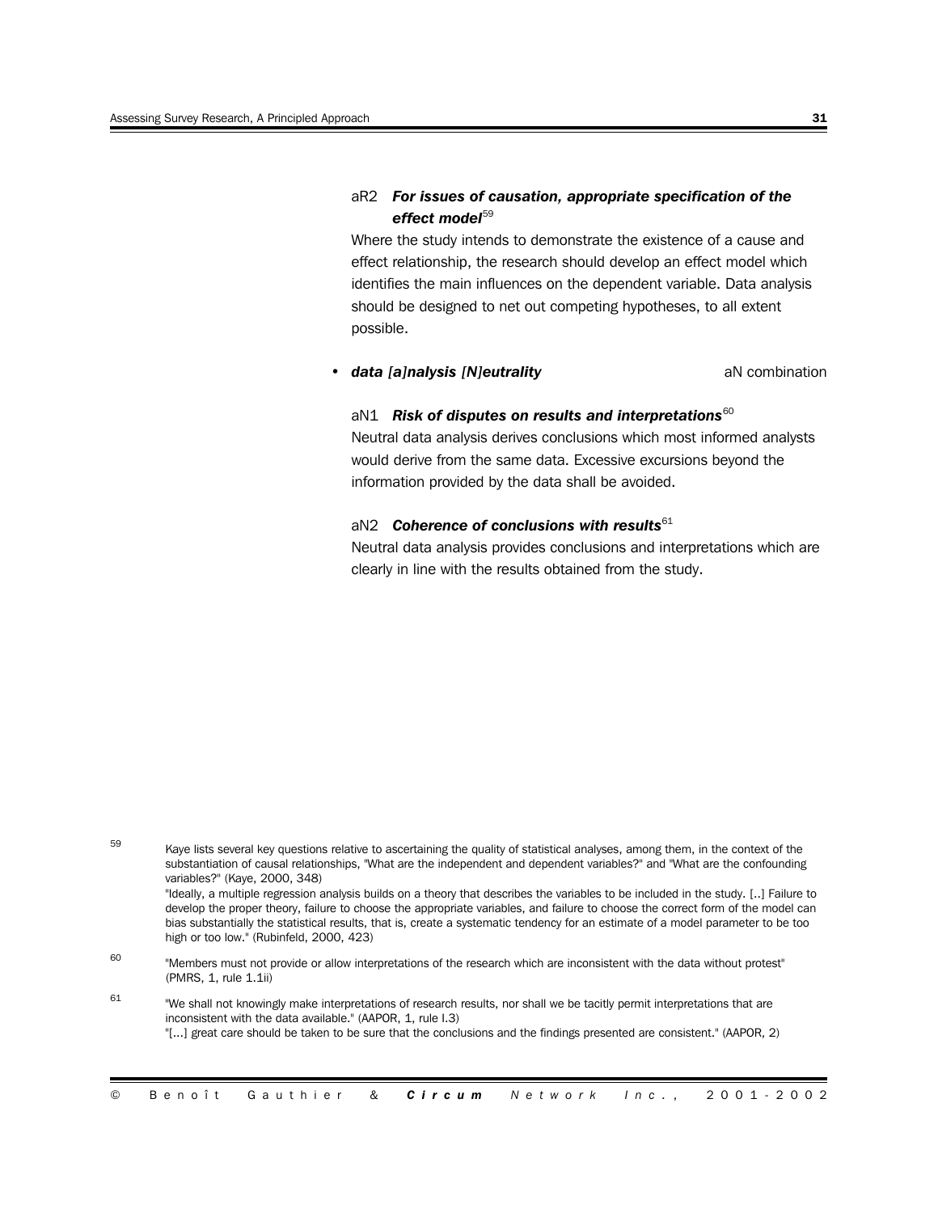aR2 ***For issues of causation, appropriate specification of the effect model***[59]

Where the study intends to demonstrate the existence of a cause and effect relationship, the research should develop an effect model which identifies the main influences on the dependent variable. Data analysis should be designed to net out competing hypotheses, to all extent possible.

- ***data [a]nalysis [N]eutrality*** aN combination

aN1 ***Risk of disputes on results and interpretations***[60]

Neutral data analysis derives conclusions which most informed analysts would derive from the same data. Excessive excursions beyond the information provided by the data shall be avoided.

aN2 ***Coherence of conclusions with results***[61]

Neutral data analysis provides conclusions and interpretations which are clearly in line with the results obtained from the study.

---

[59] Kaye lists several key questions relative to ascertaining the quality of statistical analyses, among them, in the context of the substantiation of causal relationships, "What are the independent and dependent variables?" and "What are the confounding variables?" (Kaye, 2000, 348)
"Ideally, a multiple regression analysis builds on a theory that describes the variables to be included in the study. [..] Failure to develop the proper theory, failure to choose the appropriate variables, and failure to choose the correct form of the model can bias substantially the statistical results, that is, create a systematic tendency for an estimate of a model parameter to be too high or too low." (Rubinfeld, 2000, 423)

[60] "Members must not provide or allow interpretations of the research which are inconsistent with the data without protest" (PMRS, 1, rule 1.1ii)

[61] "We shall not knowingly make interpretations of research results, nor shall we be tacitly permit interpretations that are inconsistent with the data available." (AAPOR, 1, rule I.3)
"[...] great care should be taken to be sure that the conclusions and the findings presented are consistent." (AAPOR, 2)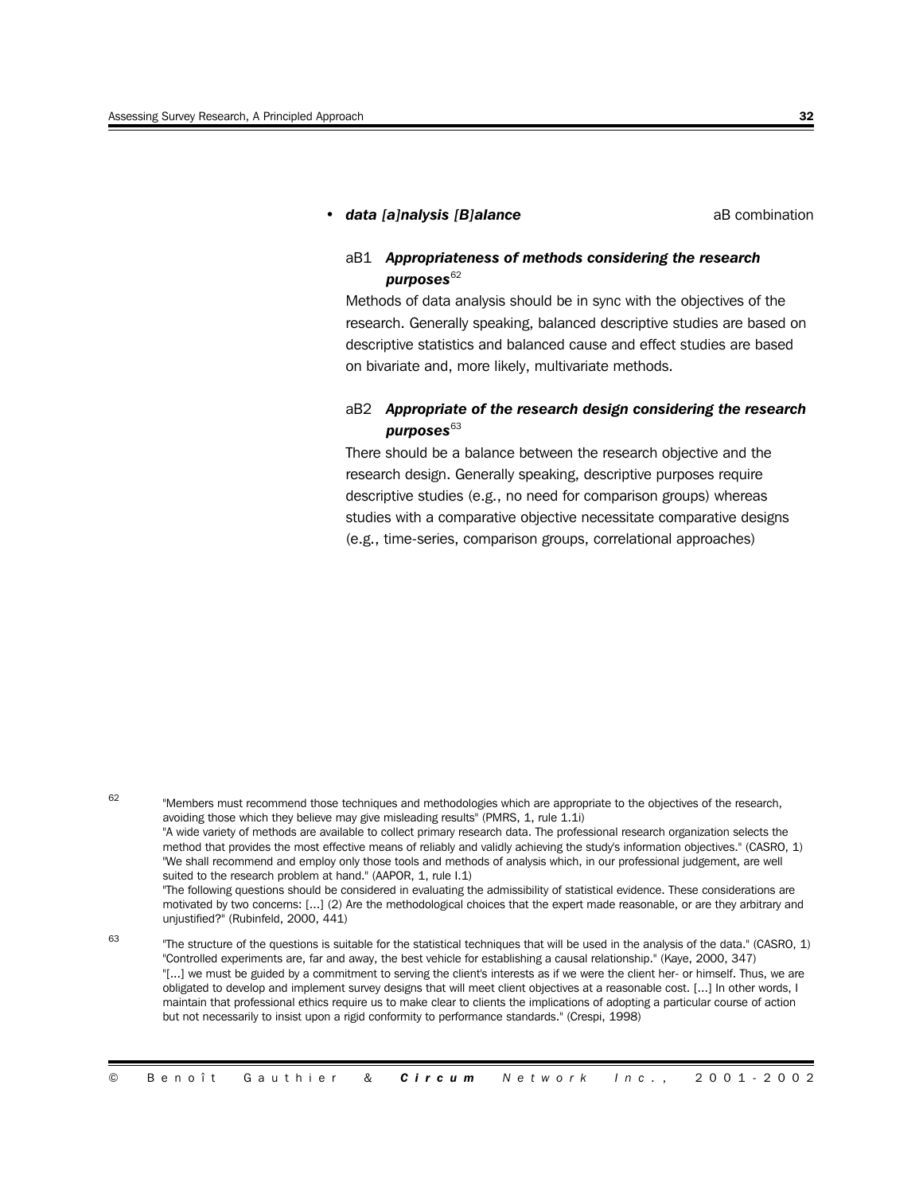- ***data [a]nalysis [B]alance*** aB combination

aB1 ***Appropriateness of methods considering the research purposes***[62]

Methods of data analysis should be in sync with the objectives of the research. Generally speaking, balanced descriptive studies are based on descriptive statistics and balanced cause and effect studies are based on bivariate and, more likely, multivariate methods.

aB2 ***Appropriate of the research design considering the research purposes***[63]

There should be a balance between the research objective and the research design. Generally speaking, descriptive purposes require descriptive studies (e.g., no need for comparison groups) whereas studies with a comparative objective necessitate comparative designs (e.g., time-series, comparison groups, correlational approaches)

---

[62] "Members must recommend those techniques and methodologies which are appropriate to the objectives of the research, avoiding those which they believe may give misleading results" (PMRS, 1, rule 1.1i)
"A wide variety of methods are available to collect primary research data. The professional research organization selects the method that provides the most effective means of reliably and validly achieving the study's information objectives." (CASRO, 1)
"We shall recommend and employ only those tools and methods of analysis which, in our professional judgement, are well suited to the research problem at hand." (AAPOR, 1, rule I.1)
"The following questions should be considered in evaluating the admissibility of statistical evidence. These considerations are motivated by two concerns: [...] (2) Are the methodological choices that the expert made reasonable, or are they arbitrary and unjustified?" (Rubinfeld, 2000, 441)

[63] "The structure of the questions is suitable for the statistical techniques that will be used in the analysis of the data." (CASRO, 1)
"Controlled experiments are, far and away, the best vehicle for establishing a causal relationship." (Kaye, 2000, 347)
"[...] we must be guided by a commitment to serving the client's interests as if we were the client her- or himself. Thus, we are obligated to develop and implement survey designs that will meet client objectives at a reasonable cost. [...] In other words, I maintain that professional ethics require us to make clear to clients the implications of adopting a particular course of action but not necessarily to insist upon a rigid conformity to performance standards." (Crespi, 1998)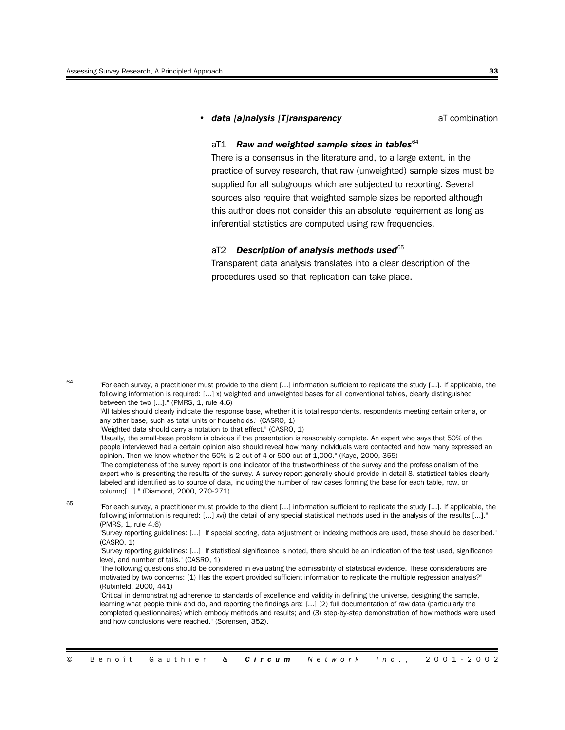- ***data [a]nalysis [T]ransparency*** aT combination

aT1 ***Raw and weighted sample sizes in tables***[64]

There is a consensus in the literature and, to a large extent, in the practice of survey research, that raw (unweighted) sample sizes must be supplied for all subgroups which are subjected to reporting. Several sources also require that weighted sample sizes be reported although this author does not consider this an absolute requirement as long as inferential statistics are computed using raw frequencies.

aT2 ***Description of analysis methods used***[65]

Transparent data analysis translates into a clear description of the procedures used so that replication can take place.

---

[64] "For each survey, a practitioner must provide to the client [...] information sufficient to replicate the study [...]. If applicable, the following information is required: [...] x) weighted and unweighted bases for all conventional tables, clearly distinguished between the two [...]." (PMRS, 1, rule 4.6)
"All tables should clearly indicate the response base, whether it is total respondents, respondents meeting certain criteria, or any other base, such as total units or households." (CASRO, 1)
"Weighted data should carry a notation to that effect." (CASRO, 1)
"Usually, the small-base problem is obvious if the presentation is reasonably complete. An expert who says that 50% of the people interviewed had a certain opinion also should reveal how many individuals were contacted and how many expressed an opinion. Then we know whether the 50% is 2 out of 4 or 500 out of 1,000." (Kaye, 2000, 355)
"The completeness of the survey report is one indicator of the trustworthiness of the survey and the professionalism of the expert who is presenting the results of the survey. A survey report generally should provide in detail 8. statistical tables clearly labeled and identified as to source of data, including the number of raw cases forming the base for each table, row, or column;[...]." (Diamond, 2000, 270-271)

[65] "For each survey, a practitioner must provide to the client [...] information sufficient to replicate the study [...]. If applicable, the following information is required: [...] xvi) the detail of any special statistical methods used in the analysis of the results [...]." (PMRS, 1, rule 4.6)
"Survey reporting guidelines: [...] If special scoring, data adjustment or indexing methods are used, these should be described." (CASRO, 1)
"Survey reporting guidelines: [...] If statistical significance is noted, there should be an indication of the test used, significance level, and number of tails." (CASRO, 1)
"The following questions should be considered in evaluating the admissibility of statistical evidence. These considerations are motivated by two concerns: (1) Has the expert provided sufficient information to replicate the multiple regression analysis?" (Rubinfeld, 2000, 441)
"Critical in demonstrating adherence to standards of excellence and validity in defining the universe, designing the sample, learning what people think and do, and reporting the findings are: [...] (2) full documentation of raw data (particularly the completed questionnaires) which embody methods and results; and (3) step-by-step demonstration of how methods were used and how conclusions were reached." (Sorensen, 352).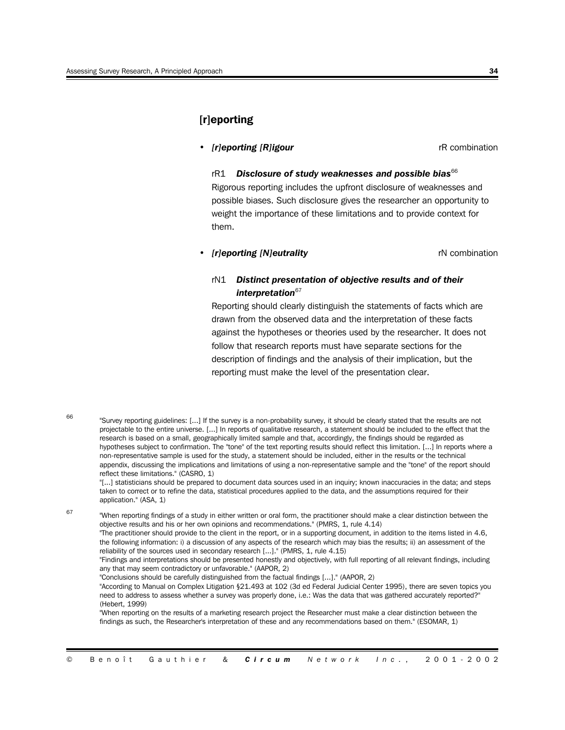## [r]eporting

- ***[r]eporting [R]igour*** rR combination

rR1 ***Disclosure of study weaknesses and possible bias***[66]

Rigorous reporting includes the upfront disclosure of weaknesses and possible biases. Such disclosure gives the researcher an opportunity to weight the importance of these limitations and to provide context for them.

- ***[r]eporting [N]eutrality*** rN combination

rN1 ***Distinct presentation of objective results and of their interpretation***[67]

Reporting should clearly distinguish the statements of facts which are drawn from the observed data and the interpretation of these facts against the hypotheses or theories used by the researcher. It does not follow that research reports must have separate sections for the description of findings and the analysis of their implication, but the reporting must make the level of the presentation clear.

---

[66] "Survey reporting guidelines: [...] If the survey is a non-probability survey, it should be clearly stated that the results are not projectable to the entire universe. [...] In reports of qualitative research, a statement should be included to the effect that the research is based on a small, geographically limited sample and that, accordingly, the findings should be regarded as hypotheses subject to confirmation. The "tone" of the text reporting results should reflect this limitation. [...] In reports where a non-representative sample is used for the study, a statement should be included, either in the results or the technical appendix, discussing the implications and limitations of using a non-representative sample and the "tone" of the report should reflect these limitations." (CASRO, 1)

"[...] statisticians should be prepared to document data sources used in an inquiry; known inaccuracies in the data; and steps taken to correct or to refine the data, statistical procedures applied to the data, and the assumptions required for their application." (ASA, 1)

[67] "When reporting findings of a study in either written or oral form, the practitioner should make a clear distinction between the objective results and his or her own opinions and recommendations." (PMRS, 1, rule 4.14)

"The practitioner should provide to the client in the report, or in a supporting document, in addition to the items listed in 4.6, the following information: i) a discussion of any aspects of the research which may bias the results; ii) an assessment of the reliability of the sources used in secondary research [...]." (PMRS, 1, rule 4.15)

"Findings and interpretations should be presented honestly and objectively, with full reporting of all relevant findings, including any that may seem contradictory or unfavorable." (AAPOR, 2)

"Conclusions should be carefully distinguished from the factual findings [...]." (AAPOR, 2)

"According to Manual on Complex Litigation §21.493 at 102 (3d ed Federal Judicial Center 1995), there are seven topics you need to address to assess whether a survey was properly done, i.e.: Was the data that was gathered accurately reported?" (Hebert, 1999)

"When reporting on the results of a marketing research project the Researcher must make a clear distinction between the findings as such, the Researcher's interpretation of these and any recommendations based on them." (ESOMAR, 1)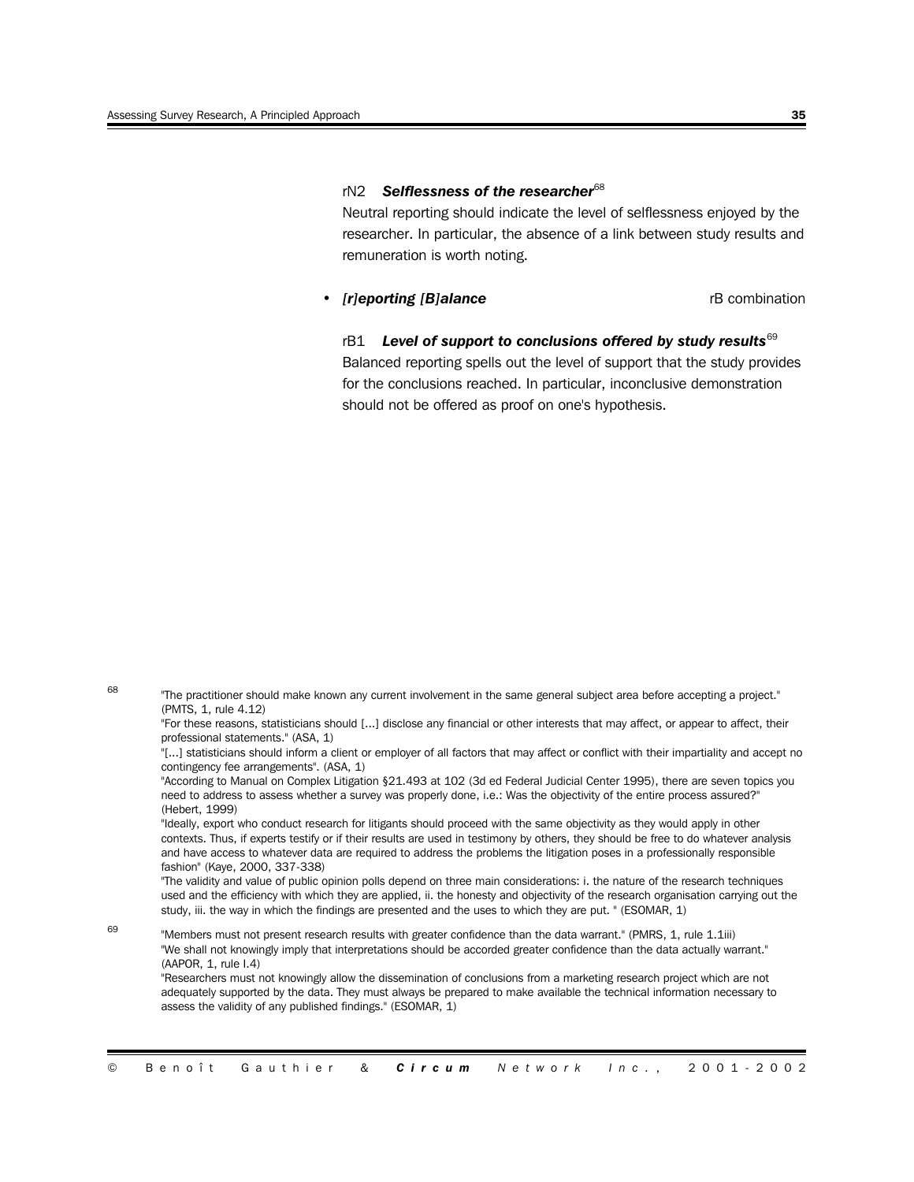rN2 ***Selflessness of the researcher***[68]

Neutral reporting should indicate the level of selflessness enjoyed by the researcher. In particular, the absence of a link between study results and remuneration is worth noting.

- ***[r]eporting [B]alance*** rB combination

rB1 ***Level of support to conclusions offered by study results***[69]

Balanced reporting spells out the level of support that the study provides for the conclusions reached. In particular, inconclusive demonstration should not be offered as proof on one's hypothesis.

---

[68] "The practitioner should make known any current involvement in the same general subject area before accepting a project." (PMTS, 1, rule 4.12)
"For these reasons, statisticians should [...] disclose any financial or other interests that may affect, or appear to affect, their professional statements." (ASA, 1)
"[...] statisticians should inform a client or employer of all factors that may affect or conflict with their impartiality and accept no contingency fee arrangements". (ASA, 1)
"According to Manual on Complex Litigation §21.493 at 102 (3d ed Federal Judicial Center 1995), there are seven topics you need to address to assess whether a survey was properly done, i.e.: Was the objectivity of the entire process assured?" (Hebert, 1999)
"Ideally, export who conduct research for litigants should proceed with the same objectivity as they would apply in other contexts. Thus, if experts testify or if their results are used in testimony by others, they should be free to do whatever analysis and have access to whatever data are required to address the problems the litigation poses in a professionally responsible fashion" (Kaye, 2000, 337-338)
"The validity and value of public opinion polls depend on three main considerations: i. the nature of the research techniques used and the efficiency with which they are applied, ii. the honesty and objectivity of the research organisation carrying out the study, iii. the way in which the findings are presented and the uses to which they are put. " (ESOMAR, 1)

[69] "Members must not present research results with greater confidence than the data warrant." (PMRS, 1, rule 1.1iii)
"We shall not knowingly imply that interpretations should be accorded greater confidence than the data actually warrant." (AAPOR, 1, rule I.4)
"Researchers must not knowingly allow the dissemination of conclusions from a marketing research project which are not adequately supported by the data. They must always be prepared to make available the technical information necessary to assess the validity of any published findings." (ESOMAR, 1)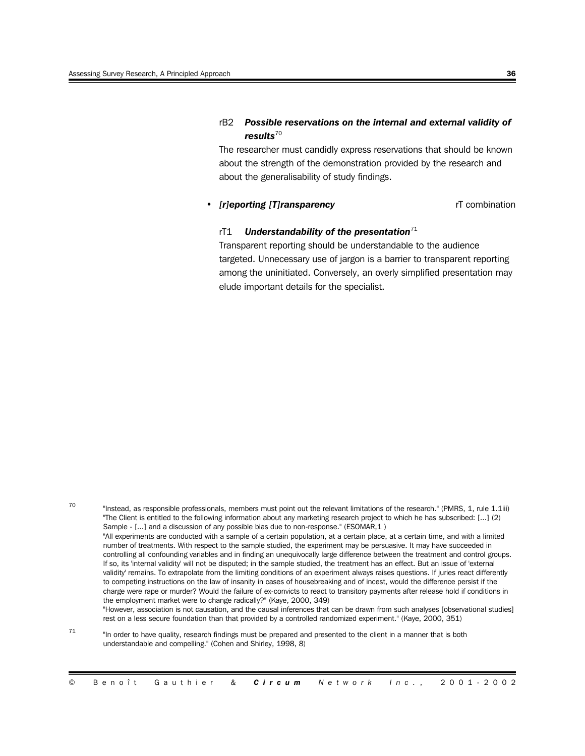rB2 ***Possible reservations on the internal and external validity of results***[70]

The researcher must candidly express reservations that should be known about the strength of the demonstration provided by the research and about the generalisability of study findings.

- ***[r]eporting [T]ransparency*** rT combination

rT1 ***Understandability of the presentation***[71]

Transparent reporting should be understandable to the audience targeted. Unnecessary use of jargon is a barrier to transparent reporting among the uninitiated. Conversely, an overly simplified presentation may elude important details for the specialist.

---

[70] "Instead, as responsible professionals, members must point out the relevant limitations of the research." (PMRS, 1, rule 1.1iii)
"The Client is entitled to the following information about any marketing research project to which he has subscribed: [...] (2) Sample - [...] and a discussion of any possible bias due to non-response." (ESOMAR,1 )
"All experiments are conducted with a sample of a certain population, at a certain place, at a certain time, and with a limited number of treatments. With respect to the sample studied, the experiment may be persuasive. It may have succeeded in controlling all confounding variables and in finding an unequivocally large difference between the treatment and control groups. If so, its 'internal validity' will not be disputed; in the sample studied, the treatment has an effect. But an issue of 'external validity' remains. To extrapolate from the limiting conditions of an experiment always raises questions. If juries react differently to competing instructions on the law of insanity in cases of housebreaking and of incest, would the difference persist if the charge were rape or murder? Would the failure of ex-convicts to react to transitory payments after release hold if conditions in the employment market were to change radically?" (Kaye, 2000, 349)
"However, association is not causation, and the causal inferences that can be drawn from such analyses [observational studies] rest on a less secure foundation than that provided by a controlled randomized experiment." (Kaye, 2000, 351)

[71] "In order to have quality, research findings must be prepared and presented to the client in a manner that is both understandable and compelling." (Cohen and Shirley, 1998, 8)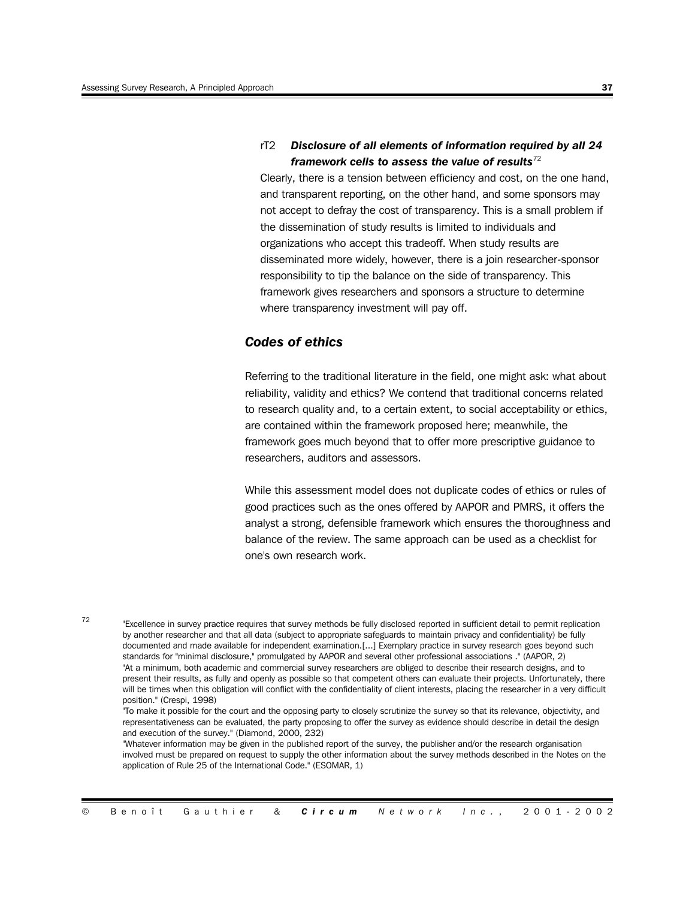**rT2 *Disclosure of all elements of information required by all 24 framework cells to assess the value of results***[72]

Clearly, there is a tension between efficiency and cost, on the one hand, and transparent reporting, on the other hand, and some sponsors may not accept to defray the cost of transparency. This is a small problem if the dissemination of study results is limited to individuals and organizations who accept this tradeoff. When study results are disseminated more widely, however, there is a join researcher-sponsor responsibility to tip the balance on the side of transparency. This framework gives researchers and sponsors a structure to determine where transparency investment will pay off.

## *Codes of ethics*

Referring to the traditional literature in the field, one might ask: what about reliability, validity and ethics? We contend that traditional concerns related to research quality and, to a certain extent, to social acceptability or ethics, are contained within the framework proposed here; meanwhile, the framework goes much beyond that to offer more prescriptive guidance to researchers, auditors and assessors.

While this assessment model does not duplicate codes of ethics or rules of good practices such as the ones offered by AAPOR and PMRS, it offers the analyst a strong, defensible framework which ensures the thoroughness and balance of the review. The same approach can be used as a checklist for one's own research work.

---

72 "Excellence in survey practice requires that survey methods be fully disclosed reported in sufficient detail to permit replication by another researcher and that all data (subject to appropriate safeguards to maintain privacy and confidentiality) be fully documented and made available for independent examination.[...] Exemplary practice in survey research goes beyond such standards for "minimal disclosure," promulgated by AAPOR and several other professional associations ." (AAPOR, 2)
"At a minimum, both academic and commercial survey researchers are obliged to describe their research designs, and to present their results, as fully and openly as possible so that competent others can evaluate their projects. Unfortunately, there will be times when this obligation will conflict with the confidentiality of client interests, placing the researcher in a very difficult position." (Crespi, 1998)
"To make it possible for the court and the opposing party to closely scrutinize the survey so that its relevance, objectivity, and representativeness can be evaluated, the party proposing to offer the survey as evidence should describe in detail the design and execution of the survey." (Diamond, 2000, 232)
"Whatever information may be given in the published report of the survey, the publisher and/or the research organisation involved must be prepared on request to supply the other information about the survey methods described in the Notes on the application of Rule 25 of the International Code." (ESOMAR, 1)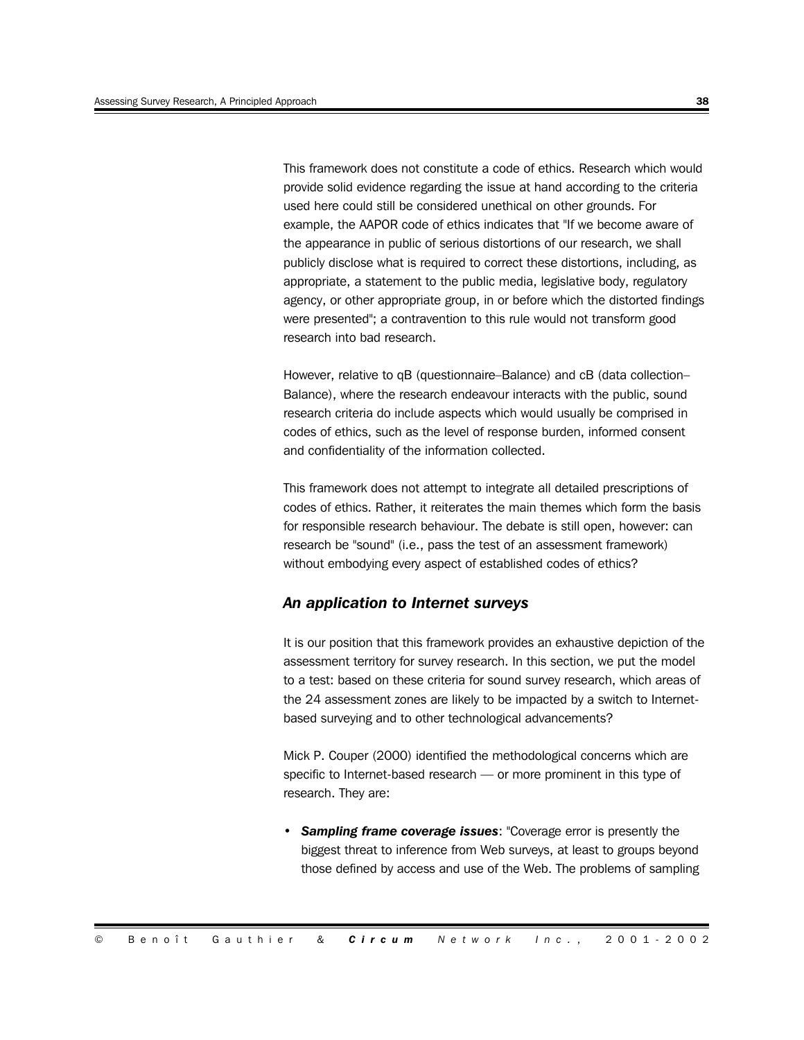This framework does not constitute a code of ethics. Research which would provide solid evidence regarding the issue at hand according to the criteria used here could still be considered unethical on other grounds. For example, the AAPOR code of ethics indicates that "If we become aware of the appearance in public of serious distortions of our research, we shall publicly disclose what is required to correct these distortions, including, as appropriate, a statement to the public media, legislative body, regulatory agency, or other appropriate group, in or before which the distorted findings were presented"; a contravention to this rule would not transform good research into bad research.

However, relative to qB (questionnaire–Balance) and cB (data collection–Balance), where the research endeavour interacts with the public, sound research criteria do include aspects which would usually be comprised in codes of ethics, such as the level of response burden, informed consent and confidentiality of the information collected.

This framework does not attempt to integrate all detailed prescriptions of codes of ethics. Rather, it reiterates the main themes which form the basis for responsible research behaviour. The debate is still open, however: can research be "sound" (i.e., pass the test of an assessment framework) without embodying every aspect of established codes of ethics?

### *An application to Internet surveys*

It is our position that this framework provides an exhaustive depiction of the assessment territory for survey research. In this section, we put the model to a test: based on these criteria for sound survey research, which areas of the 24 assessment zones are likely to be impacted by a switch to Internet-based surveying and to other technological advancements?

Mick P. Couper (2000) identified the methodological concerns which are specific to Internet-based research — or more prominent in this type of research. They are:

- ***Sampling frame coverage issues***: "Coverage error is presently the biggest threat to inference from Web surveys, at least to groups beyond those defined by access and use of the Web. The problems of sampling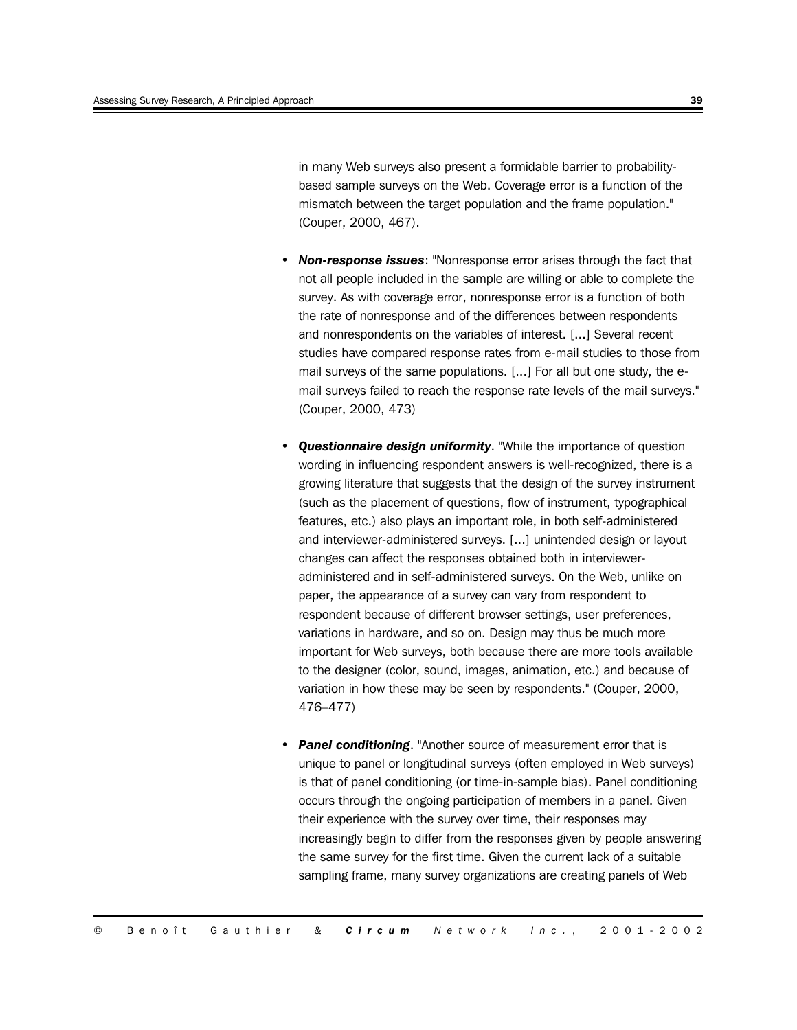in many Web surveys also present a formidable barrier to probability-based sample surveys on the Web. Coverage error is a function of the mismatch between the target population and the frame population." (Couper, 2000, 467).

- ***Non-response issues***: "Nonresponse error arises through the fact that not all people included in the sample are willing or able to complete the survey. As with coverage error, nonresponse error is a function of both the rate of nonresponse and of the differences between respondents and nonrespondents on the variables of interest. [...] Several recent studies have compared response rates from e-mail studies to those from mail surveys of the same populations. [...] For all but one study, the e-mail surveys failed to reach the response rate levels of the mail surveys." (Couper, 2000, 473)

- ***Questionnaire design uniformity***. "While the importance of question wording in influencing respondent answers is well-recognized, there is a growing literature that suggests that the design of the survey instrument (such as the placement of questions, flow of instrument, typographical features, etc.) also plays an important role, in both self-administered and interviewer-administered surveys. [...] unintended design or layout changes can affect the responses obtained both in interviewer-administered and in self-administered surveys. On the Web, unlike on paper, the appearance of a survey can vary from respondent to respondent because of different browser settings, user preferences, variations in hardware, and so on. Design may thus be much more important for Web surveys, both because there are more tools available to the designer (color, sound, images, animation, etc.) and because of variation in how these may be seen by respondents." (Couper, 2000, 476–477)

- ***Panel conditioning***. "Another source of measurement error that is unique to panel or longitudinal surveys (often employed in Web surveys) is that of panel conditioning (or time-in-sample bias). Panel conditioning occurs through the ongoing participation of members in a panel. Given their experience with the survey over time, their responses may increasingly begin to differ from the responses given by people answering the same survey for the first time. Given the current lack of a suitable sampling frame, many survey organizations are creating panels of Web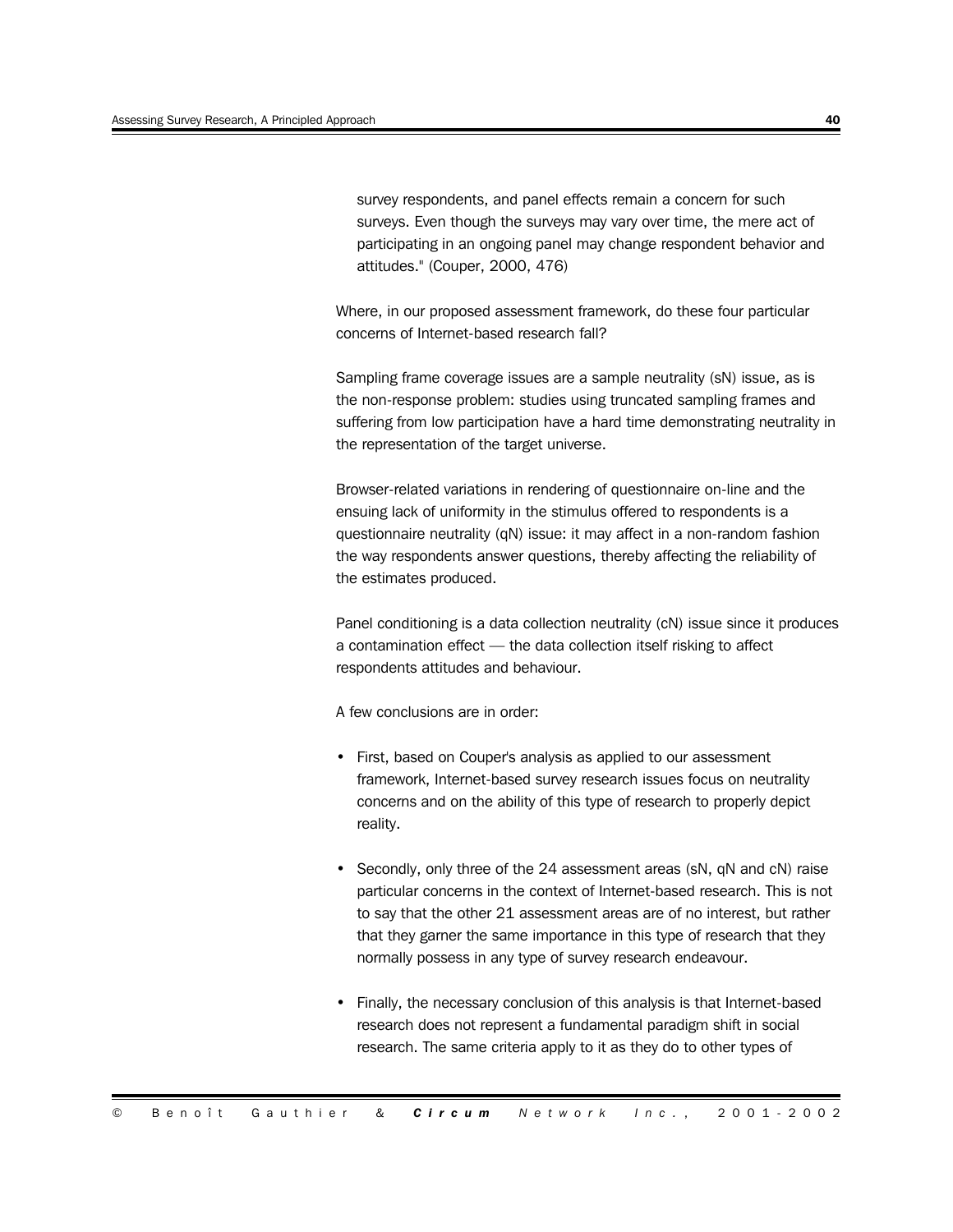survey respondents, and panel effects remain a concern for such surveys. Even though the surveys may vary over time, the mere act of participating in an ongoing panel may change respondent behavior and attitudes." (Couper, 2000, 476)

Where, in our proposed assessment framework, do these four particular concerns of Internet-based research fall?

Sampling frame coverage issues are a sample neutrality (sN) issue, as is the non-response problem: studies using truncated sampling frames and suffering from low participation have a hard time demonstrating neutrality in the representation of the target universe.

Browser-related variations in rendering of questionnaire on-line and the ensuing lack of uniformity in the stimulus offered to respondents is a questionnaire neutrality (qN) issue: it may affect in a non-random fashion the way respondents answer questions, thereby affecting the reliability of the estimates produced.

Panel conditioning is a data collection neutrality (cN) issue since it produces a contamination effect — the data collection itself risking to affect respondents attitudes and behaviour.

A few conclusions are in order:

- First, based on Couper's analysis as applied to our assessment framework, Internet-based survey research issues focus on neutrality concerns and on the ability of this type of research to properly depict reality.
- Secondly, only three of the 24 assessment areas (sN, qN and cN) raise particular concerns in the context of Internet-based research. This is not to say that the other 21 assessment areas are of no interest, but rather that they garner the same importance in this type of research that they normally possess in any type of survey research endeavour.
- Finally, the necessary conclusion of this analysis is that Internet-based research does not represent a fundamental paradigm shift in social research. The same criteria apply to it as they do to other types of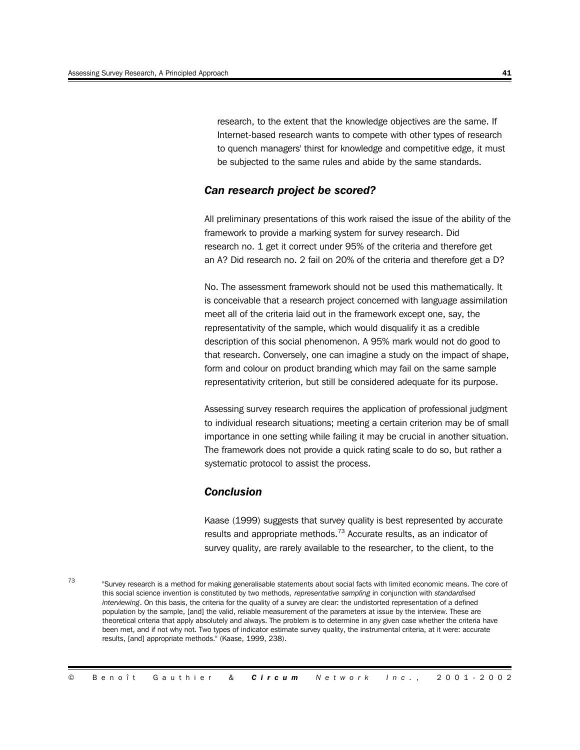research, to the extent that the knowledge objectives are the same. If Internet-based research wants to compete with other types of research to quench managers' thirst for knowledge and competitive edge, it must be subjected to the same rules and abide by the same standards.

### *Can research project be scored?*

All preliminary presentations of this work raised the issue of the ability of the framework to provide a marking system for survey research. Did research no. 1 get it correct under 95% of the criteria and therefore get an A? Did research no. 2 fail on 20% of the criteria and therefore get a D?

No. The assessment framework should not be used this mathematically. It is conceivable that a research project concerned with language assimilation meet all of the criteria laid out in the framework except one, say, the representativity of the sample, which would disqualify it as a credible description of this social phenomenon. A 95% mark would not do good to that research. Conversely, one can imagine a study on the impact of shape, form and colour on product branding which may fail on the same sample representativity criterion, but still be considered adequate for its purpose.

Assessing survey research requires the application of professional judgment to individual research situations; meeting a certain criterion may be of small importance in one setting while failing it may be crucial in another situation. The framework does not provide a quick rating scale to do so, but rather a systematic protocol to assist the process.

### *Conclusion*

Kaase (1999) suggests that survey quality is best represented by accurate results and appropriate methods.[73] Accurate results, as an indicator of survey quality, are rarely available to the researcher, to the client, to the

[73] "Survey research is a method for making generalisable statements about social facts with limited economic means. The core of this social science invention is constituted by two methods, *representative sampling* in conjunction with *standardised interviewing*. On this basis, the criteria for the quality of a survey are clear: the undistorted representation of a defined population by the sample, [and] the valid, reliable measurement of the parameters at issue by the interview. These are theoretical criteria that apply absolutely and always. The problem is to determine in any given case whether the criteria have been met, and if not why not. Two types of indicator estimate survey quality, the instrumental criteria, at it were: accurate results, [and] appropriate methods." (Kaase, 1999, 238).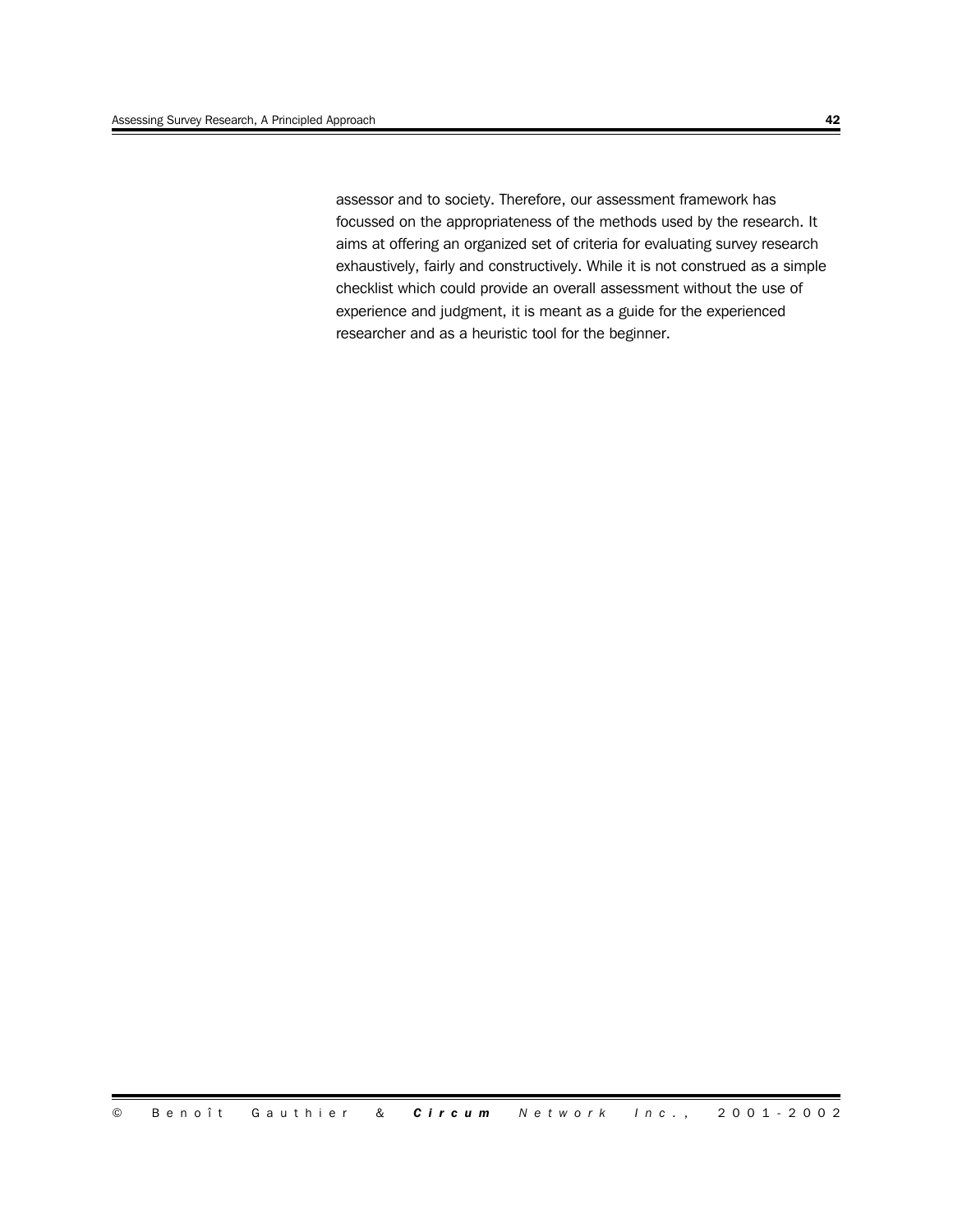assessor and to society. Therefore, our assessment framework has focussed on the appropriateness of the methods used by the research. It aims at offering an organized set of criteria for evaluating survey research exhaustively, fairly and constructively. While it is not construed as a simple checklist which could provide an overall assessment without the use of experience and judgment, it is meant as a guide for the experienced researcher and as a heuristic tool for the beginner.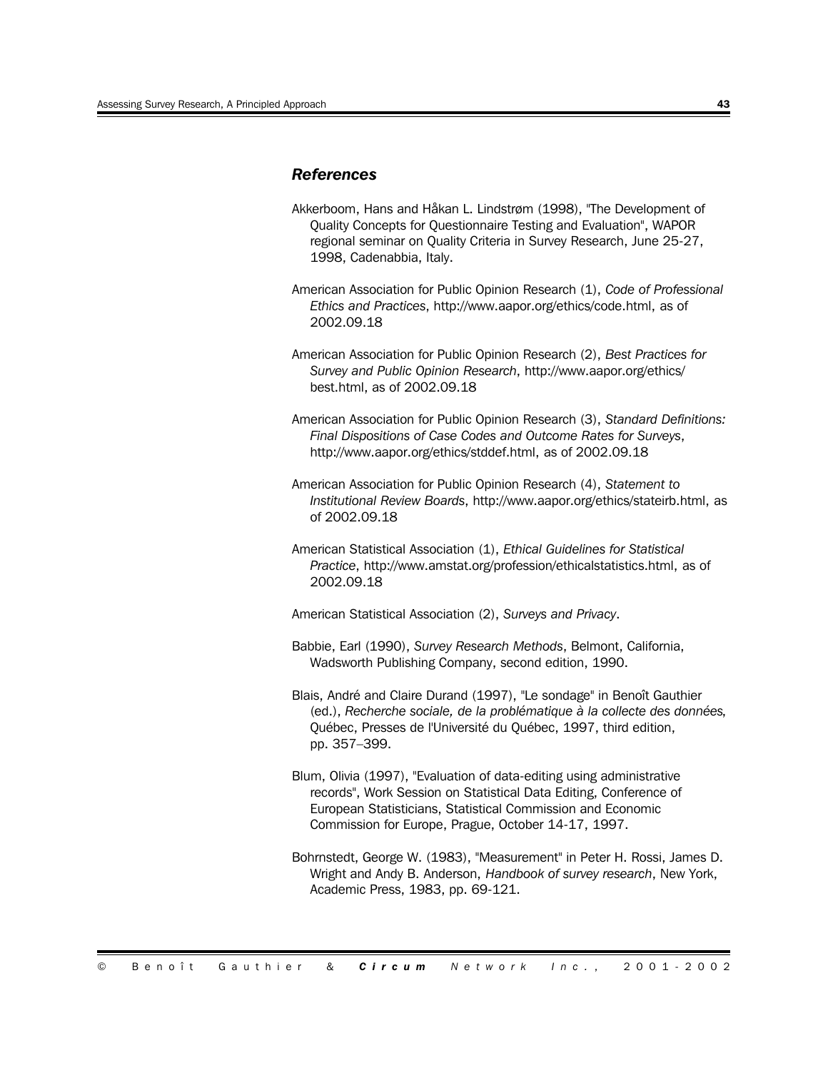### *References*

Akkerboom, Hans and Håkan L. Lindstrøm (1998), "The Development of Quality Concepts for Questionnaire Testing and Evaluation", WAPOR regional seminar on Quality Criteria in Survey Research, June 25-27, 1998, Cadenabbia, Italy.

American Association for Public Opinion Research (1), *Code of Professional Ethics and Practices*, http://www.aapor.org/ethics/code.html, as of 2002.09.18

American Association for Public Opinion Research (2), *Best Practices for Survey and Public Opinion Research*, http://www.aapor.org/ethics/best.html, as of 2002.09.18

American Association for Public Opinion Research (3), *Standard Definitions: Final Dispositions of Case Codes and Outcome Rates for Surveys*, http://www.aapor.org/ethics/stddef.html, as of 2002.09.18

American Association for Public Opinion Research (4), *Statement to Institutional Review Boards*, http://www.aapor.org/ethics/stateirb.html, as of 2002.09.18

American Statistical Association (1), *Ethical Guidelines for Statistical Practice*, http://www.amstat.org/profession/ethicalstatistics.html, as of 2002.09.18

American Statistical Association (2), *Surveys and Privacy*.

Babbie, Earl (1990), *Survey Research Methods*, Belmont, California, Wadsworth Publishing Company, second edition, 1990.

Blais, André and Claire Durand (1997), "Le sondage" in Benoît Gauthier (ed.), *Recherche sociale, de la problématique à la collecte des données*, Québec, Presses de l'Université du Québec, 1997, third edition, pp. 357–399.

Blum, Olivia (1997), "Evaluation of data-editing using administrative records", Work Session on Statistical Data Editing, Conference of European Statisticians, Statistical Commission and Economic Commission for Europe, Prague, October 14-17, 1997.

Bohrnstedt, George W. (1983), "Measurement" in Peter H. Rossi, James D. Wright and Andy B. Anderson, *Handbook of survey research*, New York, Academic Press, 1983, pp. 69-121.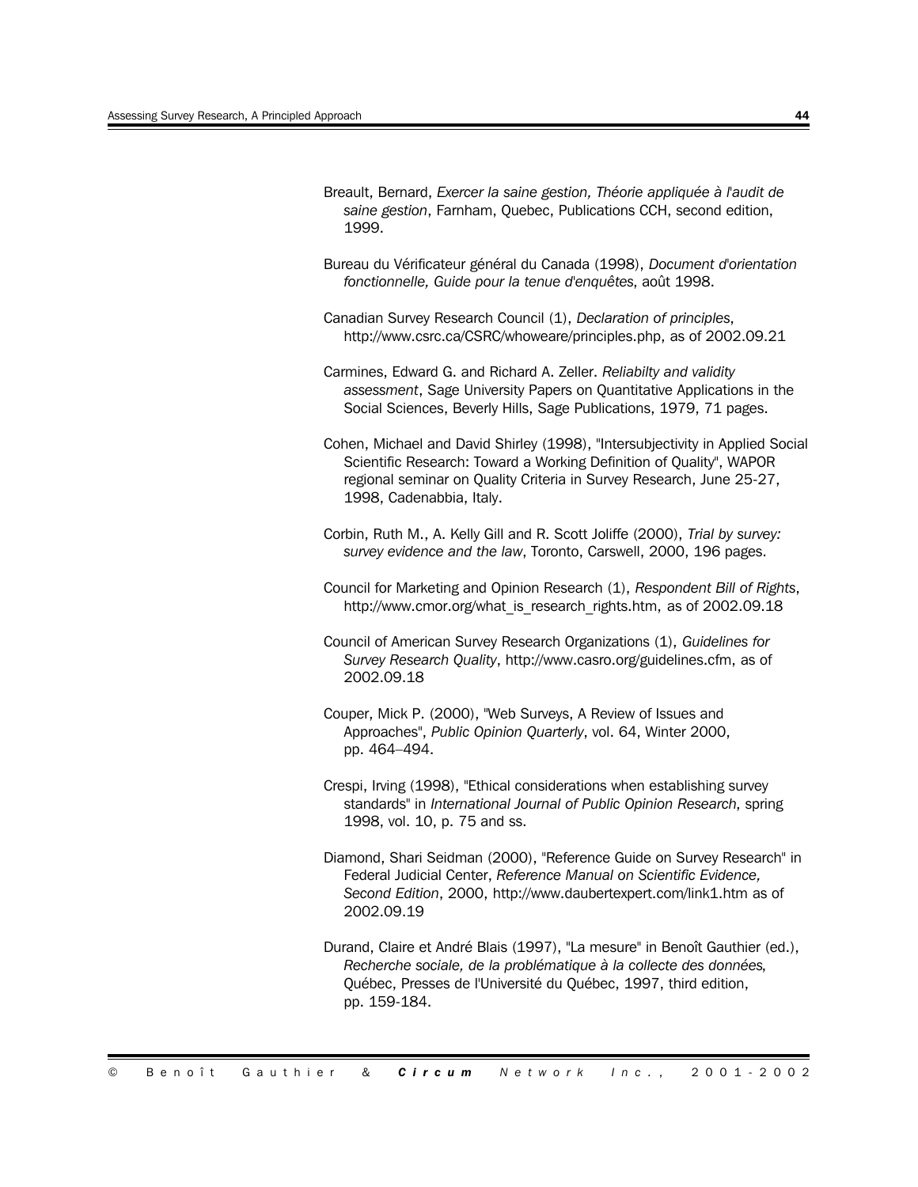Breault, Bernard, *Exercer la saine gestion, Théorie appliquée à l'audit de saine gestion*, Farnham, Quebec, Publications CCH, second edition, 1999.

Bureau du Vérificateur général du Canada (1998), *Document d'orientation fonctionnelle, Guide pour la tenue d'enquêtes*, août 1998.

Canadian Survey Research Council (1), *Declaration of principles*, http://www.csrc.ca/CSRC/whoweare/principles.php, as of 2002.09.21

Carmines, Edward G. and Richard A. Zeller. *Reliabilty and validity assessment*, Sage University Papers on Quantitative Applications in the Social Sciences, Beverly Hills, Sage Publications, 1979, 71 pages.

Cohen, Michael and David Shirley (1998), "Intersubjectivity in Applied Social Scientific Research: Toward a Working Definition of Quality", WAPOR regional seminar on Quality Criteria in Survey Research, June 25-27, 1998, Cadenabbia, Italy.

Corbin, Ruth M., A. Kelly Gill and R. Scott Joliffe (2000), *Trial by survey: survey evidence and the law*, Toronto, Carswell, 2000, 196 pages.

Council for Marketing and Opinion Research (1), *Respondent Bill of Rights*, http://www.cmor.org/what_is_research_rights.htm, as of 2002.09.18

Council of American Survey Research Organizations (1), *Guidelines for Survey Research Quality*, http://www.casro.org/guidelines.cfm, as of 2002.09.18

Couper, Mick P. (2000), "Web Surveys, A Review of Issues and Approaches", *Public Opinion Quarterly*, vol. 64, Winter 2000, pp. 464–494.

Crespi, Irving (1998), "Ethical considerations when establishing survey standards" in *International Journal of Public Opinion Research*, spring 1998, vol. 10, p. 75 and ss.

Diamond, Shari Seidman (2000), "Reference Guide on Survey Research" in Federal Judicial Center, *Reference Manual on Scientific Evidence, Second Edition*, 2000, http://www.daubertexpert.com/link1.htm as of 2002.09.19

Durand, Claire et André Blais (1997), "La mesure" in Benoît Gauthier (ed.), *Recherche sociale, de la problématique à la collecte des données,* Québec, Presses de l'Université du Québec, 1997, third edition, pp. 159-184.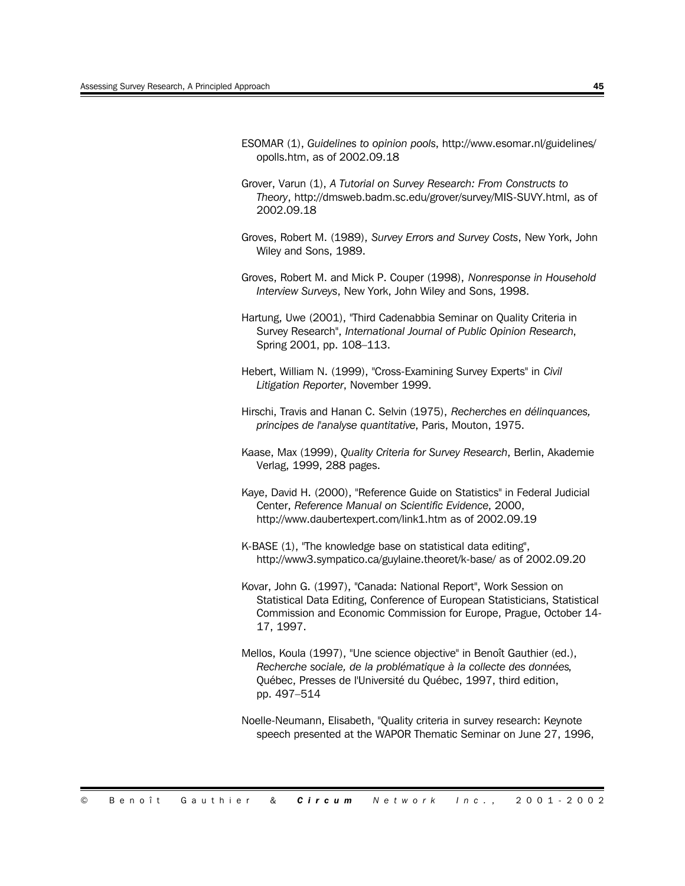ESOMAR (1), *Guidelines to opinion pools*, http://www.esomar.nl/guidelines/opolls.htm, as of 2002.09.18

Grover, Varun (1), *A Tutorial on Survey Research: From Constructs to Theory*, http://dmsweb.badm.sc.edu/grover/survey/MIS-SUVY.html, as of 2002.09.18

Groves, Robert M. (1989), *Survey Errors and Survey Costs*, New York, John Wiley and Sons, 1989.

Groves, Robert M. and Mick P. Couper (1998), *Nonresponse in Household Interview Surveys*, New York, John Wiley and Sons, 1998.

Hartung, Uwe (2001), "Third Cadenabbia Seminar on Quality Criteria in Survey Research", *International Journal of Public Opinion Research*, Spring 2001, pp. 108–113.

Hebert, William N. (1999), "Cross-Examining Survey Experts" in *Civil Litigation Reporter*, November 1999.

Hirschi, Travis and Hanan C. Selvin (1975), *Recherches en délinquances, principes de l'analyse quantitative*, Paris, Mouton, 1975.

Kaase, Max (1999), *Quality Criteria for Survey Research*, Berlin, Akademie Verlag, 1999, 288 pages.

Kaye, David H. (2000), "Reference Guide on Statistics" in Federal Judicial Center, *Reference Manual on Scientific Evidence*, 2000, http://www.daubertexpert.com/link1.htm as of 2002.09.19

K-BASE (1), "The knowledge base on statistical data editing", http://www3.sympatico.ca/guylaine.theoret/k-base/ as of 2002.09.20

Kovar, John G. (1997), "Canada: National Report", Work Session on Statistical Data Editing, Conference of European Statisticians, Statistical Commission and Economic Commission for Europe, Prague, October 14-17, 1997.

Mellos, Koula (1997), "Une science objective" in Benoît Gauthier (ed.), *Recherche sociale, de la problématique à la collecte des données*, Québec, Presses de l'Université du Québec, 1997, third edition, pp. 497–514

Noelle-Neumann, Elisabeth, "Quality criteria in survey research: Keynote speech presented at the WAPOR Thematic Seminar on June 27, 1996,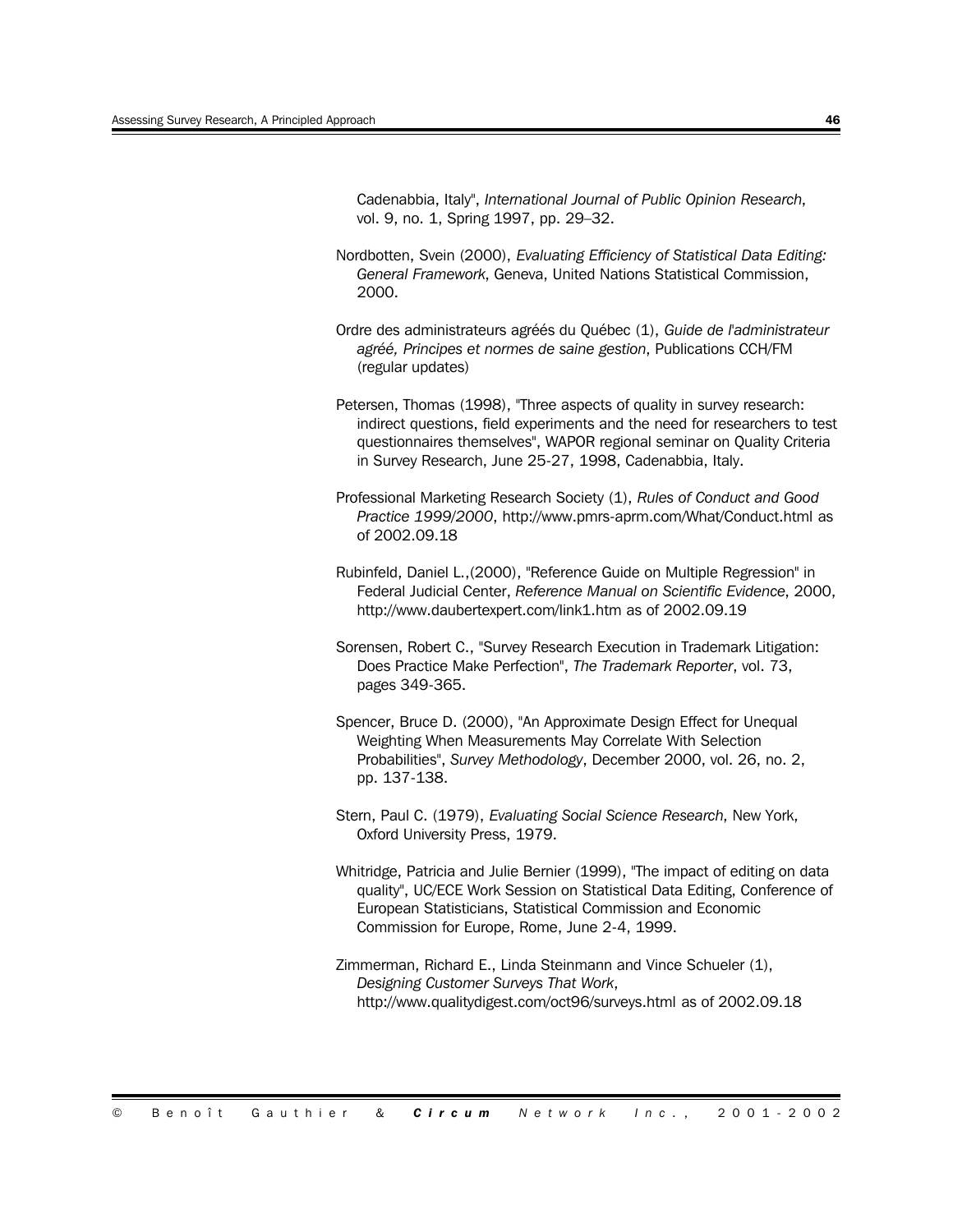Cadenabbia, Italy", *International Journal of Public Opinion Research*, vol. 9, no. 1, Spring 1997, pp. 29–32.

Nordbotten, Svein (2000), *Evaluating Efficiency of Statistical Data Editing: General Framework*, Geneva, United Nations Statistical Commission, 2000.

Ordre des administrateurs agréés du Québec (1), *Guide de l'administrateur agréé, Principes et normes de saine gestion*, Publications CCH/FM (regular updates)

Petersen, Thomas (1998), "Three aspects of quality in survey research: indirect questions, field experiments and the need for researchers to test questionnaires themselves", WAPOR regional seminar on Quality Criteria in Survey Research, June 25-27, 1998, Cadenabbia, Italy.

Professional Marketing Research Society (1), *Rules of Conduct and Good Practice 1999/2000*, http://www.pmrs-aprm.com/What/Conduct.html as of 2002.09.18

Rubinfeld, Daniel L.,(2000), "Reference Guide on Multiple Regression" in Federal Judicial Center, *Reference Manual on Scientific Evidence*, 2000, http://www.daubertexpert.com/link1.htm as of 2002.09.19

Sorensen, Robert C., "Survey Research Execution in Trademark Litigation: Does Practice Make Perfection", *The Trademark Reporter*, vol. 73, pages 349-365.

Spencer, Bruce D. (2000), "An Approximate Design Effect for Unequal Weighting When Measurements May Correlate With Selection Probabilities", *Survey Methodology*, December 2000, vol. 26, no. 2, pp. 137-138.

Stern, Paul C. (1979), *Evaluating Social Science Research*, New York, Oxford University Press, 1979.

Whitridge, Patricia and Julie Bernier (1999), "The impact of editing on data quality", UC/ECE Work Session on Statistical Data Editing, Conference of European Statisticians, Statistical Commission and Economic Commission for Europe, Rome, June 2-4, 1999.

Zimmerman, Richard E., Linda Steinmann and Vince Schueler (1), *Designing Customer Surveys That Work*, http://www.qualitydigest.com/oct96/surveys.html as of 2002.09.18